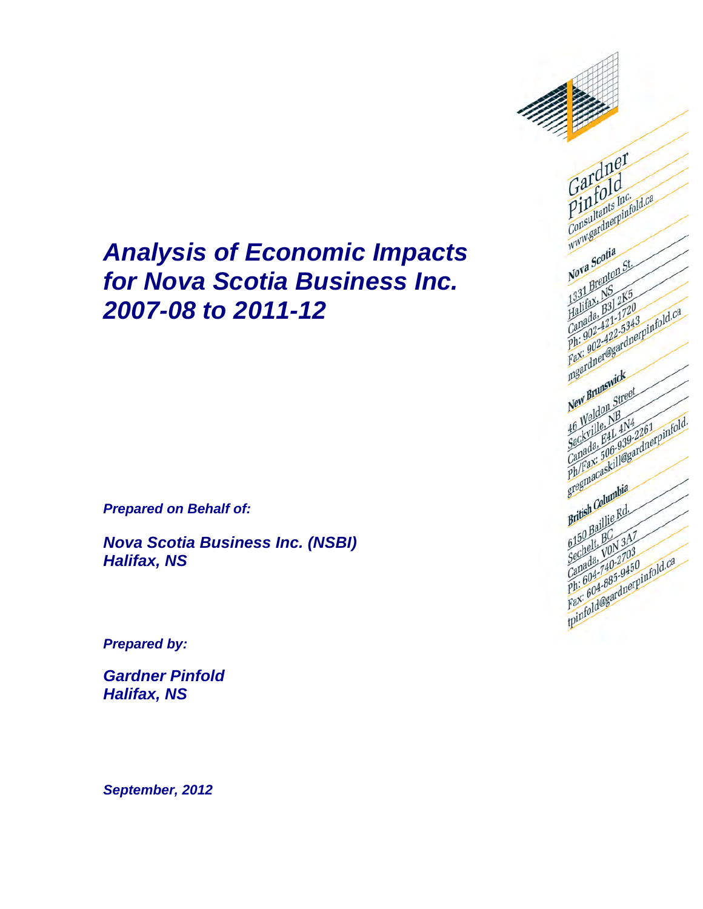# *Analysis of Economic Impacts for Nova Scotia Business Inc. 2007-08 to 2011-12*

***Prepared on Behalf of:***

***Nova Scotia Business Inc. (NSBI)***
***Halifax, NS***

***Prepared by:***

***Gardner Pinfold***
***Halifax, NS***

***September, 2012***

Gardner Pinfold
Consultants Inc.
www.gardnerpinfold.ca

**Nova Scotia**
1331 Brenton St.
Halifax, NS
Canada, B3J 2K5
Ph: 902-421-1720
Fax: 902-422-5343
mgardner@gardnerpinfold.ca

**New Brunswick**
46 Weldon Street
Sackville, NB
Canada, E4L 4N4
Ph/Fax: 506-939-2261
gregmacaskill@gardnerpinfold.

**British Columbia**
6150 Baillie Rd.
Sechelt, BC
Canada, V0N 3A7
Ph: 604-740-2703
Fax: 604-885-9450
tpinfold@gardnerpinfold.ca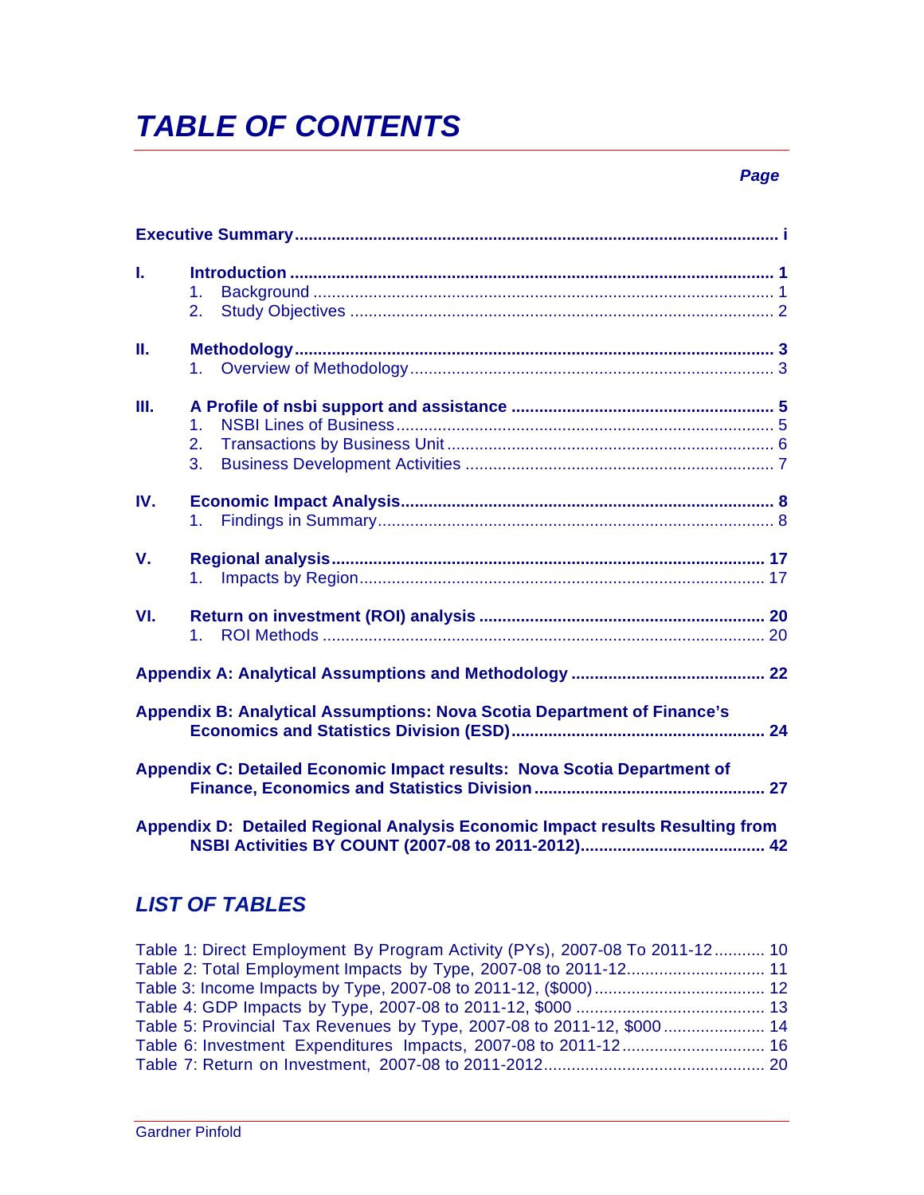# TABLE OF CONTENTS

**Page**

**Executive Summary** .......... i

**I. Introduction** .......... 1
1. Background .......... 1
2. Study Objectives .......... 2

**II. Methodology** .......... 3
1. Overview of Methodology .......... 3

**III. A Profile of nsbi support and assistance** .......... 5
1. NSBI Lines of Business .......... 5
2. Transactions by Business Unit .......... 6
3. Business Development Activities .......... 7

**IV. Economic Impact Analysis** .......... 8
1. Findings in Summary .......... 8

**V. Regional analysis** .......... 17
1. Impacts by Region .......... 17

**VI. Return on investment (ROI) analysis** .......... 20
1. ROI Methods .......... 20

**Appendix A: Analytical Assumptions and Methodology** .......... 22

**Appendix B: Analytical Assumptions: Nova Scotia Department of Finance's Economics and Statistics Division (ESD)** .......... 24

**Appendix C: Detailed Economic Impact results: Nova Scotia Department of Finance, Economics and Statistics Division** .......... 27

**Appendix D: Detailed Regional Analysis Economic Impact results Resulting from NSBI Activities BY COUNT (2007-08 to 2011-2012)** .......... 42

## LIST OF TABLES

Table 1: Direct Employment By Program Activity (PYs), 2007-08 To 2011-12 .......... 10
Table 2: Total Employment Impacts by Type, 2007-08 to 2011-12 .......... 11
Table 3: Income Impacts by Type, 2007-08 to 2011-12, ($000) .......... 12
Table 4: GDP Impacts by Type, 2007-08 to 2011-12, $000 .......... 13
Table 5: Provincial Tax Revenues by Type, 2007-08 to 2011-12, $000 .......... 14
Table 6: Investment Expenditures Impacts, 2007-08 to 2011-12 .......... 16
Table 7: Return on Investment, 2007-08 to 2011-2012 .......... 20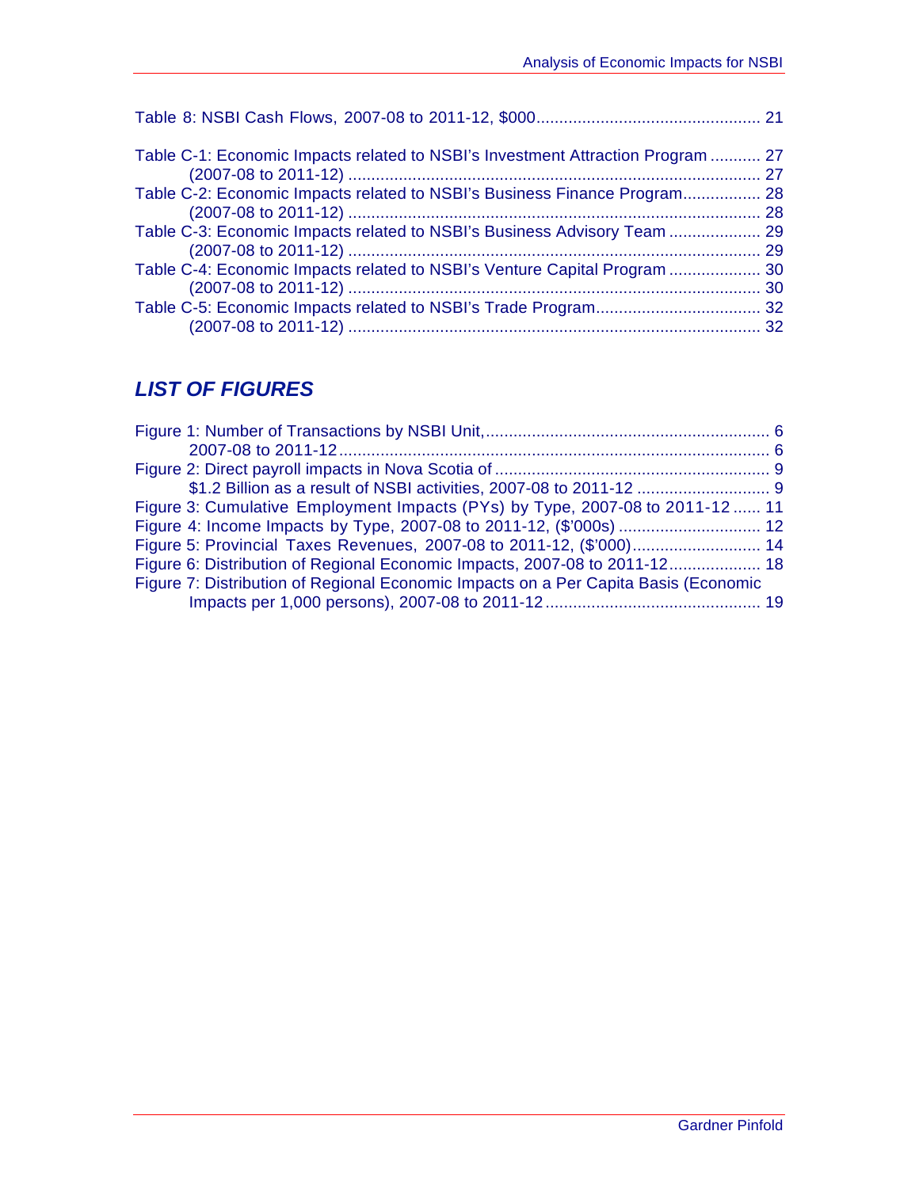Table 8: NSBI Cash Flows, 2007-08 to 2011-12, $000 ................................................ 21

Table C-1: Economic Impacts related to NSBI's Investment Attraction Program ........... 27
(2007-08 to 2011-12) ......................................................................................... 27
Table C-2: Economic Impacts related to NSBI's Business Finance Program................. 28
(2007-08 to 2011-12) ......................................................................................... 28
Table C-3: Economic Impacts related to NSBI's Business Advisory Team .................... 29
(2007-08 to 2011-12) ......................................................................................... 29
Table C-4: Economic Impacts related to NSBI's Venture Capital Program .................... 30
(2007-08 to 2011-12) ......................................................................................... 30
Table C-5: Economic Impacts related to NSBI's Trade Program................................... 32
(2007-08 to 2011-12) ......................................................................................... 32

## *LIST OF FIGURES*

Figure 1: Number of Transactions by NSBI Unit,............................................................. 6
2007-08 to 2011-12.............................................................................................. 6
Figure 2: Direct payroll impacts in Nova Scotia of ........................................................... 9
$1.2 Billion as a result of NSBI activities, 2007-08 to 2011-12 ............................ 9
Figure 3: Cumulative Employment Impacts (PYs) by Type, 2007-08 to 2011-12 ...... 11
Figure 4: Income Impacts by Type, 2007-08 to 2011-12, ($'000s) .............................. 12
Figure 5: Provincial Taxes Revenues, 2007-08 to 2011-12, ($'000)............................ 14
Figure 6: Distribution of Regional Economic Impacts, 2007-08 to 2011-12................... 18
Figure 7: Distribution of Regional Economic Impacts on a Per Capita Basis (Economic Impacts per 1,000 persons), 2007-08 to 2011-12 .............................................. 19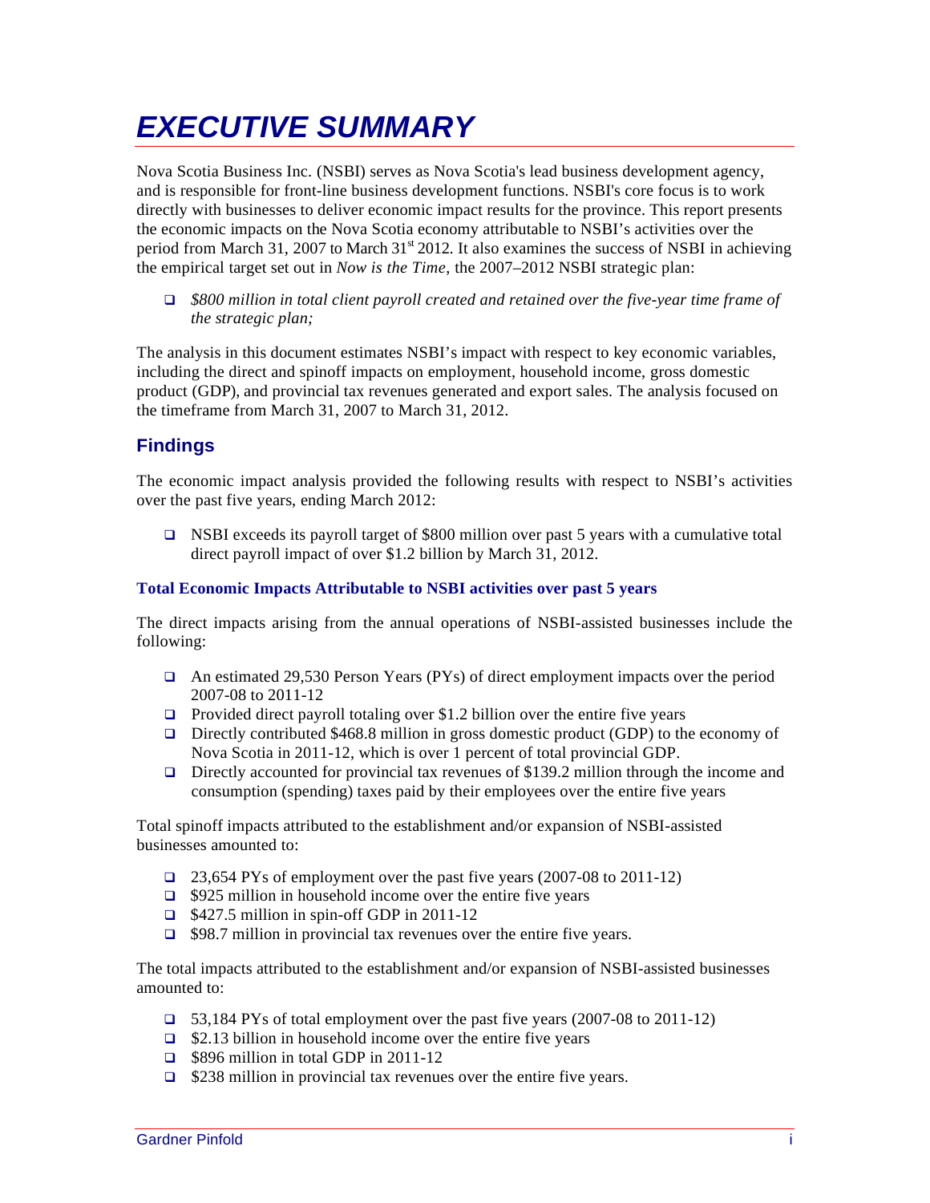# *EXECUTIVE SUMMARY*

Nova Scotia Business Inc. (NSBI) serves as Nova Scotia's lead business development agency, and is responsible for front-line business development functions. NSBI's core focus is to work directly with businesses to deliver economic impact results for the province. This report presents the economic impacts on the Nova Scotia economy attributable to NSBI's activities over the period from March 31, 2007 to March 31st 2012. It also examines the success of NSBI in achieving the empirical target set out in *Now is the Time*, the 2007–2012 NSBI strategic plan:

- *$800 million in total client payroll created and retained over the five-year time frame of the strategic plan;*

The analysis in this document estimates NSBI's impact with respect to key economic variables, including the direct and spinoff impacts on employment, household income, gross domestic product (GDP), and provincial tax revenues generated and export sales. The analysis focused on the timeframe from March 31, 2007 to March 31, 2012.

## Findings

The economic impact analysis provided the following results with respect to NSBI's activities over the past five years, ending March 2012:

- NSBI exceeds its payroll target of $800 million over past 5 years with a cumulative total direct payroll impact of over $1.2 billion by March 31, 2012.

### Total Economic Impacts Attributable to NSBI activities over past 5 years

The direct impacts arising from the annual operations of NSBI-assisted businesses include the following:

- An estimated 29,530 Person Years (PYs) of direct employment impacts over the period 2007-08 to 2011-12
- Provided direct payroll totaling over $1.2 billion over the entire five years
- Directly contributed $468.8 million in gross domestic product (GDP) to the economy of Nova Scotia in 2011-12, which is over 1 percent of total provincial GDP.
- Directly accounted for provincial tax revenues of $139.2 million through the income and consumption (spending) taxes paid by their employees over the entire five years

Total spinoff impacts attributed to the establishment and/or expansion of NSBI-assisted businesses amounted to:

- 23,654 PYs of employment over the past five years (2007-08 to 2011-12)
- $925 million in household income over the entire five years
- $427.5 million in spin-off GDP in 2011-12
- $98.7 million in provincial tax revenues over the entire five years.

The total impacts attributed to the establishment and/or expansion of NSBI-assisted businesses amounted to:

- 53,184 PYs of total employment over the past five years (2007-08 to 2011-12)
- $2.13 billion in household income over the entire five years
- $896 million in total GDP in 2011-12
- $238 million in provincial tax revenues over the entire five years.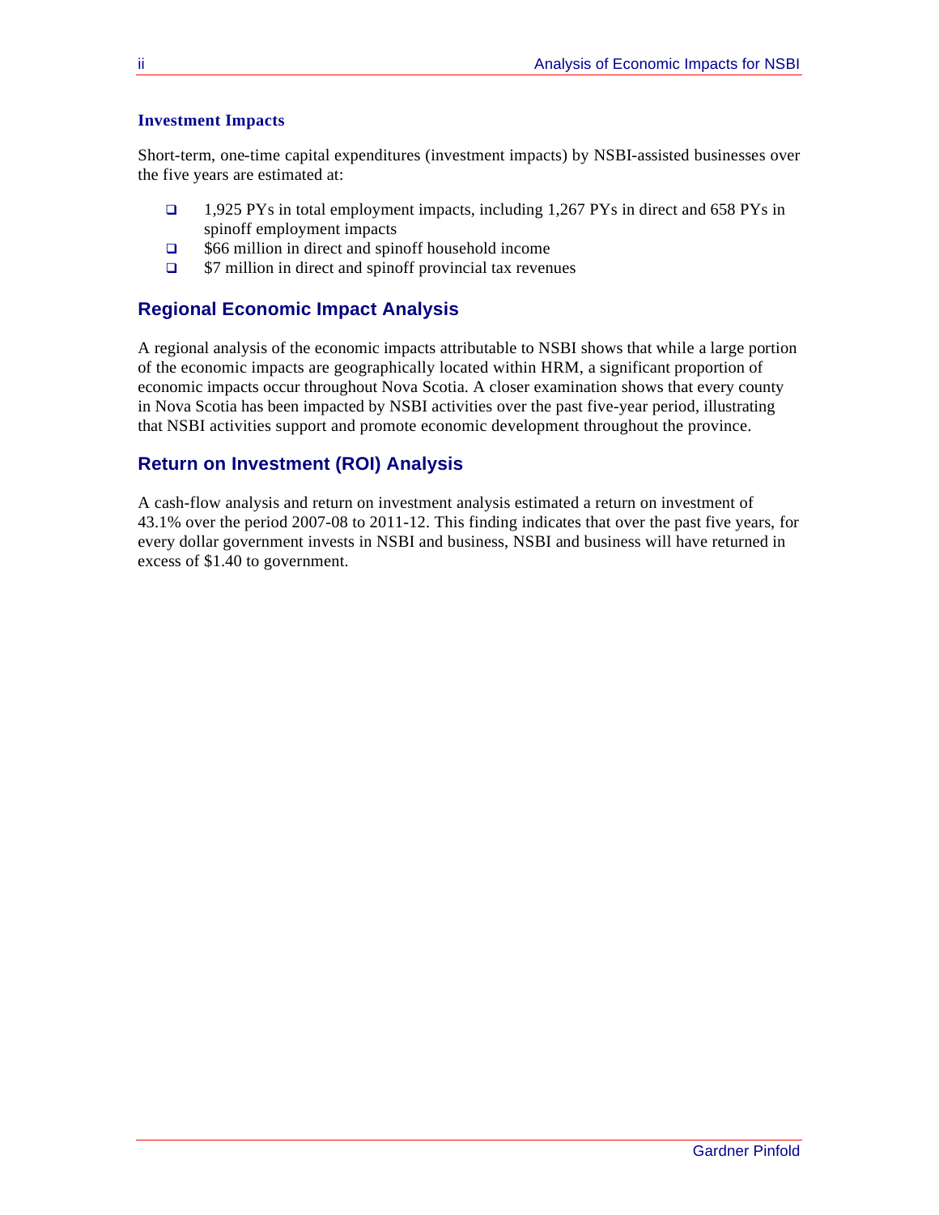### Investment Impacts

Short-term, one-time capital expenditures (investment impacts) by NSBI-assisted businesses over the five years are estimated at:

- 1,925 PYs in total employment impacts, including 1,267 PYs in direct and 658 PYs in spinoff employment impacts
- $66 million in direct and spinoff household income
- $7 million in direct and spinoff provincial tax revenues

## Regional Economic Impact Analysis

A regional analysis of the economic impacts attributable to NSBI shows that while a large portion of the economic impacts are geographically located within HRM, a significant proportion of economic impacts occur throughout Nova Scotia. A closer examination shows that every county in Nova Scotia has been impacted by NSBI activities over the past five-year period, illustrating that NSBI activities support and promote economic development throughout the province.

## Return on Investment (ROI) Analysis

A cash-flow analysis and return on investment analysis estimated a return on investment of 43.1% over the period 2007-08 to 2011-12. This finding indicates that over the past five years, for every dollar government invests in NSBI and business, NSBI and business will have returned in excess of $1.40 to government.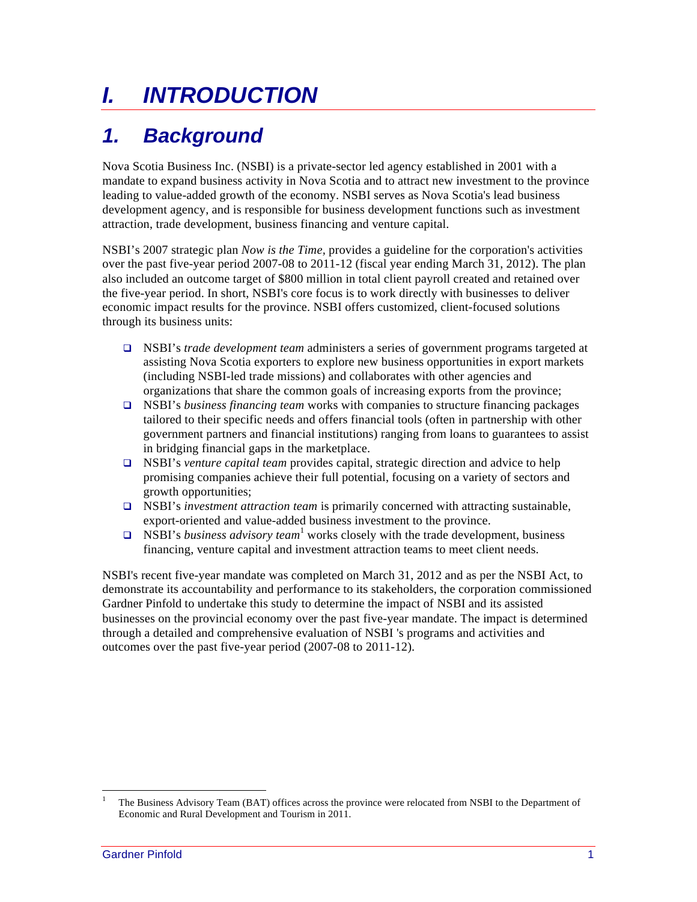# I. INTRODUCTION

## 1. Background

Nova Scotia Business Inc. (NSBI) is a private-sector led agency established in 2001 with a mandate to expand business activity in Nova Scotia and to attract new investment to the province leading to value-added growth of the economy. NSBI serves as Nova Scotia's lead business development agency, and is responsible for business development functions such as investment attraction, trade development, business financing and venture capital.

NSBI's 2007 strategic plan *Now is the Time*, provides a guideline for the corporation's activities over the past five-year period 2007-08 to 2011-12 (fiscal year ending March 31, 2012). The plan also included an outcome target of $800 million in total client payroll created and retained over the five-year period. In short, NSBI's core focus is to work directly with businesses to deliver economic impact results for the province. NSBI offers customized, client-focused solutions through its business units:

- NSBI's *trade development team* administers a series of government programs targeted at assisting Nova Scotia exporters to explore new business opportunities in export markets (including NSBI-led trade missions) and collaborates with other agencies and organizations that share the common goals of increasing exports from the province;
- NSBI's *business financing team* works with companies to structure financing packages tailored to their specific needs and offers financial tools (often in partnership with other government partners and financial institutions) ranging from loans to guarantees to assist in bridging financial gaps in the marketplace.
- NSBI's *venture capital team* provides capital, strategic direction and advice to help promising companies achieve their full potential, focusing on a variety of sectors and growth opportunities;
- NSBI's *investment attraction team* is primarily concerned with attracting sustainable, export-oriented and value-added business investment to the province.
- NSBI's *business advisory team*[1] works closely with the trade development, business financing, venture capital and investment attraction teams to meet client needs.

NSBI's recent five-year mandate was completed on March 31, 2012 and as per the NSBI Act, to demonstrate its accountability and performance to its stakeholders, the corporation commissioned Gardner Pinfold to undertake this study to determine the impact of NSBI and its assisted businesses on the provincial economy over the past five-year mandate. The impact is determined through a detailed and comprehensive evaluation of NSBI 's programs and activities and outcomes over the past five-year period (2007-08 to 2011-12).

[1] The Business Advisory Team (BAT) offices across the province were relocated from NSBI to the Department of Economic and Rural Development and Tourism in 2011.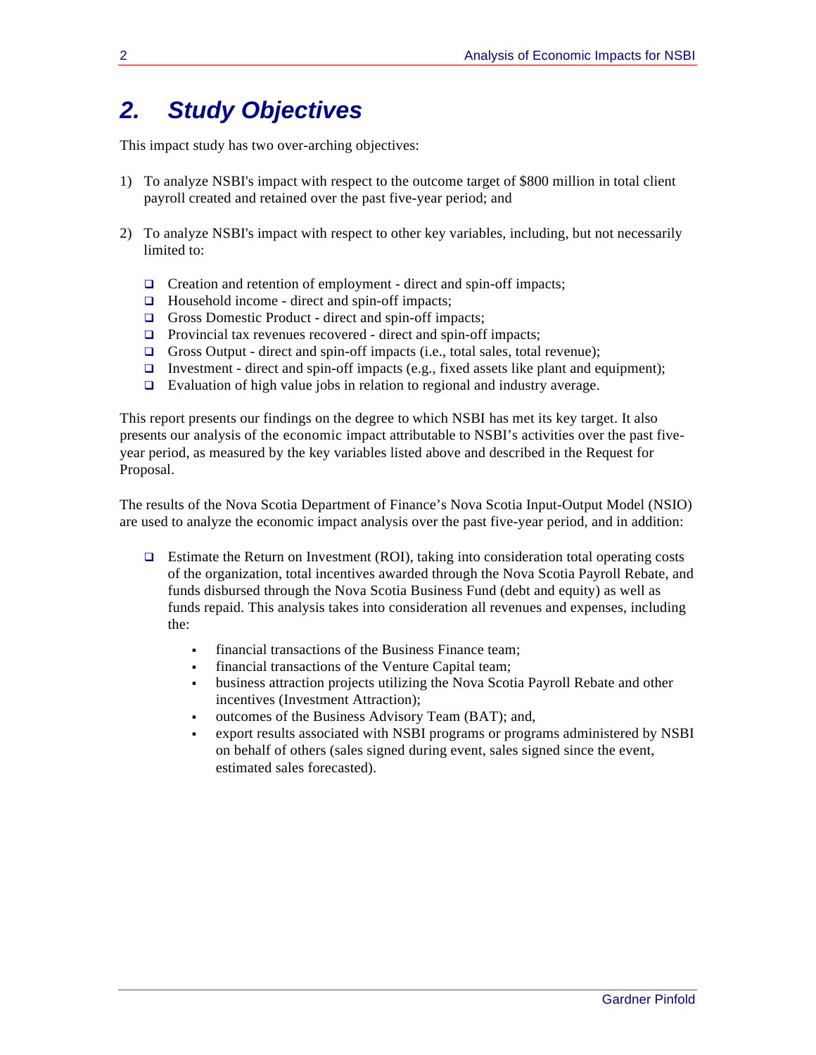## 2. Study Objectives

This impact study has two over-arching objectives:

1) To analyze NSBI's impact with respect to the outcome target of $800 million in total client payroll created and retained over the past five-year period; and

2) To analyze NSBI's impact with respect to other key variables, including, but not necessarily limited to:

   - Creation and retention of employment - direct and spin-off impacts;
   - Household income - direct and spin-off impacts;
   - Gross Domestic Product - direct and spin-off impacts;
   - Provincial tax revenues recovered - direct and spin-off impacts;
   - Gross Output - direct and spin-off impacts (i.e., total sales, total revenue);
   - Investment - direct and spin-off impacts (e.g., fixed assets like plant and equipment);
   - Evaluation of high value jobs in relation to regional and industry average.

This report presents our findings on the degree to which NSBI has met its key target. It also presents our analysis of the economic impact attributable to NSBI's activities over the past five-year period, as measured by the key variables listed above and described in the Request for Proposal.

The results of the Nova Scotia Department of Finance's Nova Scotia Input-Output Model (NSIO) are used to analyze the economic impact analysis over the past five-year period, and in addition:

- Estimate the Return on Investment (ROI), taking into consideration total operating costs of the organization, total incentives awarded through the Nova Scotia Payroll Rebate, and funds disbursed through the Nova Scotia Business Fund (debt and equity) as well as funds repaid. This analysis takes into consideration all revenues and expenses, including the:
  - financial transactions of the Business Finance team;
  - financial transactions of the Venture Capital team;
  - business attraction projects utilizing the Nova Scotia Payroll Rebate and other incentives (Investment Attraction);
  - outcomes of the Business Advisory Team (BAT); and,
  - export results associated with NSBI programs or programs administered by NSBI on behalf of others (sales signed during event, sales signed since the event, estimated sales forecasted).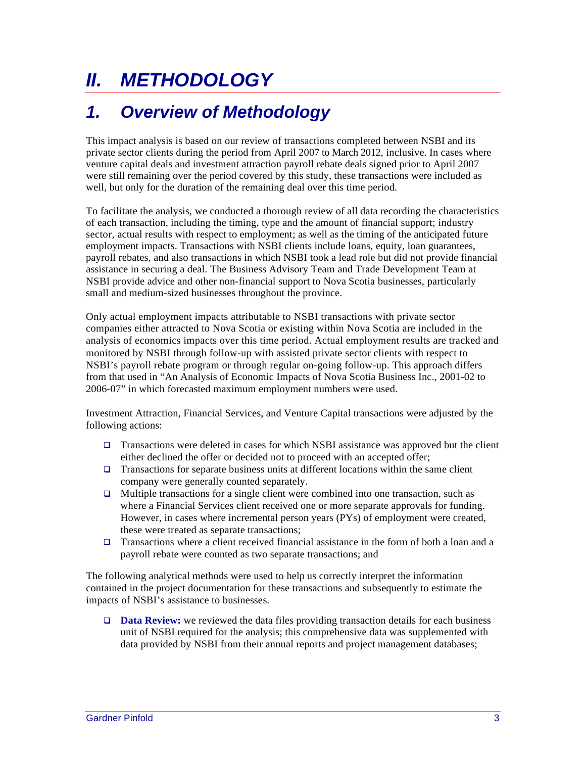# *II. METHODOLOGY*

## *1. Overview of Methodology*

This impact analysis is based on our review of transactions completed between NSBI and its private sector clients during the period from April 2007 to March 2012, inclusive. In cases where venture capital deals and investment attraction payroll rebate deals signed prior to April 2007 were still remaining over the period covered by this study, these transactions were included as well, but only for the duration of the remaining deal over this time period.

To facilitate the analysis, we conducted a thorough review of all data recording the characteristics of each transaction, including the timing, type and the amount of financial support; industry sector, actual results with respect to employment; as well as the timing of the anticipated future employment impacts. Transactions with NSBI clients include loans, equity, loan guarantees, payroll rebates, and also transactions in which NSBI took a lead role but did not provide financial assistance in securing a deal. The Business Advisory Team and Trade Development Team at NSBI provide advice and other non-financial support to Nova Scotia businesses, particularly small and medium-sized businesses throughout the province.

Only actual employment impacts attributable to NSBI transactions with private sector companies either attracted to Nova Scotia or existing within Nova Scotia are included in the analysis of economics impacts over this time period. Actual employment results are tracked and monitored by NSBI through follow-up with assisted private sector clients with respect to NSBI's payroll rebate program or through regular on-going follow-up. This approach differs from that used in "An Analysis of Economic Impacts of Nova Scotia Business Inc., 2001-02 to 2006-07" in which forecasted maximum employment numbers were used.

Investment Attraction, Financial Services, and Venture Capital transactions were adjusted by the following actions:

- Transactions were deleted in cases for which NSBI assistance was approved but the client either declined the offer or decided not to proceed with an accepted offer;
- Transactions for separate business units at different locations within the same client company were generally counted separately.
- Multiple transactions for a single client were combined into one transaction, such as where a Financial Services client received one or more separate approvals for funding. However, in cases where incremental person years (PYs) of employment were created, these were treated as separate transactions;
- Transactions where a client received financial assistance in the form of both a loan and a payroll rebate were counted as two separate transactions; and

The following analytical methods were used to help us correctly interpret the information contained in the project documentation for these transactions and subsequently to estimate the impacts of NSBI's assistance to businesses.

- **Data Review:** we reviewed the data files providing transaction details for each business unit of NSBI required for the analysis; this comprehensive data was supplemented with data provided by NSBI from their annual reports and project management databases;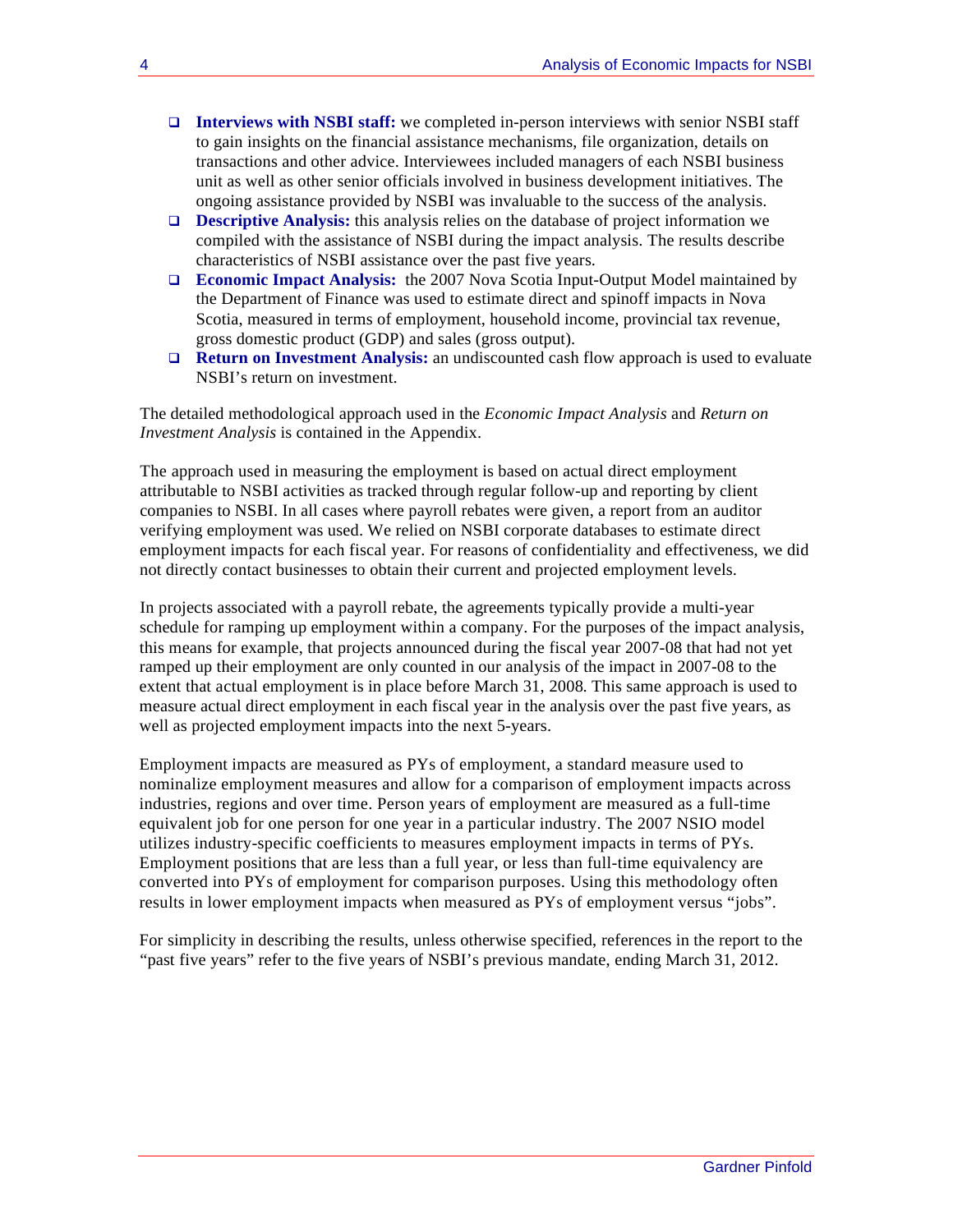- **Interviews with NSBI staff:** we completed in-person interviews with senior NSBI staff to gain insights on the financial assistance mechanisms, file organization, details on transactions and other advice. Interviewees included managers of each NSBI business unit as well as other senior officials involved in business development initiatives. The ongoing assistance provided by NSBI was invaluable to the success of the analysis.
- **Descriptive Analysis:** this analysis relies on the database of project information we compiled with the assistance of NSBI during the impact analysis. The results describe characteristics of NSBI assistance over the past five years.
- **Economic Impact Analysis:** the 2007 Nova Scotia Input-Output Model maintained by the Department of Finance was used to estimate direct and spinoff impacts in Nova Scotia, measured in terms of employment, household income, provincial tax revenue, gross domestic product (GDP) and sales (gross output).
- **Return on Investment Analysis:** an undiscounted cash flow approach is used to evaluate NSBI's return on investment.

The detailed methodological approach used in the *Economic Impact Analysis* and *Return on Investment Analysis* is contained in the Appendix.

The approach used in measuring the employment is based on actual direct employment attributable to NSBI activities as tracked through regular follow-up and reporting by client companies to NSBI. In all cases where payroll rebates were given, a report from an auditor verifying employment was used. We relied on NSBI corporate databases to estimate direct employment impacts for each fiscal year. For reasons of confidentiality and effectiveness, we did not directly contact businesses to obtain their current and projected employment levels.

In projects associated with a payroll rebate, the agreements typically provide a multi-year schedule for ramping up employment within a company. For the purposes of the impact analysis, this means for example, that projects announced during the fiscal year 2007-08 that had not yet ramped up their employment are only counted in our analysis of the impact in 2007-08 to the extent that actual employment is in place before March 31, 2008. This same approach is used to measure actual direct employment in each fiscal year in the analysis over the past five years, as well as projected employment impacts into the next 5-years.

Employment impacts are measured as PYs of employment, a standard measure used to nominalize employment measures and allow for a comparison of employment impacts across industries, regions and over time. Person years of employment are measured as a full-time equivalent job for one person for one year in a particular industry. The 2007 NSIO model utilizes industry-specific coefficients to measures employment impacts in terms of PYs. Employment positions that are less than a full year, or less than full-time equivalency are converted into PYs of employment for comparison purposes. Using this methodology often results in lower employment impacts when measured as PYs of employment versus "jobs".

For simplicity in describing the results, unless otherwise specified, references in the report to the "past five years" refer to the five years of NSBI's previous mandate, ending March 31, 2012.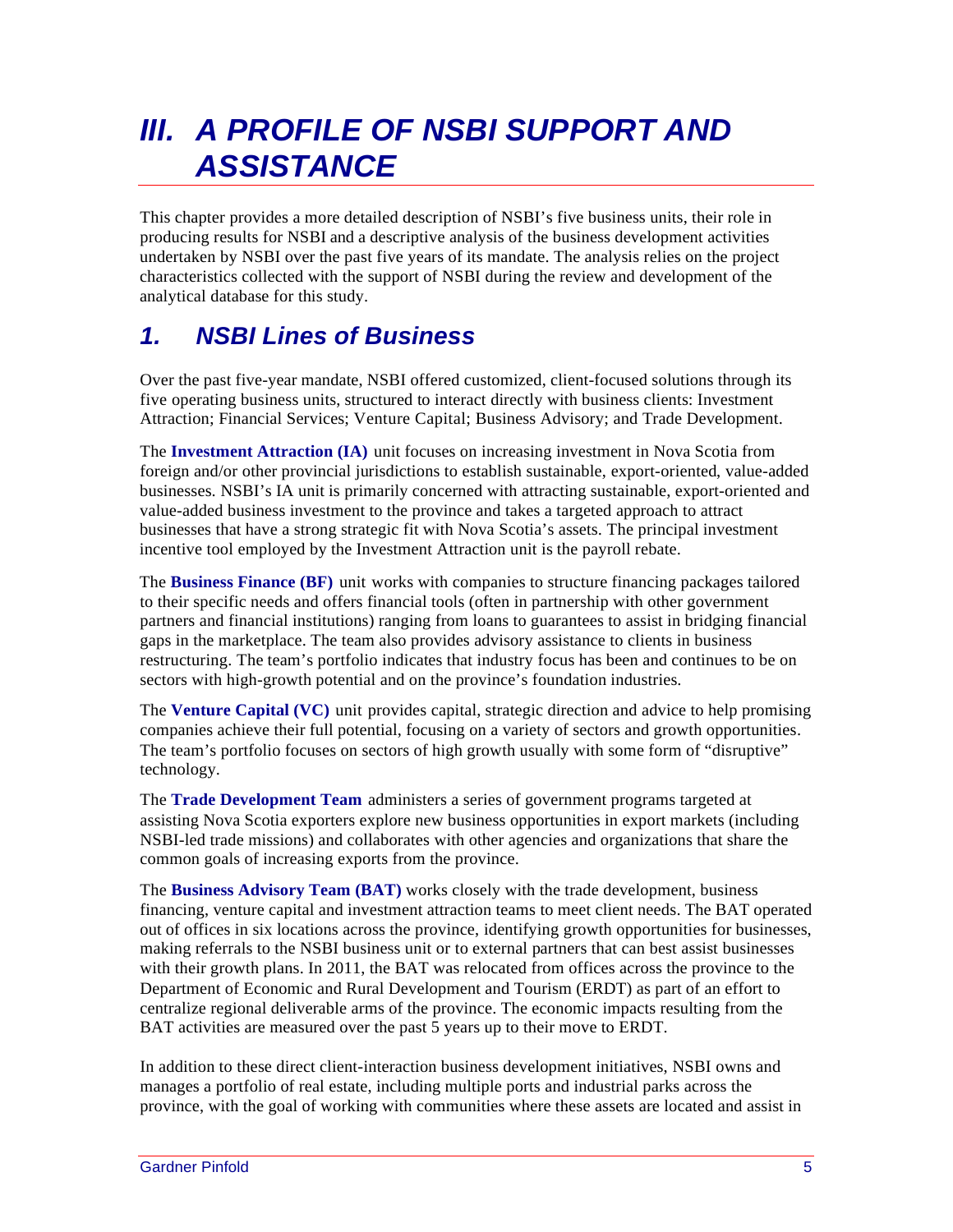# III. A PROFILE OF NSBI SUPPORT AND ASSISTANCE

This chapter provides a more detailed description of NSBI's five business units, their role in producing results for NSBI and a descriptive analysis of the business development activities undertaken by NSBI over the past five years of its mandate. The analysis relies on the project characteristics collected with the support of NSBI during the review and development of the analytical database for this study.

## 1. NSBI Lines of Business

Over the past five-year mandate, NSBI offered customized, client-focused solutions through its five operating business units, structured to interact directly with business clients: Investment Attraction; Financial Services; Venture Capital; Business Advisory; and Trade Development.

The **Investment Attraction (IA)** unit focuses on increasing investment in Nova Scotia from foreign and/or other provincial jurisdictions to establish sustainable, export-oriented, value-added businesses. NSBI's IA unit is primarily concerned with attracting sustainable, export-oriented and value-added business investment to the province and takes a targeted approach to attract businesses that have a strong strategic fit with Nova Scotia's assets. The principal investment incentive tool employed by the Investment Attraction unit is the payroll rebate.

The **Business Finance (BF)** unit works with companies to structure financing packages tailored to their specific needs and offers financial tools (often in partnership with other government partners and financial institutions) ranging from loans to guarantees to assist in bridging financial gaps in the marketplace. The team also provides advisory assistance to clients in business restructuring. The team's portfolio indicates that industry focus has been and continues to be on sectors with high-growth potential and on the province's foundation industries.

The **Venture Capital (VC)** unit provides capital, strategic direction and advice to help promising companies achieve their full potential, focusing on a variety of sectors and growth opportunities. The team's portfolio focuses on sectors of high growth usually with some form of "disruptive" technology.

The **Trade Development Team** administers a series of government programs targeted at assisting Nova Scotia exporters explore new business opportunities in export markets (including NSBI-led trade missions) and collaborates with other agencies and organizations that share the common goals of increasing exports from the province.

The **Business Advisory Team (BAT)** works closely with the trade development, business financing, venture capital and investment attraction teams to meet client needs. The BAT operated out of offices in six locations across the province, identifying growth opportunities for businesses, making referrals to the NSBI business unit or to external partners that can best assist businesses with their growth plans. In 2011, the BAT was relocated from offices across the province to the Department of Economic and Rural Development and Tourism (ERDT) as part of an effort to centralize regional deliverable arms of the province. The economic impacts resulting from the BAT activities are measured over the past 5 years up to their move to ERDT.

In addition to these direct client-interaction business development initiatives, NSBI owns and manages a portfolio of real estate, including multiple ports and industrial parks across the province, with the goal of working with communities where these assets are located and assist in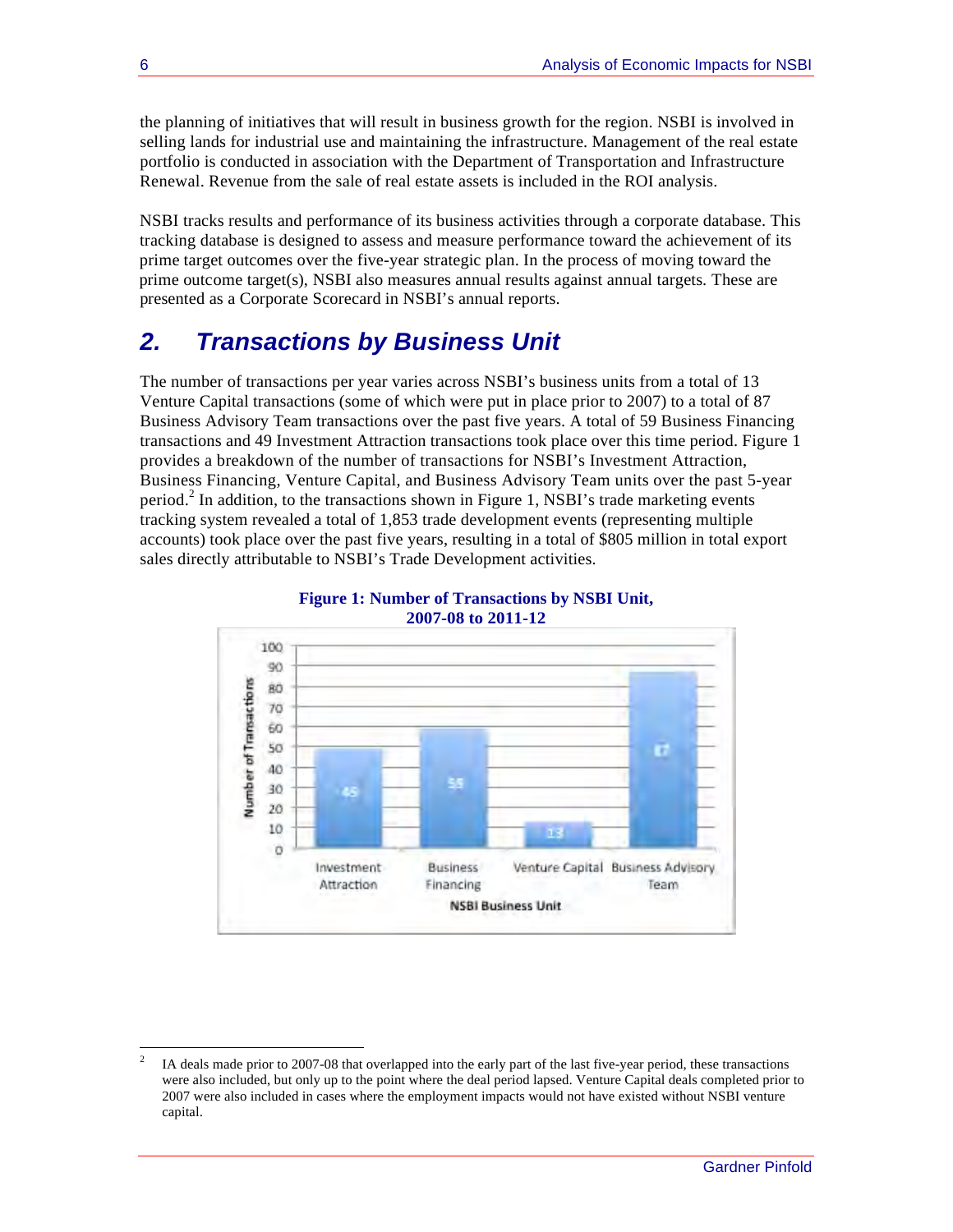the planning of initiatives that will result in business growth for the region. NSBI is involved in selling lands for industrial use and maintaining the infrastructure. Management of the real estate portfolio is conducted in association with the Department of Transportation and Infrastructure Renewal. Revenue from the sale of real estate assets is included in the ROI analysis.

NSBI tracks results and performance of its business activities through a corporate database. This tracking database is designed to assess and measure performance toward the achievement of its prime target outcomes over the five-year strategic plan. In the process of moving toward the prime outcome target(s), NSBI also measures annual results against annual targets. These are presented as a Corporate Scorecard in NSBI's annual reports.

## *2. Transactions by Business Unit*

The number of transactions per year varies across NSBI's business units from a total of 13 Venture Capital transactions (some of which were put in place prior to 2007) to a total of 87 Business Advisory Team transactions over the past five years. A total of 59 Business Financing transactions and 49 Investment Attraction transactions took place over this time period. Figure 1 provides a breakdown of the number of transactions for NSBI's Investment Attraction, Business Financing, Venture Capital, and Business Advisory Team units over the past 5-year period.[2] In addition, to the transactions shown in Figure 1, NSBI's trade marketing events tracking system revealed a total of 1,853 trade development events (representing multiple accounts) took place over the past five years, resulting in a total of $805 million in total export sales directly attributable to NSBI's Trade Development activities.

**Figure 1: Number of Transactions by NSBI Unit, 2007-08 to 2011-12**

| NSBI Business Unit | Number of Transactions |
|---|---|
| Investment Attraction | 49 |
| Business Financing | 59 |
| Venture Capital | 13 |
| Business Advisory Team | 87 |

[2] IA deals made prior to 2007-08 that overlapped into the early part of the last five-year period, these transactions were also included, but only up to the point where the deal period lapsed. Venture Capital deals completed prior to 2007 were also included in cases where the employment impacts would not have existed without NSBI venture capital.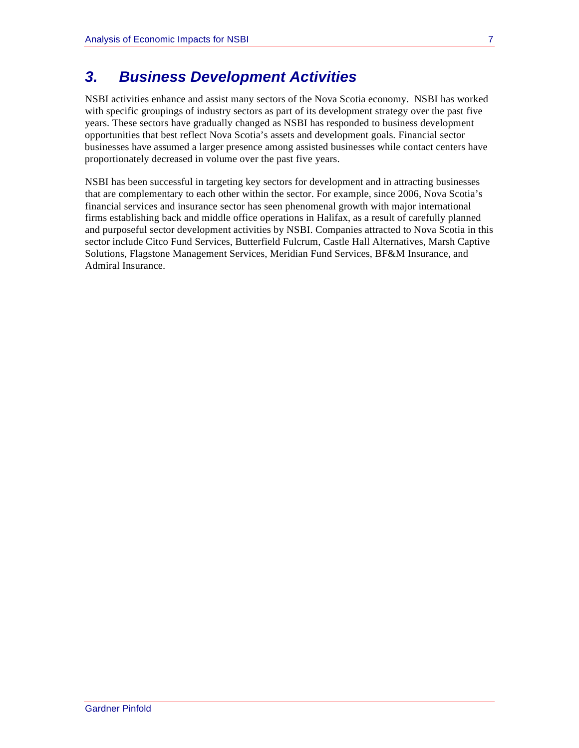# 3. Business Development Activities

NSBI activities enhance and assist many sectors of the Nova Scotia economy. NSBI has worked with specific groupings of industry sectors as part of its development strategy over the past five years. These sectors have gradually changed as NSBI has responded to business development opportunities that best reflect Nova Scotia's assets and development goals. Financial sector businesses have assumed a larger presence among assisted businesses while contact centers have proportionately decreased in volume over the past five years.

NSBI has been successful in targeting key sectors for development and in attracting businesses that are complementary to each other within the sector. For example, since 2006, Nova Scotia's financial services and insurance sector has seen phenomenal growth with major international firms establishing back and middle office operations in Halifax, as a result of carefully planned and purposeful sector development activities by NSBI. Companies attracted to Nova Scotia in this sector include Citco Fund Services, Butterfield Fulcrum, Castle Hall Alternatives, Marsh Captive Solutions, Flagstone Management Services, Meridian Fund Services, BF&M Insurance, and Admiral Insurance.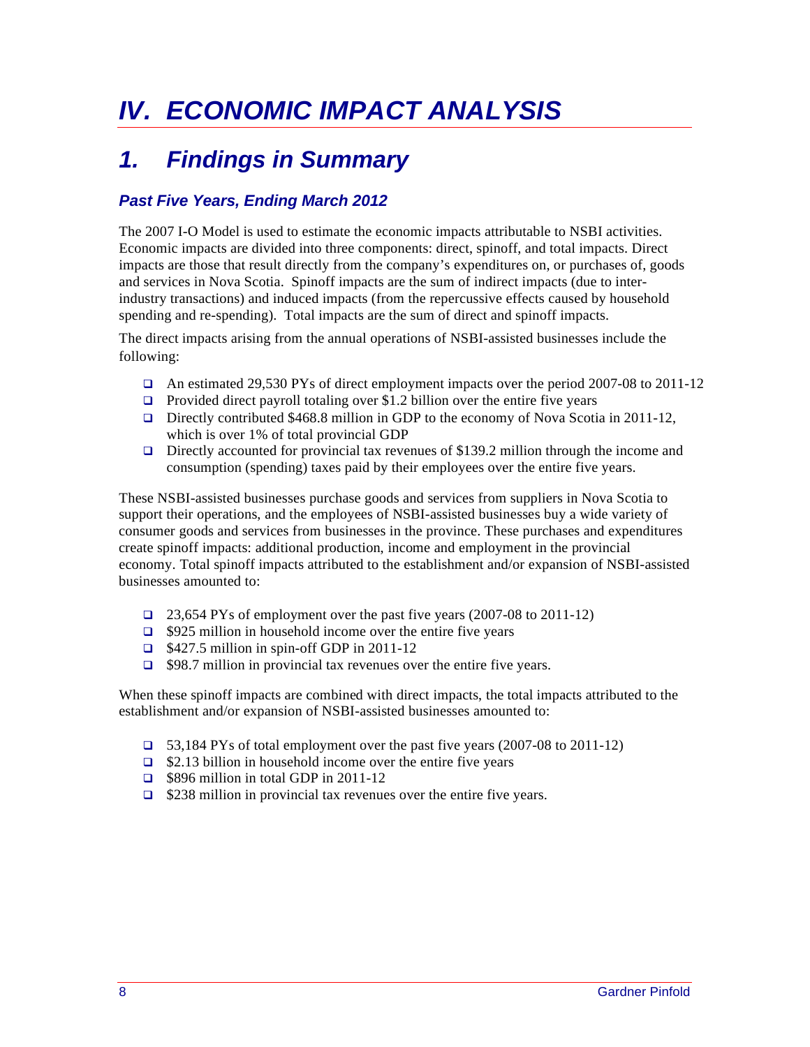# IV. ECONOMIC IMPACT ANALYSIS

## 1. Findings in Summary

### Past Five Years, Ending March 2012

The 2007 I-O Model is used to estimate the economic impacts attributable to NSBI activities. Economic impacts are divided into three components: direct, spinoff, and total impacts. Direct impacts are those that result directly from the company's expenditures on, or purchases of, goods and services in Nova Scotia. Spinoff impacts are the sum of indirect impacts (due to inter-industry transactions) and induced impacts (from the repercussive effects caused by household spending and re-spending). Total impacts are the sum of direct and spinoff impacts.

The direct impacts arising from the annual operations of NSBI-assisted businesses include the following:

- An estimated 29,530 PYs of direct employment impacts over the period 2007-08 to 2011-12
- Provided direct payroll totaling over $1.2 billion over the entire five years
- Directly contributed $468.8 million in GDP to the economy of Nova Scotia in 2011-12, which is over 1% of total provincial GDP
- Directly accounted for provincial tax revenues of $139.2 million through the income and consumption (spending) taxes paid by their employees over the entire five years.

These NSBI-assisted businesses purchase goods and services from suppliers in Nova Scotia to support their operations, and the employees of NSBI-assisted businesses buy a wide variety of consumer goods and services from businesses in the province. These purchases and expenditures create spinoff impacts: additional production, income and employment in the provincial economy. Total spinoff impacts attributed to the establishment and/or expansion of NSBI-assisted businesses amounted to:

- 23,654 PYs of employment over the past five years (2007-08 to 2011-12)
- $925 million in household income over the entire five years
- $427.5 million in spin-off GDP in 2011-12
- $98.7 million in provincial tax revenues over the entire five years.

When these spinoff impacts are combined with direct impacts, the total impacts attributed to the establishment and/or expansion of NSBI-assisted businesses amounted to:

- 53,184 PYs of total employment over the past five years (2007-08 to 2011-12)
- $2.13 billion in household income over the entire five years
- $896 million in total GDP in 2011-12
- $238 million in provincial tax revenues over the entire five years.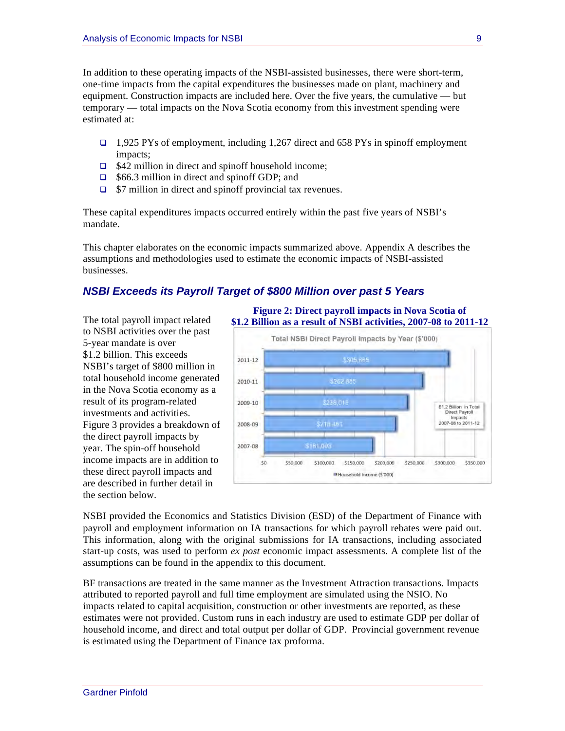In addition to these operating impacts of the NSBI-assisted businesses, there were short-term, one-time impacts from the capital expenditures the businesses made on plant, machinery and equipment. Construction impacts are included here. Over the five years, the cumulative — but temporary — total impacts on the Nova Scotia economy from this investment spending were estimated at:

- 1,925 PYs of employment, including 1,267 direct and 658 PYs in spinoff employment impacts;
- $42 million in direct and spinoff household income;
- $66.3 million in direct and spinoff GDP; and
- $7 million in direct and spinoff provincial tax revenues.

These capital expenditures impacts occurred entirely within the past five years of NSBI's mandate.

This chapter elaborates on the economic impacts summarized above. Appendix A describes the assumptions and methodologies used to estimate the economic impacts of NSBI-assisted businesses.

## *NSBI Exceeds its Payroll Target of $800 Million over past 5 Years*

The total payroll impact related to NSBI activities over the past 5-year mandate is over $1.2 billion. This exceeds NSBI's target of $800 million in total household income generated in the Nova Scotia economy as a result of its program-related investments and activities. Figure 3 provides a breakdown of the direct payroll impacts by year. The spin-off household income impacts are in addition to these direct payroll impacts and are described in further detail in the section below.

**Figure 2: Direct payroll impacts in Nova Scotia of $1.2 Billion as a result of NSBI activities, 2007-08 to 2011-12**

Total NSBI Direct Payroll Impacts by Year ($'000)

| Year | Household Income ($'000) |
|---|---|
| 2011-12 | $305,869 |
| 2010-11 | $262,885 |
| 2009-10 | $238,018 |
| 2008-09 | $218,461 |
| 2007-08 | $181,093 |

$1.2 Billion in Total Direct Payroll Impacts 2007-08 to 2011-12

NSBI provided the Economics and Statistics Division (ESD) of the Department of Finance with payroll and employment information on IA transactions for which payroll rebates were paid out. This information, along with the original submissions for IA transactions, including associated start-up costs, was used to perform *ex post* economic impact assessments. A complete list of the assumptions can be found in the appendix to this document.

BF transactions are treated in the same manner as the Investment Attraction transactions. Impacts attributed to reported payroll and full time employment are simulated using the NSIO. No impacts related to capital acquisition, construction or other investments are reported, as these estimates were not provided. Custom runs in each industry are used to estimate GDP per dollar of household income, and direct and total output per dollar of GDP. Provincial government revenue is estimated using the Department of Finance tax proforma.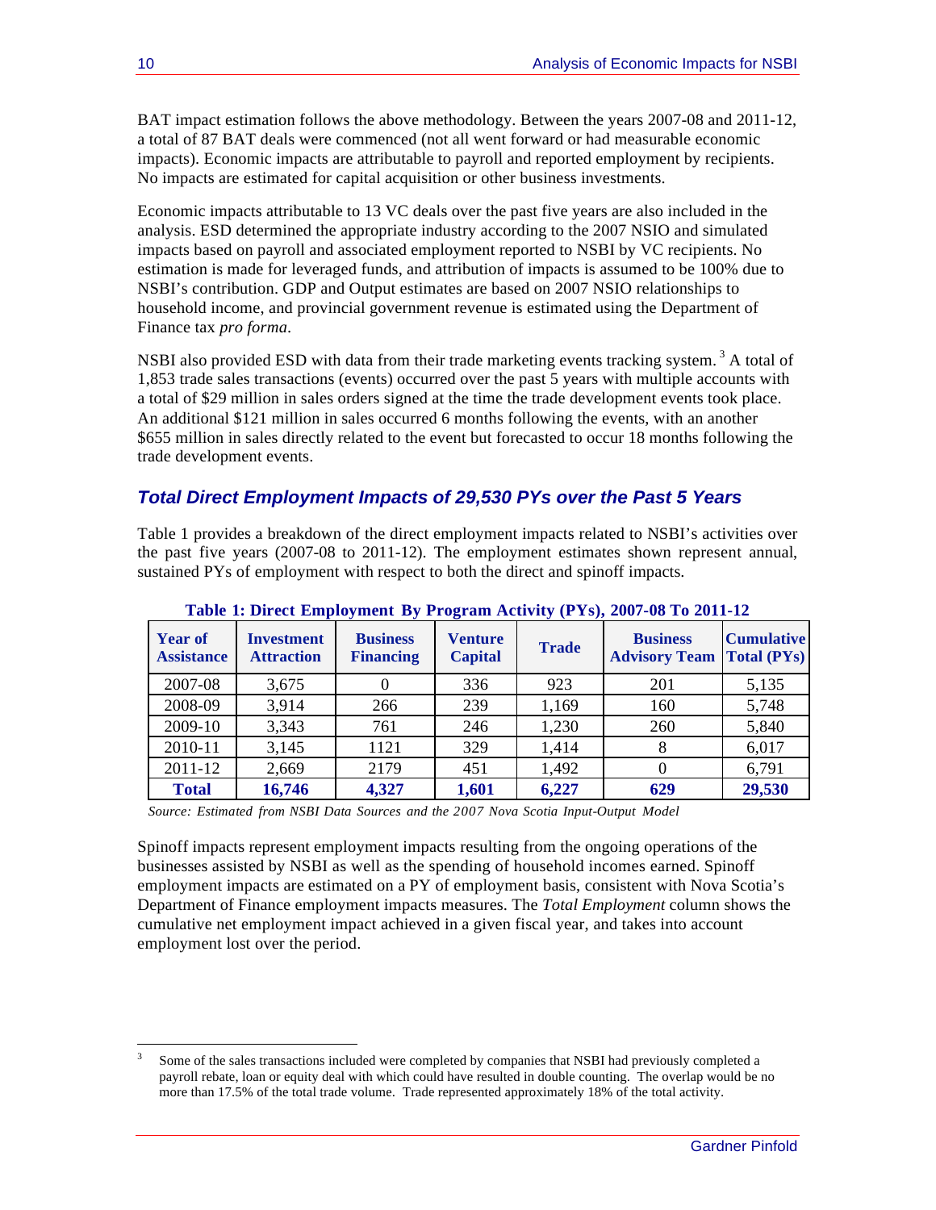BAT impact estimation follows the above methodology. Between the years 2007-08 and 2011-12, a total of 87 BAT deals were commenced (not all went forward or had measurable economic impacts). Economic impacts are attributable to payroll and reported employment by recipients. No impacts are estimated for capital acquisition or other business investments.

Economic impacts attributable to 13 VC deals over the past five years are also included in the analysis. ESD determined the appropriate industry according to the 2007 NSIO and simulated impacts based on payroll and associated employment reported to NSBI by VC recipients. No estimation is made for leveraged funds, and attribution of impacts is assumed to be 100% due to NSBI's contribution. GDP and Output estimates are based on 2007 NSIO relationships to household income, and provincial government revenue is estimated using the Department of Finance tax *pro forma*.

NSBI also provided ESD with data from their trade marketing events tracking system.[3] A total of 1,853 trade sales transactions (events) occurred over the past 5 years with multiple accounts with a total of $29 million in sales orders signed at the time the trade development events took place. An additional $121 million in sales occurred 6 months following the events, with an another $655 million in sales directly related to the event but forecasted to occur 18 months following the trade development events.

## *Total Direct Employment Impacts of 29,530 PYs over the Past 5 Years*

Table 1 provides a breakdown of the direct employment impacts related to NSBI's activities over the past five years (2007-08 to 2011-12). The employment estimates shown represent annual, sustained PYs of employment with respect to both the direct and spinoff impacts.

**Table 1: Direct Employment By Program Activity (PYs), 2007-08 To 2011-12**

| Year of Assistance | Investment Attraction | Business Financing | Venture Capital | Trade | Business Advisory Team | Cumulative Total (PYs) |
|---|---|---|---|---|---|---|
| 2007-08 | 3,675 | 0 | 336 | 923 | 201 | 5,135 |
| 2008-09 | 3,914 | 266 | 239 | 1,169 | 160 | 5,748 |
| 2009-10 | 3,343 | 761 | 246 | 1,230 | 260 | 5,840 |
| 2010-11 | 3,145 | 1121 | 329 | 1,414 | 8 | 6,017 |
| 2011-12 | 2,669 | 2179 | 451 | 1,492 | 0 | 6,791 |
| **Total** | **16,746** | **4,327** | **1,601** | **6,227** | **629** | **29,530** |

*Source: Estimated from NSBI Data Sources and the 2007 Nova Scotia Input-Output Model*

Spinoff impacts represent employment impacts resulting from the ongoing operations of the businesses assisted by NSBI as well as the spending of household incomes earned. Spinoff employment impacts are estimated on a PY of employment basis, consistent with Nova Scotia's Department of Finance employment impacts measures. The *Total Employment* column shows the cumulative net employment impact achieved in a given fiscal year, and takes into account employment lost over the period.

---

[3] Some of the sales transactions included were completed by companies that NSBI had previously completed a payroll rebate, loan or equity deal with which could have resulted in double counting. The overlap would be no more than 17.5% of the total trade volume. Trade represented approximately 18% of the total activity.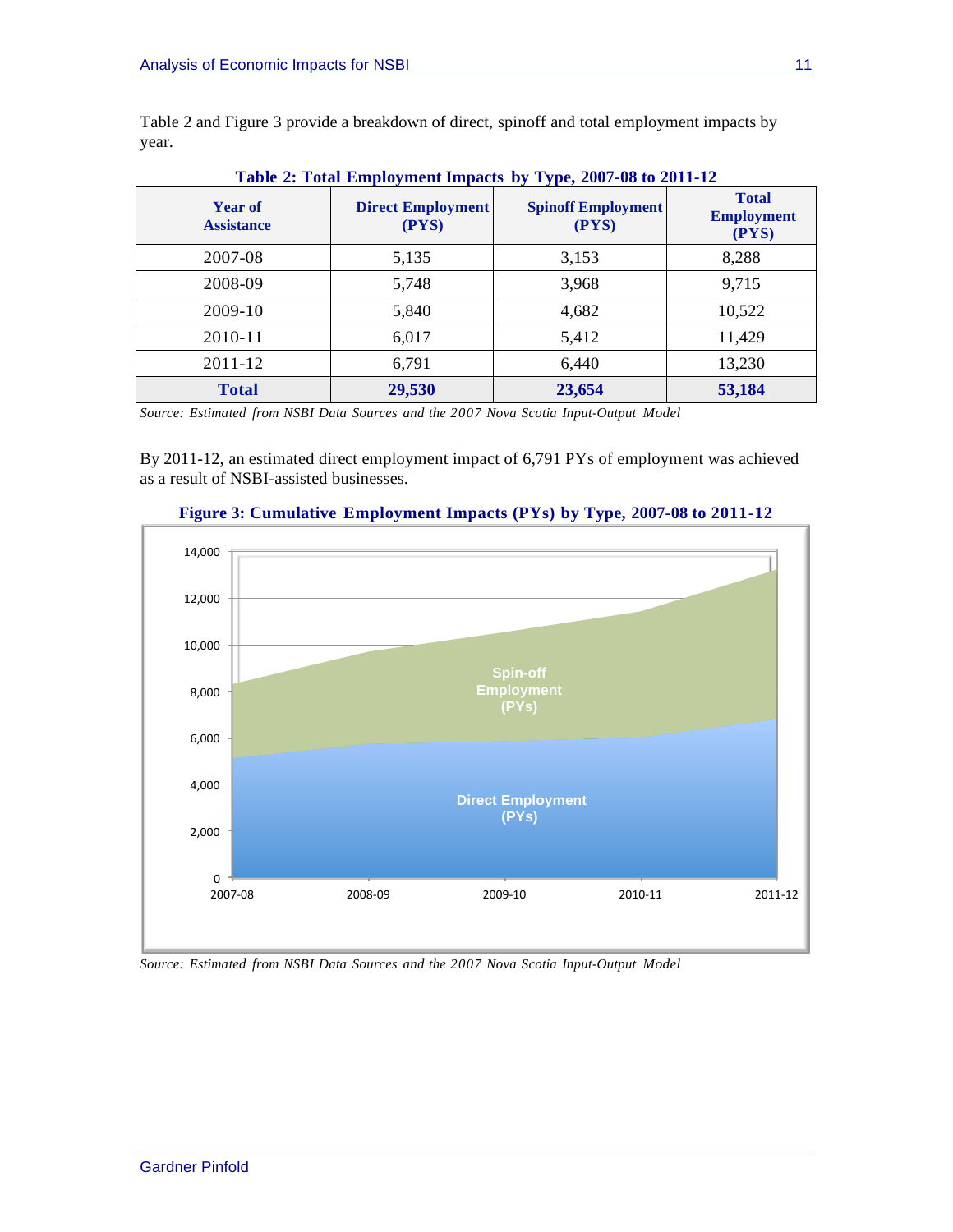Table 2 and Figure 3 provide a breakdown of direct, spinoff and total employment impacts by year.

**Table 2: Total Employment Impacts by Type, 2007-08 to 2011-12**

| Year of Assistance | Direct Employment (PYS) | Spinoff Employment (PYS) | Total Employment (PYS) |
|---|---|---|---|
| 2007-08 | 5,135 | 3,153 | 8,288 |
| 2008-09 | 5,748 | 3,968 | 9,715 |
| 2009-10 | 5,840 | 4,682 | 10,522 |
| 2010-11 | 6,017 | 5,412 | 11,429 |
| 2011-12 | 6,791 | 6,440 | 13,230 |
| **Total** | **29,530** | **23,654** | **53,184** |

*Source: Estimated from NSBI Data Sources and the 2007 Nova Scotia Input-Output Model*

By 2011-12, an estimated direct employment impact of 6,791 PYs of employment was achieved as a result of NSBI-assisted businesses.

**Figure 3: Cumulative Employment Impacts (PYs) by Type, 2007-08 to 2011-12**

*Source: Estimated from NSBI Data Sources and the 2007 Nova Scotia Input-Output Model*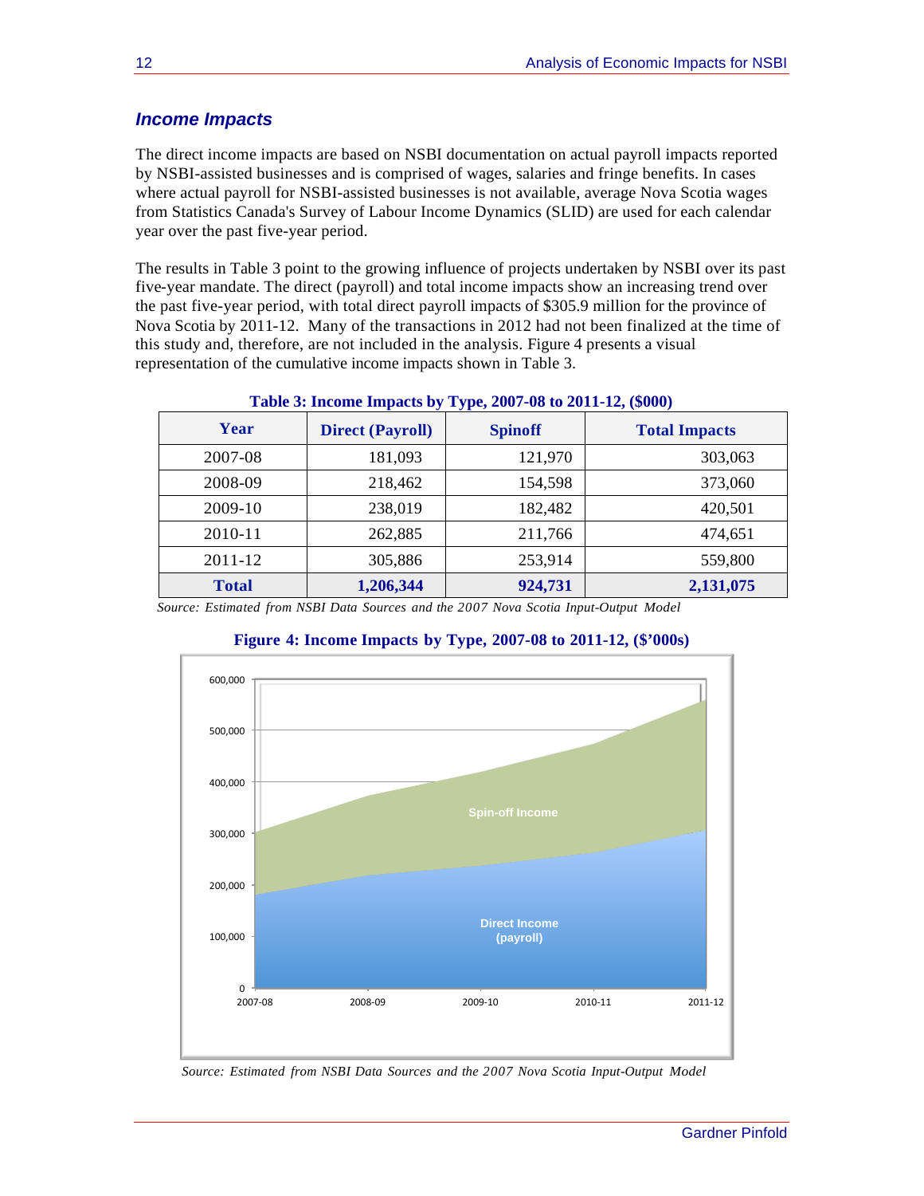### *Income Impacts*

The direct income impacts are based on NSBI documentation on actual payroll impacts reported by NSBI-assisted businesses and is comprised of wages, salaries and fringe benefits. In cases where actual payroll for NSBI-assisted businesses is not available, average Nova Scotia wages from Statistics Canada's Survey of Labour Income Dynamics (SLID) are used for each calendar year over the past five-year period.

The results in Table 3 point to the growing influence of projects undertaken by NSBI over its past five-year mandate. The direct (payroll) and total income impacts show an increasing trend over the past five-year period, with total direct payroll impacts of $305.9 million for the province of Nova Scotia by 2011-12. Many of the transactions in 2012 had not been finalized at the time of this study and, therefore, are not included in the analysis. Figure 4 presents a visual representation of the cumulative income impacts shown in Table 3.

**Table 3: Income Impacts by Type, 2007-08 to 2011-12, ($000)**

| Year | Direct (Payroll) | Spinoff | Total Impacts |
|---|---|---|---|
| 2007-08 | 181,093 | 121,970 | 303,063 |
| 2008-09 | 218,462 | 154,598 | 373,060 |
| 2009-10 | 238,019 | 182,482 | 420,501 |
| 2010-11 | 262,885 | 211,766 | 474,651 |
| 2011-12 | 305,886 | 253,914 | 559,800 |
| **Total** | **1,206,344** | **924,731** | **2,131,075** |

*Source: Estimated from NSBI Data Sources and the 2007 Nova Scotia Input-Output Model*

**Figure 4: Income Impacts by Type, 2007-08 to 2011-12, ($'000s)**

*Source: Estimated from NSBI Data Sources and the 2007 Nova Scotia Input-Output Model*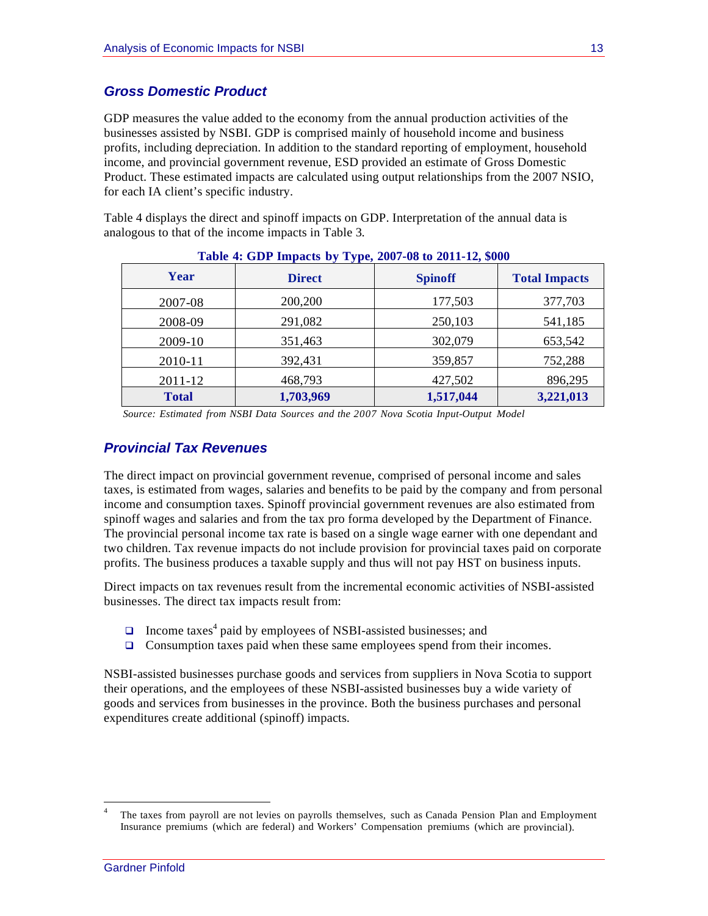## *Gross Domestic Product*

GDP measures the value added to the economy from the annual production activities of the businesses assisted by NSBI. GDP is comprised mainly of household income and business profits, including depreciation. In addition to the standard reporting of employment, household income, and provincial government revenue, ESD provided an estimate of Gross Domestic Product. These estimated impacts are calculated using output relationships from the 2007 NSIO, for each IA client's specific industry.

Table 4 displays the direct and spinoff impacts on GDP. Interpretation of the annual data is analogous to that of the income impacts in Table 3.

**Table 4: GDP Impacts by Type, 2007-08 to 2011-12, $000**

| Year | Direct | Spinoff | Total Impacts |
|---|---|---|---|
| 2007-08 | 200,200 | 177,503 | 377,703 |
| 2008-09 | 291,082 | 250,103 | 541,185 |
| 2009-10 | 351,463 | 302,079 | 653,542 |
| 2010-11 | 392,431 | 359,857 | 752,288 |
| 2011-12 | 468,793 | 427,502 | 896,295 |
| **Total** | **1,703,969** | **1,517,044** | **3,221,013** |

*Source: Estimated from NSBI Data Sources and the 2007 Nova Scotia Input-Output Model*

## *Provincial Tax Revenues*

The direct impact on provincial government revenue, comprised of personal income and sales taxes, is estimated from wages, salaries and benefits to be paid by the company and from personal income and consumption taxes. Spinoff provincial government revenues are also estimated from spinoff wages and salaries and from the tax pro forma developed by the Department of Finance. The provincial personal income tax rate is based on a single wage earner with one dependant and two children. Tax revenue impacts do not include provision for provincial taxes paid on corporate profits. The business produces a taxable supply and thus will not pay HST on business inputs.

Direct impacts on tax revenues result from the incremental economic activities of NSBI-assisted businesses. The direct tax impacts result from:

- Income taxes[4] paid by employees of NSBI-assisted businesses; and
- Consumption taxes paid when these same employees spend from their incomes.

NSBI-assisted businesses purchase goods and services from suppliers in Nova Scotia to support their operations, and the employees of these NSBI-assisted businesses buy a wide variety of goods and services from businesses in the province. Both the business purchases and personal expenditures create additional (spinoff) impacts.

[4] The taxes from payroll are not levies on payrolls themselves, such as Canada Pension Plan and Employment Insurance premiums (which are federal) and Workers' Compensation premiums (which are provincial).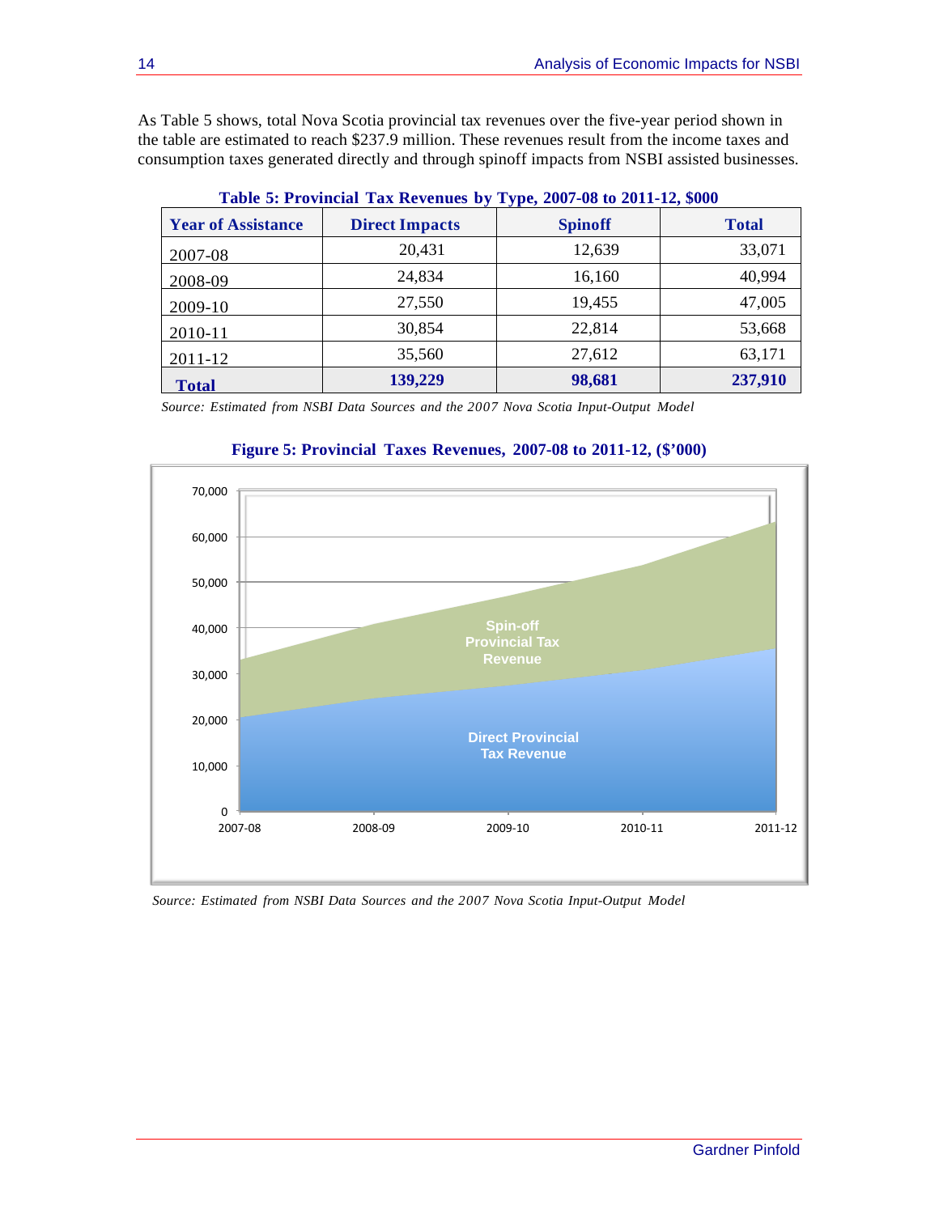As Table 5 shows, total Nova Scotia provincial tax revenues over the five-year period shown in the table are estimated to reach $237.9 million. These revenues result from the income taxes and consumption taxes generated directly and through spinoff impacts from NSBI assisted businesses.

**Table 5: Provincial Tax Revenues by Type, 2007-08 to 2011-12, $000**

| Year of Assistance | Direct Impacts | Spinoff | Total |
|---|---|---|---|
| 2007-08 | 20,431 | 12,639 | 33,071 |
| 2008-09 | 24,834 | 16,160 | 40,994 |
| 2009-10 | 27,550 | 19,455 | 47,005 |
| 2010-11 | 30,854 | 22,814 | 53,668 |
| 2011-12 | 35,560 | 27,612 | 63,171 |
| **Total** | **139,229** | **98,681** | **237,910** |

*Source: Estimated from NSBI Data Sources and the 2007 Nova Scotia Input-Output Model*

**Figure 5: Provincial Taxes Revenues, 2007-08 to 2011-12, ($'000)**

*Source: Estimated from NSBI Data Sources and the 2007 Nova Scotia Input-Output Model*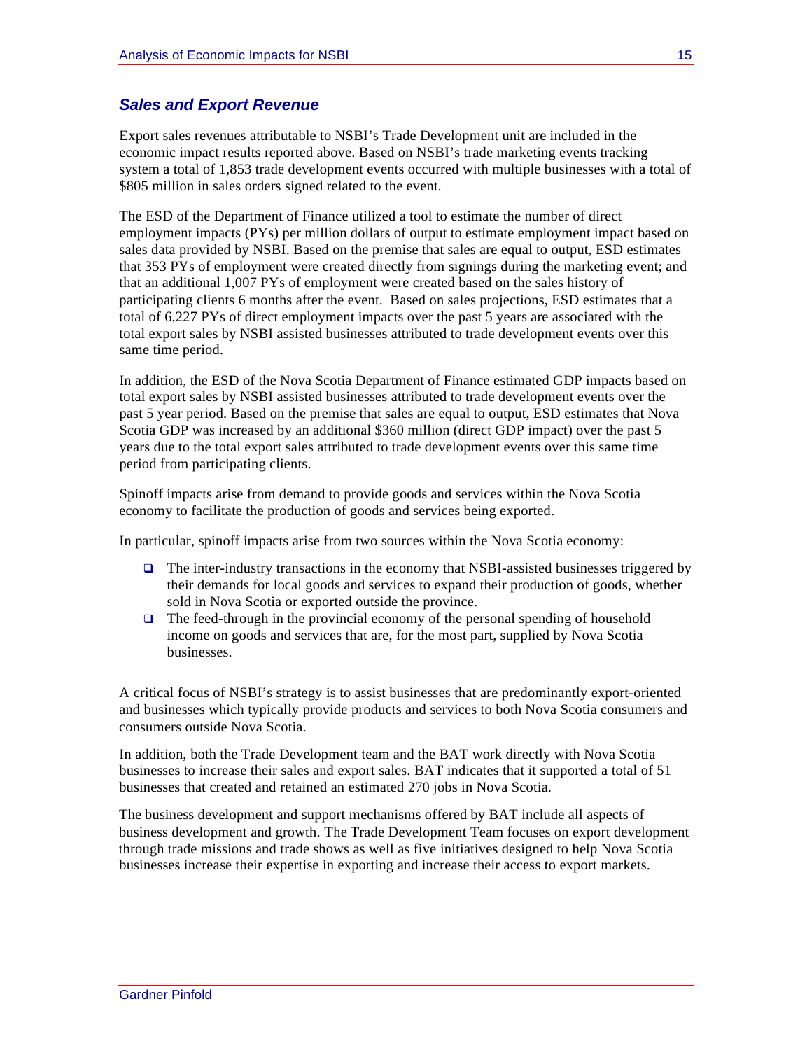## *Sales and Export Revenue*

Export sales revenues attributable to NSBI's Trade Development unit are included in the economic impact results reported above. Based on NSBI's trade marketing events tracking system a total of 1,853 trade development events occurred with multiple businesses with a total of $805 million in sales orders signed related to the event.

The ESD of the Department of Finance utilized a tool to estimate the number of direct employment impacts (PYs) per million dollars of output to estimate employment impact based on sales data provided by NSBI. Based on the premise that sales are equal to output, ESD estimates that 353 PYs of employment were created directly from signings during the marketing event; and that an additional 1,007 PYs of employment were created based on the sales history of participating clients 6 months after the event. Based on sales projections, ESD estimates that a total of 6,227 PYs of direct employment impacts over the past 5 years are associated with the total export sales by NSBI assisted businesses attributed to trade development events over this same time period.

In addition, the ESD of the Nova Scotia Department of Finance estimated GDP impacts based on total export sales by NSBI assisted businesses attributed to trade development events over the past 5 year period. Based on the premise that sales are equal to output, ESD estimates that Nova Scotia GDP was increased by an additional $360 million (direct GDP impact) over the past 5 years due to the total export sales attributed to trade development events over this same time period from participating clients.

Spinoff impacts arise from demand to provide goods and services within the Nova Scotia economy to facilitate the production of goods and services being exported.

In particular, spinoff impacts arise from two sources within the Nova Scotia economy:

- The inter-industry transactions in the economy that NSBI-assisted businesses triggered by their demands for local goods and services to expand their production of goods, whether sold in Nova Scotia or exported outside the province.
- The feed-through in the provincial economy of the personal spending of household income on goods and services that are, for the most part, supplied by Nova Scotia businesses.

A critical focus of NSBI's strategy is to assist businesses that are predominantly export-oriented and businesses which typically provide products and services to both Nova Scotia consumers and consumers outside Nova Scotia.

In addition, both the Trade Development team and the BAT work directly with Nova Scotia businesses to increase their sales and export sales. BAT indicates that it supported a total of 51 businesses that created and retained an estimated 270 jobs in Nova Scotia.

The business development and support mechanisms offered by BAT include all aspects of business development and growth. The Trade Development Team focuses on export development through trade missions and trade shows as well as five initiatives designed to help Nova Scotia businesses increase their expertise in exporting and increase their access to export markets.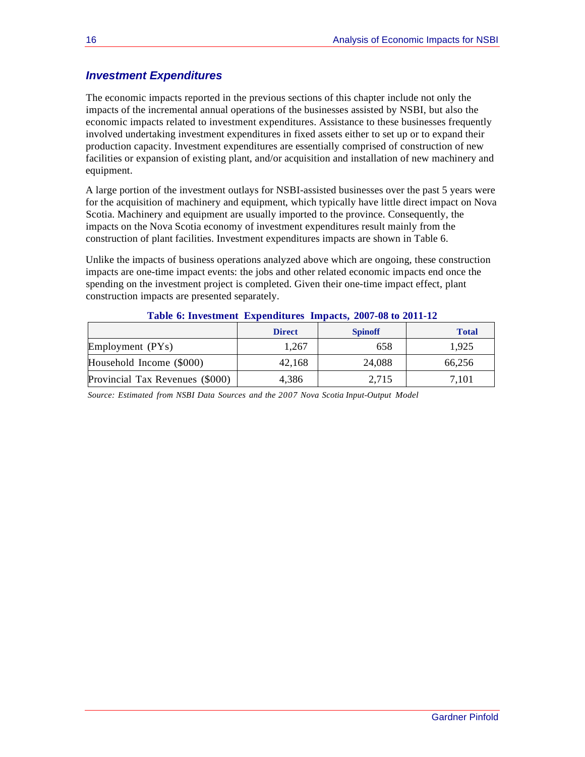## *Investment Expenditures*

The economic impacts reported in the previous sections of this chapter include not only the impacts of the incremental annual operations of the businesses assisted by NSBI, but also the economic impacts related to investment expenditures. Assistance to these businesses frequently involved undertaking investment expenditures in fixed assets either to set up or to expand their production capacity. Investment expenditures are essentially comprised of construction of new facilities or expansion of existing plant, and/or acquisition and installation of new machinery and equipment.

A large portion of the investment outlays for NSBI-assisted businesses over the past 5 years were for the acquisition of machinery and equipment, which typically have little direct impact on Nova Scotia. Machinery and equipment are usually imported to the province. Consequently, the impacts on the Nova Scotia economy of investment expenditures result mainly from the construction of plant facilities. Investment expenditures impacts are shown in Table 6.

Unlike the impacts of business operations analyzed above which are ongoing, these construction impacts are one-time impact events: the jobs and other related economic impacts end once the spending on the investment project is completed. Given their one-time impact effect, plant construction impacts are presented separately.

**Table 6: Investment Expenditures Impacts, 2007-08 to 2011-12**

| | Direct | Spinoff | Total |
|---|---|---|---|
| Employment (PYs) | 1,267 | 658 | 1,925 |
| Household Income ($000) | 42,168 | 24,088 | 66,256 |
| Provincial Tax Revenues ($000) | 4,386 | 2,715 | 7,101 |

*Source: Estimated from NSBI Data Sources and the 2007 Nova Scotia Input-Output Model*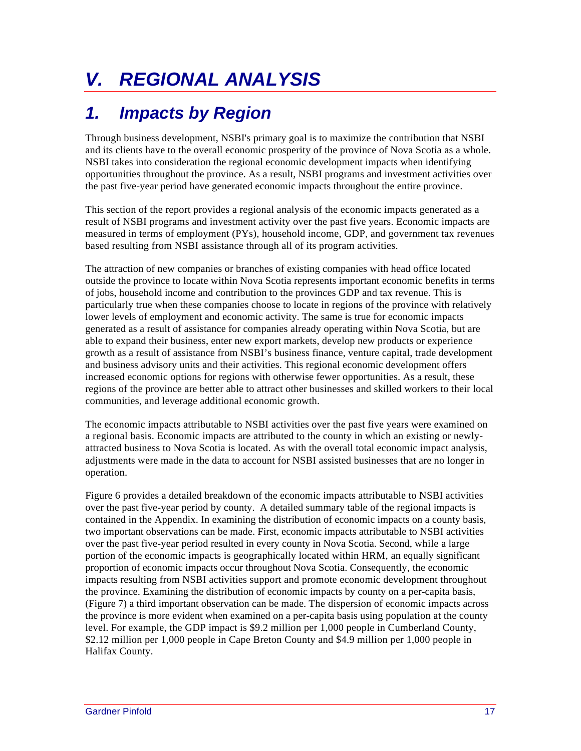# V. REGIONAL ANALYSIS

## 1. Impacts by Region

Through business development, NSBI's primary goal is to maximize the contribution that NSBI and its clients have to the overall economic prosperity of the province of Nova Scotia as a whole. NSBI takes into consideration the regional economic development impacts when identifying opportunities throughout the province. As a result, NSBI programs and investment activities over the past five-year period have generated economic impacts throughout the entire province.

This section of the report provides a regional analysis of the economic impacts generated as a result of NSBI programs and investment activity over the past five years. Economic impacts are measured in terms of employment (PYs), household income, GDP, and government tax revenues based resulting from NSBI assistance through all of its program activities.

The attraction of new companies or branches of existing companies with head office located outside the province to locate within Nova Scotia represents important economic benefits in terms of jobs, household income and contribution to the provinces GDP and tax revenue. This is particularly true when these companies choose to locate in regions of the province with relatively lower levels of employment and economic activity. The same is true for economic impacts generated as a result of assistance for companies already operating within Nova Scotia, but are able to expand their business, enter new export markets, develop new products or experience growth as a result of assistance from NSBI's business finance, venture capital, trade development and business advisory units and their activities. This regional economic development offers increased economic options for regions with otherwise fewer opportunities. As a result, these regions of the province are better able to attract other businesses and skilled workers to their local communities, and leverage additional economic growth.

The economic impacts attributable to NSBI activities over the past five years were examined on a regional basis. Economic impacts are attributed to the county in which an existing or newly-attracted business to Nova Scotia is located. As with the overall total economic impact analysis, adjustments were made in the data to account for NSBI assisted businesses that are no longer in operation.

Figure 6 provides a detailed breakdown of the economic impacts attributable to NSBI activities over the past five-year period by county. A detailed summary table of the regional impacts is contained in the Appendix. In examining the distribution of economic impacts on a county basis, two important observations can be made. First, economic impacts attributable to NSBI activities over the past five-year period resulted in every county in Nova Scotia. Second, while a large portion of the economic impacts is geographically located within HRM, an equally significant proportion of economic impacts occur throughout Nova Scotia. Consequently, the economic impacts resulting from NSBI activities support and promote economic development throughout the province. Examining the distribution of economic impacts by county on a per-capita basis, (Figure 7) a third important observation can be made. The dispersion of economic impacts across the province is more evident when examined on a per-capita basis using population at the county level. For example, the GDP impact is $9.2 million per 1,000 people in Cumberland County, $2.12 million per 1,000 people in Cape Breton County and $4.9 million per 1,000 people in Halifax County.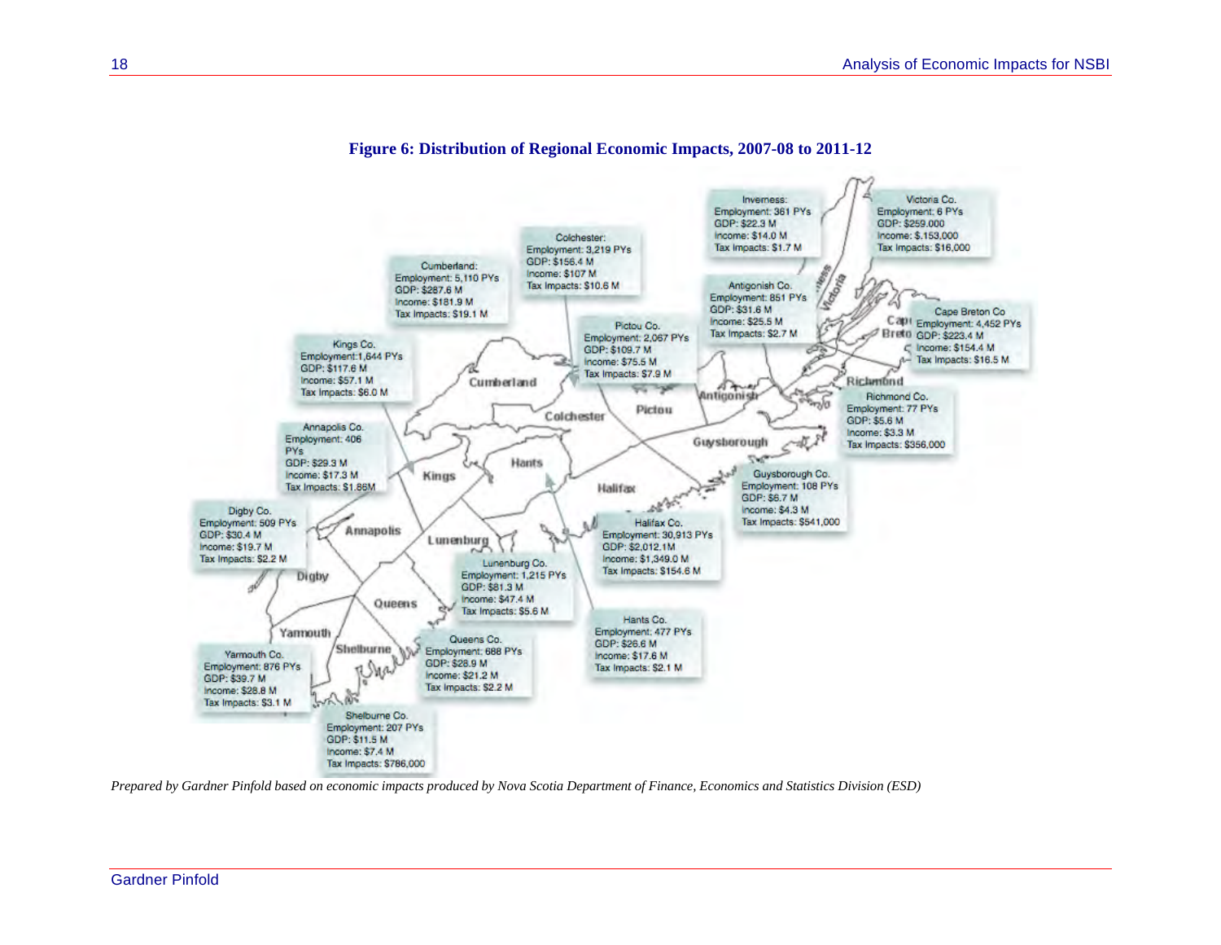**Figure 6: Distribution of Regional Economic Impacts, 2007-08 to 2011-12**

Inverness:
Employment: 361 PYs
GDP: $22.3 M
Income: $14.0 M
Tax Impacts: $1.7 M

Victoria Co.
Employment: 6 PYs
GDP: $259.000
Income: $.153,000
Tax Impacts: $16,000

Colchester:
Employment: 3,219 PYs
GDP: $156.4 M
Income: $107 M
Tax Impacts: $10.6 M

Cumberland:
Employment: 5,110 PYs
GDP: $287.6 M
Income: $181.9 M
Tax Impacts: $19.1 M

Antigonish Co.
Employment: 851 PYs
GDP: $31.6 M
Income: $25.5 M
Tax Impacts: $2.7 M

Cape Breton Co
Employment: 4,452 PYs
GDP: $223.4 M
Income: $154.4 M
Tax Impacts: $16.5 M

Pictou Co.
Employment: 2,067 PYs
GDP: $109.7 M
Income: $75.5 M
Tax Impacts: $7.9 M

Kings Co.
Employment:1,644 PYs
GDP: $117.6 M
Income: $57.1 M
Tax Impacts: $6.0 M

Richmond Co.
Employment: 77 PYs
GDP: $5.6 M
Income: $3.3 M
Tax Impacts: $356,000

Annapolis Co.
Employment: 406 PYs
GDP: $29.3 M
Income: $17.3 M
Tax Impacts: $1.86M

Guysborough Co.
Employment: 108 PYs
GDP: $6.7 M
Income: $4.3 M
Tax Impacts: $541,000

Digby Co.
Employment: 509 PYs
GDP: $30.4 M
Income: $19.7 M
Tax Impacts: $2.2 M

Halifax Co.
Employment: 30,913 PYs
GDP: $2,012.1M
Income: $1,349.0 M
Tax Impacts: $154.6 M

Lunenburg Co.
Employment: 1,215 PYs
GDP: $81.3 M
Income: $47.4 M
Tax Impacts: $5.6 M

Hants Co.
Employment: 477 PYs
GDP: $26.6 M
Income: $17.6 M
Tax Impacts: $2.1 M

Queens Co.
Employment: 688 PYs
GDP: $28.9 M
Income: $21.2 M
Tax Impacts: $2.2 M

Yarmouth Co.
Employment: 876 PYs
GDP: $39.7 M
Income: $28.8 M
Tax Impacts: $3.1 M

Shelburne Co.
Employment: 207 PYs
GDP: $11.5 M
Income: $7.4 M
Tax Impacts: $786,000

*Prepared by Gardner Pinfold based on economic impacts produced by Nova Scotia Department of Finance, Economics and Statistics Division (ESD)*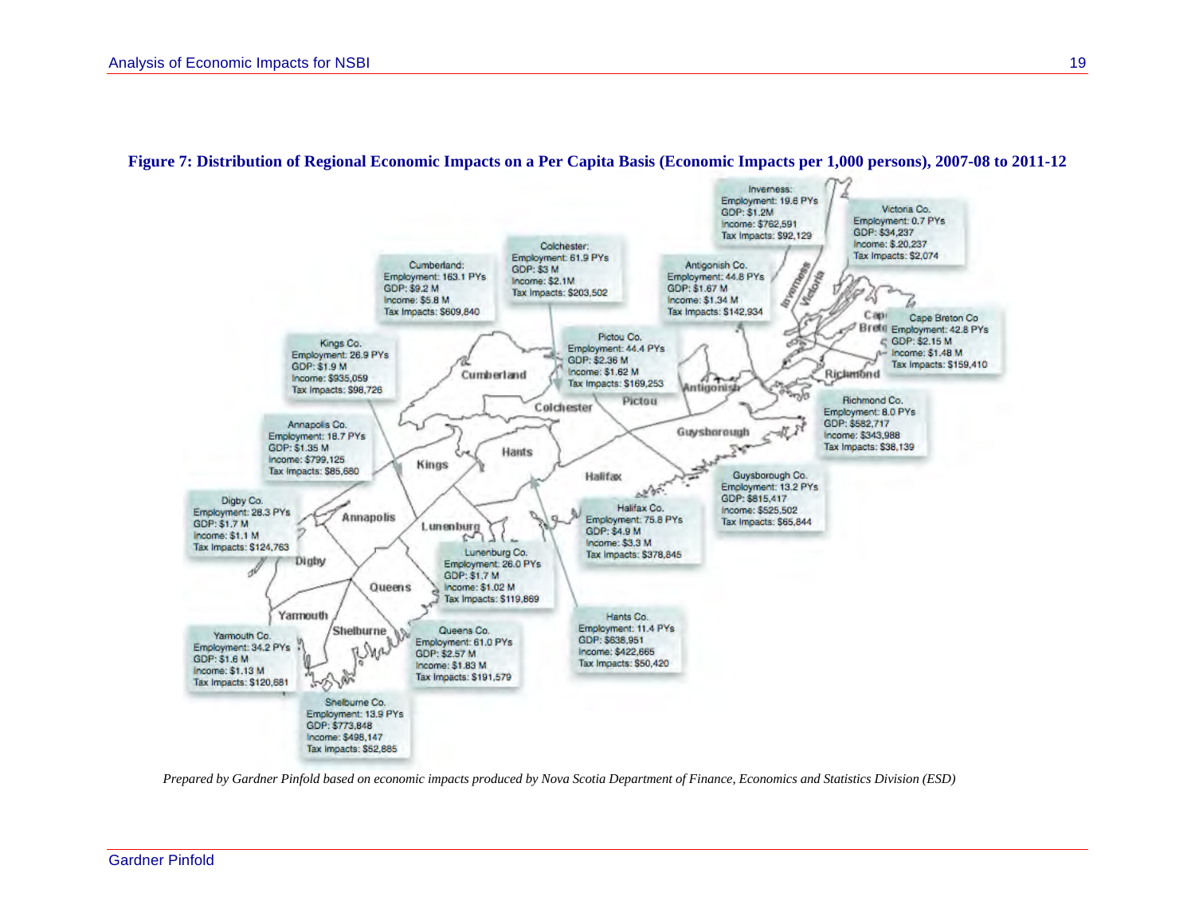**Figure 7: Distribution of Regional Economic Impacts on a Per Capita Basis (Economic Impacts per 1,000 persons), 2007-08 to 2011-12**

Inverness:
Employment: 19.6 PYs
GDP: $1.2M
Income: $762,591
Tax Impacts: $92,129

Victoria Co.
Employment: 0.7 PYs
GDP: $34,237
Income: $.20,237
Tax Impacts: $2,074

Colchester:
Employment: 61.9 PYs
GDP: $3 M
Income: $2.1M
Tax Impacts: $203,502

Cumberland:
Employment: 163.1 PYs
GDP: $9.2 M
Income: $5.8 M
Tax Impacts: $609,840

Antigonish Co.
Employment: 44.8 PYs
GDP: $1.67 M
Income: $1.34 M
Tax Impacts: $142,934

Cape Breton Co
Employment: 42.8 PYs
GDP: $2.15 M
Income: $1.48 M
Tax Impacts: $159,410

Kings Co.
Employment: 26.9 PYs
GDP: $1.9 M
Income: $935,059
Tax Impacts: $98,726

Pictou Co.
Employment: 44.4 PYs
GDP: $2.36 M
Income: $1.62 M
Tax Impacts: $169,253

Richmond Co.
Employment: 8.0 PYs
GDP: $582,717
Income: $343,988
Tax Impacts: $38,139

Annapolis Co.
Employment: 18.7 PYs
GDP: $1.35 M
Income: $799,125
Tax Impacts: $85,680

Guysborough Co.
Employment: 13.2 PYs
GDP: $815,417
Income: $525,502
Tax Impacts: $65,844

Digby Co.
Employment: 28.3 PYs
GDP: $1.7 M
Income: $1.1 M
Tax Impacts: $124,763

Halifax Co.
Employment: 75.8 PYs
GDP: $4.9 M
Income: $3.3 M
Tax Impacts: $378,845

Lunenburg Co.
Employment: 26.0 PYs
GDP: $1.7 M
Income: $1.02 M
Tax Impacts: $119,869

Hants Co.
Employment: 11.4 PYs
GDP: $638,951
Income: $422,665
Tax Impacts: $50,420

Yarmouth Co.
Employment: 34.2 PYs
GDP: $1.6 M
Income: $1.13 M
Tax Impacts: $120,681

Queens Co.
Employment: 61.0 PYs
GDP: $2.57 M
Income: $1.83 M
Tax Impacts: $191,579

Shelburne Co.
Employment: 13.9 PYs
GDP: $773,848
Income: $498,147
Tax Impacts: $52,885

*Prepared by Gardner Pinfold based on economic impacts produced by Nova Scotia Department of Finance, Economics and Statistics Division (ESD)*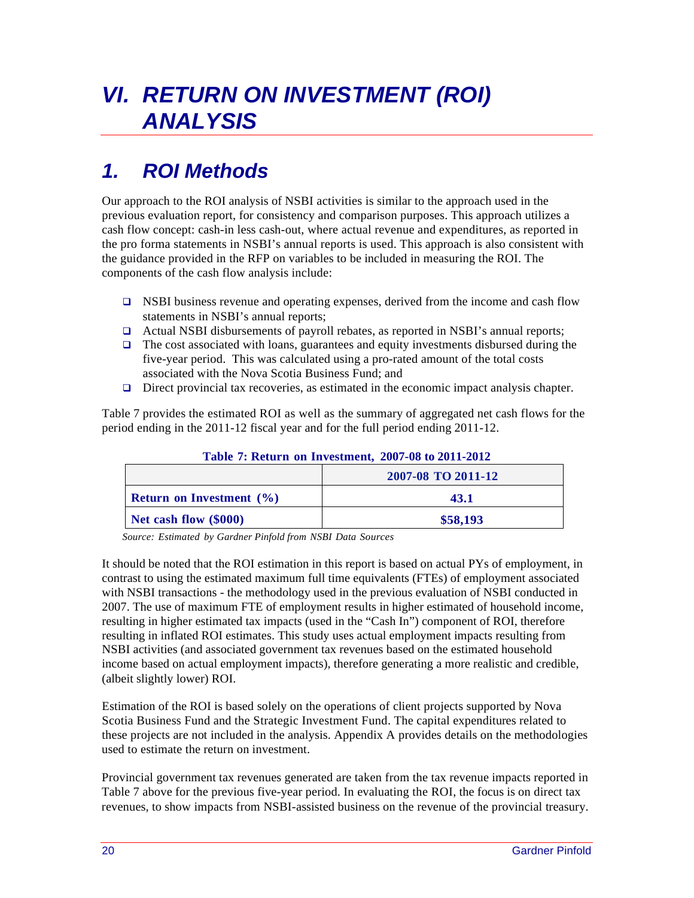# VI. RETURN ON INVESTMENT (ROI) ANALYSIS

## 1. ROI Methods

Our approach to the ROI analysis of NSBI activities is similar to the approach used in the previous evaluation report, for consistency and comparison purposes. This approach utilizes a cash flow concept: cash-in less cash-out, where actual revenue and expenditures, as reported in the pro forma statements in NSBI's annual reports is used. This approach is also consistent with the guidance provided in the RFP on variables to be included in measuring the ROI. The components of the cash flow analysis include:

- NSBI business revenue and operating expenses, derived from the income and cash flow statements in NSBI's annual reports;
- Actual NSBI disbursements of payroll rebates, as reported in NSBI's annual reports;
- The cost associated with loans, guarantees and equity investments disbursed during the five-year period. This was calculated using a pro-rated amount of the total costs associated with the Nova Scotia Business Fund; and
- Direct provincial tax recoveries, as estimated in the economic impact analysis chapter.

Table 7 provides the estimated ROI as well as the summary of aggregated net cash flows for the period ending in the 2011-12 fiscal year and for the full period ending 2011-12.

**Table 7: Return on Investment, 2007-08 to 2011-2012**

| | 2007-08 TO 2011-12 |
|---|---|
| **Return on Investment (%)** | **43.1** |
| **Net cash flow ($000)** | **$58,193** |

*Source: Estimated by Gardner Pinfold from NSBI Data Sources*

It should be noted that the ROI estimation in this report is based on actual PYs of employment, in contrast to using the estimated maximum full time equivalents (FTEs) of employment associated with NSBI transactions - the methodology used in the previous evaluation of NSBI conducted in 2007. The use of maximum FTE of employment results in higher estimated of household income, resulting in higher estimated tax impacts (used in the "Cash In") component of ROI, therefore resulting in inflated ROI estimates. This study uses actual employment impacts resulting from NSBI activities (and associated government tax revenues based on the estimated household income based on actual employment impacts), therefore generating a more realistic and credible, (albeit slightly lower) ROI.

Estimation of the ROI is based solely on the operations of client projects supported by Nova Scotia Business Fund and the Strategic Investment Fund. The capital expenditures related to these projects are not included in the analysis. Appendix A provides details on the methodologies used to estimate the return on investment.

Provincial government tax revenues generated are taken from the tax revenue impacts reported in Table 7 above for the previous five-year period. In evaluating the ROI, the focus is on direct tax revenues, to show impacts from NSBI-assisted business on the revenue of the provincial treasury.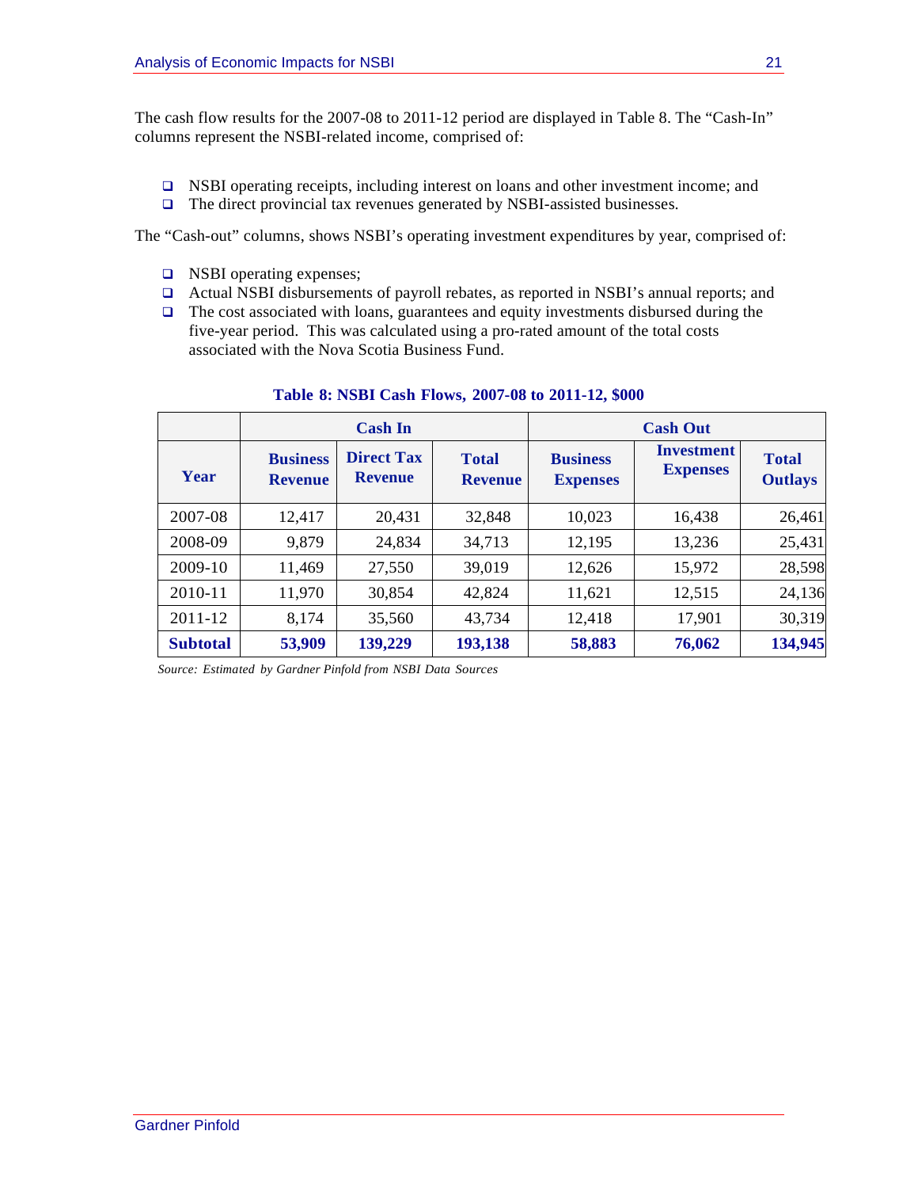The cash flow results for the 2007-08 to 2011-12 period are displayed in Table 8. The "Cash-In" columns represent the NSBI-related income, comprised of:

- NSBI operating receipts, including interest on loans and other investment income; and
- The direct provincial tax revenues generated by NSBI-assisted businesses.

The "Cash-out" columns, shows NSBI's operating investment expenditures by year, comprised of:

- NSBI operating expenses;
- Actual NSBI disbursements of payroll rebates, as reported in NSBI's annual reports; and
- The cost associated with loans, guarantees and equity investments disbursed during the five-year period. This was calculated using a pro-rated amount of the total costs associated with the Nova Scotia Business Fund.

**Table 8: NSBI Cash Flows, 2007-08 to 2011-12, $000**

| | Cash In | | | Cash Out | | |
|---|---|---|---|---|---|---|
| **Year** | **Business Revenue** | **Direct Tax Revenue** | **Total Revenue** | **Business Expenses** | **Investment Expenses** | **Total Outlays** |
| 2007-08 | 12,417 | 20,431 | 32,848 | 10,023 | 16,438 | 26,461 |
| 2008-09 | 9,879 | 24,834 | 34,713 | 12,195 | 13,236 | 25,431 |
| 2009-10 | 11,469 | 27,550 | 39,019 | 12,626 | 15,972 | 28,598 |
| 2010-11 | 11,970 | 30,854 | 42,824 | 11,621 | 12,515 | 24,136 |
| 2011-12 | 8,174 | 35,560 | 43,734 | 12,418 | 17,901 | 30,319 |
| **Subtotal** | **53,909** | **139,229** | **193,138** | **58,883** | **76,062** | **134,945** |

*Source: Estimated by Gardner Pinfold from NSBI Data Sources*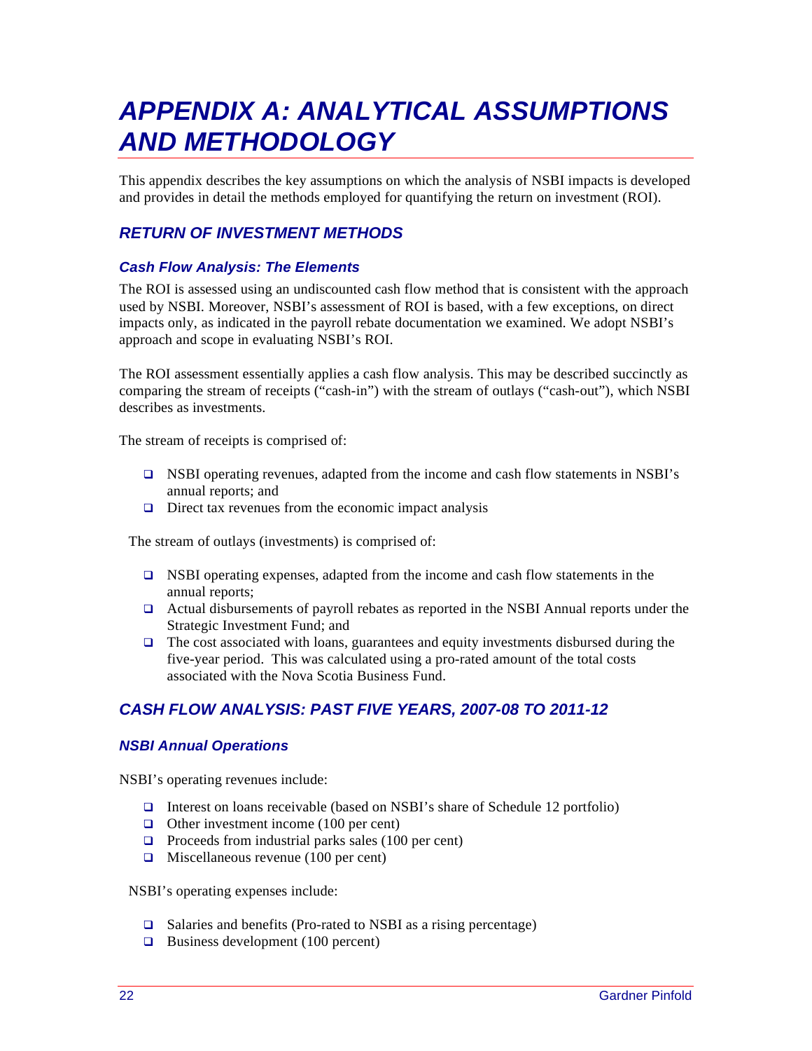# *APPENDIX A: ANALYTICAL ASSUMPTIONS AND METHODOLOGY*

This appendix describes the key assumptions on which the analysis of NSBI impacts is developed and provides in detail the methods employed for quantifying the return on investment (ROI).

## *RETURN OF INVESTMENT METHODS*

### *Cash Flow Analysis: The Elements*

The ROI is assessed using an undiscounted cash flow method that is consistent with the approach used by NSBI. Moreover, NSBI's assessment of ROI is based, with a few exceptions, on direct impacts only, as indicated in the payroll rebate documentation we examined. We adopt NSBI's approach and scope in evaluating NSBI's ROI.

The ROI assessment essentially applies a cash flow analysis. This may be described succinctly as comparing the stream of receipts ("cash-in") with the stream of outlays ("cash-out"), which NSBI describes as investments.

The stream of receipts is comprised of:

- NSBI operating revenues, adapted from the income and cash flow statements in NSBI's annual reports; and
- Direct tax revenues from the economic impact analysis

The stream of outlays (investments) is comprised of:

- NSBI operating expenses, adapted from the income and cash flow statements in the annual reports;
- Actual disbursements of payroll rebates as reported in the NSBI Annual reports under the Strategic Investment Fund; and
- The cost associated with loans, guarantees and equity investments disbursed during the five-year period. This was calculated using a pro-rated amount of the total costs associated with the Nova Scotia Business Fund.

## *CASH FLOW ANALYSIS: PAST FIVE YEARS, 2007-08 TO 2011-12*

### *NSBI Annual Operations*

NSBI's operating revenues include:

- Interest on loans receivable (based on NSBI's share of Schedule 12 portfolio)
- Other investment income (100 per cent)
- Proceeds from industrial parks sales (100 per cent)
- Miscellaneous revenue (100 per cent)

NSBI's operating expenses include:

- Salaries and benefits (Pro-rated to NSBI as a rising percentage)
- Business development (100 percent)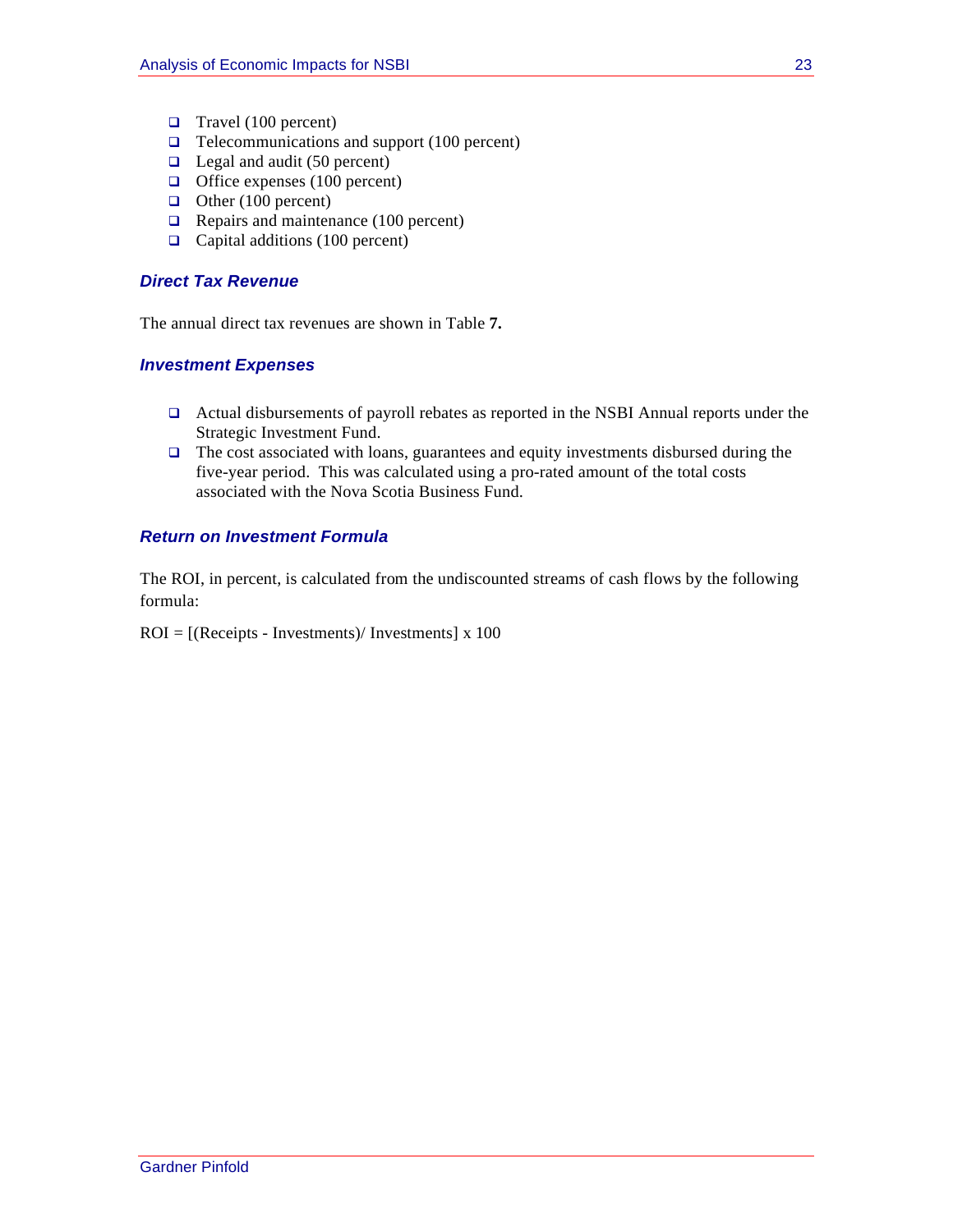- Travel (100 percent)
- Telecommunications and support (100 percent)
- Legal and audit (50 percent)
- Office expenses (100 percent)
- Other (100 percent)
- Repairs and maintenance (100 percent)
- Capital additions (100 percent)

### *Direct Tax Revenue*

The annual direct tax revenues are shown in Table **7.**

### *Investment Expenses*

- Actual disbursements of payroll rebates as reported in the NSBI Annual reports under the Strategic Investment Fund.
- The cost associated with loans, guarantees and equity investments disbursed during the five-year period. This was calculated using a pro-rated amount of the total costs associated with the Nova Scotia Business Fund.

### *Return on Investment Formula*

The ROI, in percent, is calculated from the undiscounted streams of cash flows by the following formula:

ROI = [(Receipts - Investments)/ Investments] x 100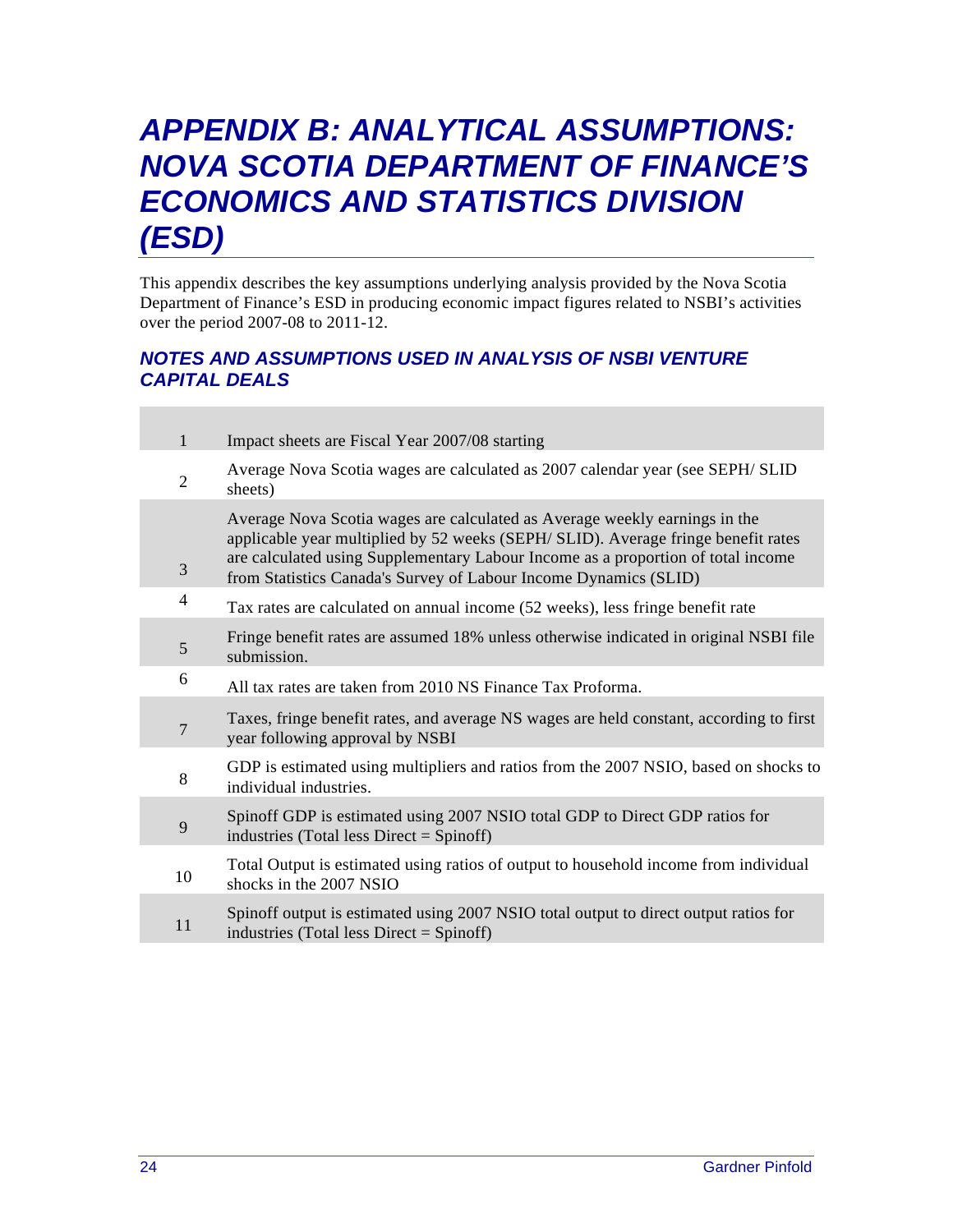# APPENDIX B: ANALYTICAL ASSUMPTIONS: NOVA SCOTIA DEPARTMENT OF FINANCE'S ECONOMICS AND STATISTICS DIVISION (ESD)

This appendix describes the key assumptions underlying analysis provided by the Nova Scotia Department of Finance's ESD in producing economic impact figures related to NSBI's activities over the period 2007-08 to 2011-12.

## NOTES AND ASSUMPTIONS USED IN ANALYSIS OF NSBI VENTURE CAPITAL DEALS

| | |
|---|---|
| 1 | Impact sheets are Fiscal Year 2007/08 starting |
| 2 | Average Nova Scotia wages are calculated as 2007 calendar year (see SEPH/ SLID sheets) |
| 3 | Average Nova Scotia wages are calculated as Average weekly earnings in the applicable year multiplied by 52 weeks (SEPH/ SLID). Average fringe benefit rates are calculated using Supplementary Labour Income as a proportion of total income from Statistics Canada's Survey of Labour Income Dynamics (SLID) |
| 4 | Tax rates are calculated on annual income (52 weeks), less fringe benefit rate |
| 5 | Fringe benefit rates are assumed 18% unless otherwise indicated in original NSBI file submission. |
| 6 | All tax rates are taken from 2010 NS Finance Tax Proforma. |
| 7 | Taxes, fringe benefit rates, and average NS wages are held constant, according to first year following approval by NSBI |
| 8 | GDP is estimated using multipliers and ratios from the 2007 NSIO, based on shocks to individual industries. |
| 9 | Spinoff GDP is estimated using 2007 NSIO total GDP to Direct GDP ratios for industries (Total less Direct = Spinoff) |
| 10 | Total Output is estimated using ratios of output to household income from individual shocks in the 2007 NSIO |
| 11 | Spinoff output is estimated using 2007 NSIO total output to direct output ratios for industries (Total less Direct = Spinoff) |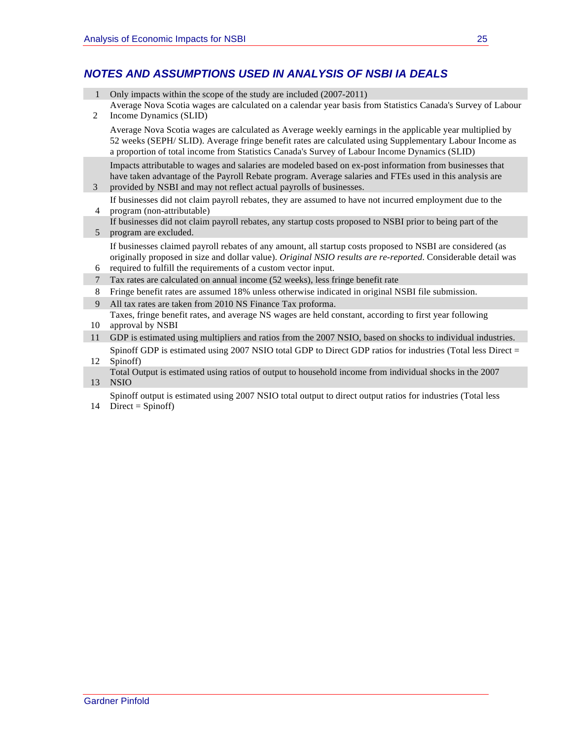## NOTES AND ASSUMPTIONS USED IN ANALYSIS OF NSBI IA DEALS

| | |
|---|---|
| 1 | Only impacts within the scope of the study are included (2007-2011) |
| 2 | Average Nova Scotia wages are calculated on a calendar year basis from Statistics Canada's Survey of Labour Income Dynamics (SLID) |
| | Average Nova Scotia wages are calculated as Average weekly earnings in the applicable year multiplied by 52 weeks (SEPH/ SLID). Average fringe benefit rates are calculated using Supplementary Labour Income as a proportion of total income from Statistics Canada's Survey of Labour Income Dynamics (SLID) |
| 3 | Impacts attributable to wages and salaries are modeled based on ex-post information from businesses that have taken advantage of the Payroll Rebate program. Average salaries and FTEs used in this analysis are provided by NSBI and may not reflect actual payrolls of businesses. |
| 4 | If businesses did not claim payroll rebates, they are assumed to have not incurred employment due to the program (non-attributable) |
| 5 | If businesses did not claim payroll rebates, any startup costs proposed to NSBI prior to being part of the program are excluded. |
| 6 | If businesses claimed payroll rebates of any amount, all startup costs proposed to NSBI are considered (as originally proposed in size and dollar value). *Original NSIO results are re-reported.* Considerable detail was required to fulfill the requirements of a custom vector input. |
| 7 | Tax rates are calculated on annual income (52 weeks), less fringe benefit rate |
| 8 | Fringe benefit rates are assumed 18% unless otherwise indicated in original NSBI file submission. |
| 9 | All tax rates are taken from 2010 NS Finance Tax proforma. |
| 10 | Taxes, fringe benefit rates, and average NS wages are held constant, according to first year following approval by NSBI |
| 11 | GDP is estimated using multipliers and ratios from the 2007 NSIO, based on shocks to individual industries. |
| 12 | Spinoff GDP is estimated using 2007 NSIO total GDP to Direct GDP ratios for industries (Total less Direct = Spinoff) |
| 13 | Total Output is estimated using ratios of output to household income from individual shocks in the 2007 NSIO |
| 14 | Spinoff output is estimated using 2007 NSIO total output to direct output ratios for industries (Total less Direct = Spinoff) |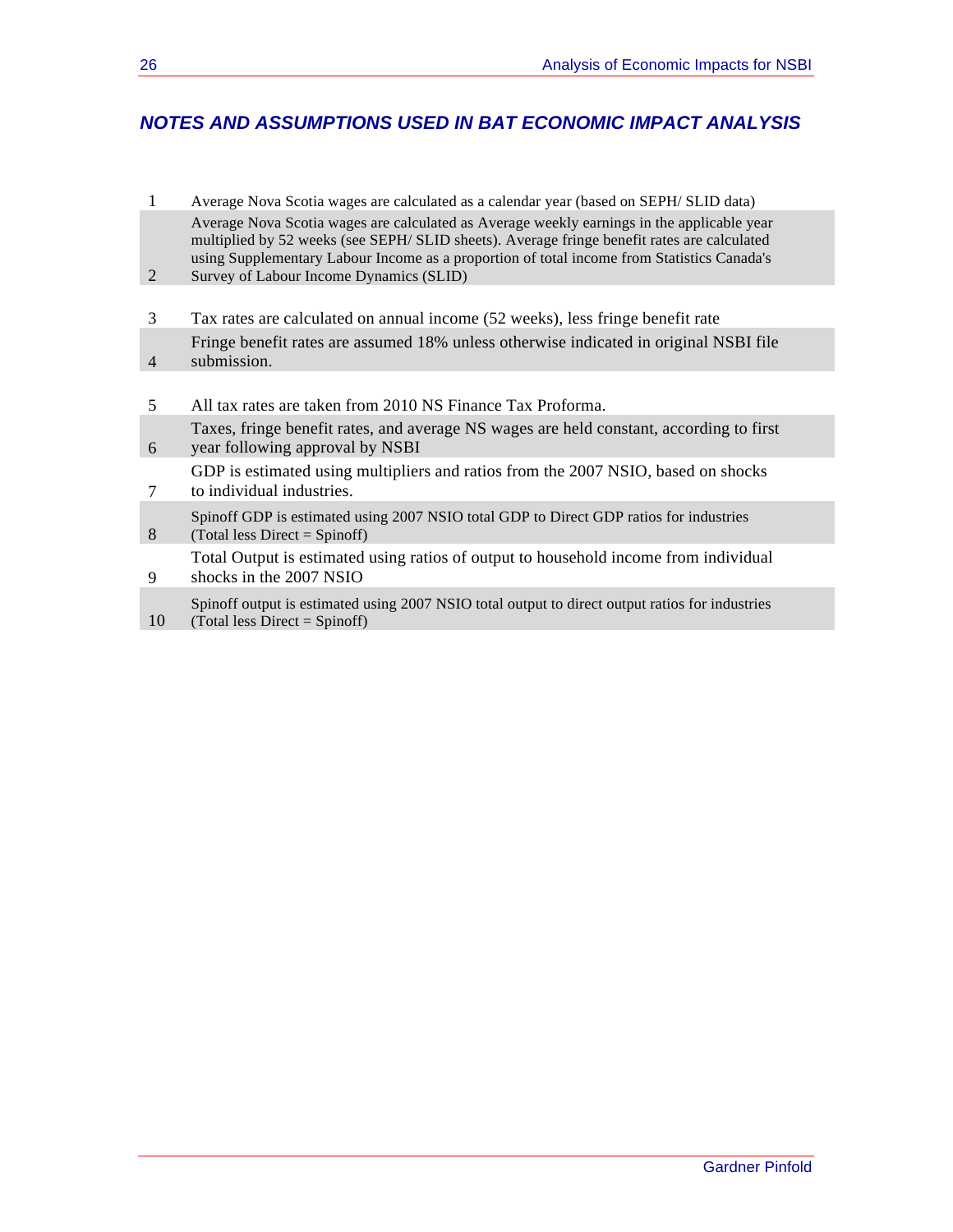## NOTES AND ASSUMPTIONS USED IN BAT ECONOMIC IMPACT ANALYSIS

| | |
|---|---|
| 1 | Average Nova Scotia wages are calculated as a calendar year (based on SEPH/ SLID data) |
| 2 | Average Nova Scotia wages are calculated as Average weekly earnings in the applicable year multiplied by 52 weeks (see SEPH/ SLID sheets). Average fringe benefit rates are calculated using Supplementary Labour Income as a proportion of total income from Statistics Canada's Survey of Labour Income Dynamics (SLID) |
| 3 | Tax rates are calculated on annual income (52 weeks), less fringe benefit rate |
| 4 | Fringe benefit rates are assumed 18% unless otherwise indicated in original NSBI file submission. |
| 5 | All tax rates are taken from 2010 NS Finance Tax Proforma. |
| 6 | Taxes, fringe benefit rates, and average NS wages are held constant, according to first year following approval by NSBI |
| 7 | GDP is estimated using multipliers and ratios from the 2007 NSIO, based on shocks to individual industries. |
| 8 | Spinoff GDP is estimated using 2007 NSIO total GDP to Direct GDP ratios for industries (Total less Direct = Spinoff) |
| 9 | Total Output is estimated using ratios of output to household income from individual shocks in the 2007 NSIO |
| 10 | Spinoff output is estimated using 2007 NSIO total output to direct output ratios for industries (Total less Direct = Spinoff) |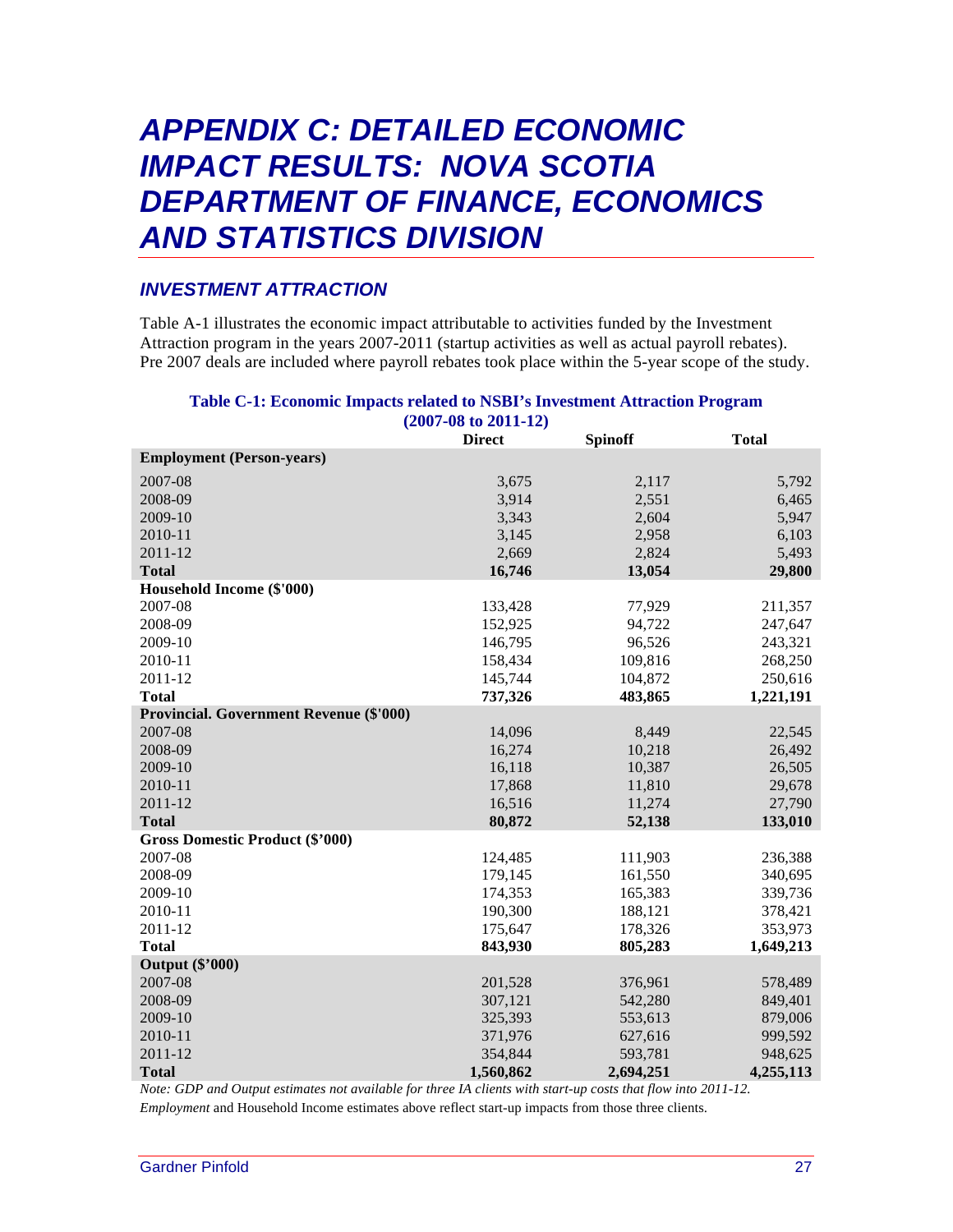# APPENDIX C: DETAILED ECONOMIC IMPACT RESULTS: NOVA SCOTIA DEPARTMENT OF FINANCE, ECONOMICS AND STATISTICS DIVISION

## *INVESTMENT ATTRACTION*

Table A-1 illustrates the economic impact attributable to activities funded by the Investment Attraction program in the years 2007-2011 (startup activities as well as actual payroll rebates). Pre 2007 deals are included where payroll rebates took place within the 5-year scope of the study.

**Table C-1: Economic Impacts related to NSBI's Investment Attraction Program (2007-08 to 2011-12)**

| | Direct | Spinoff | Total |
|---|---|---|---|
| **Employment (Person-years)** | | | |
| 2007-08 | 3,675 | 2,117 | 5,792 |
| 2008-09 | 3,914 | 2,551 | 6,465 |
| 2009-10 | 3,343 | 2,604 | 5,947 |
| 2010-11 | 3,145 | 2,958 | 6,103 |
| 2011-12 | 2,669 | 2,824 | 5,493 |
| **Total** | **16,746** | **13,054** | **29,800** |
| **Household Income ($'000)** | | | |
| 2007-08 | 133,428 | 77,929 | 211,357 |
| 2008-09 | 152,925 | 94,722 | 247,647 |
| 2009-10 | 146,795 | 96,526 | 243,321 |
| 2010-11 | 158,434 | 109,816 | 268,250 |
| 2011-12 | 145,744 | 104,872 | 250,616 |
| **Total** | **737,326** | **483,865** | **1,221,191** |
| **Provincial. Government Revenue ($'000)** | | | |
| 2007-08 | 14,096 | 8,449 | 22,545 |
| 2008-09 | 16,274 | 10,218 | 26,492 |
| 2009-10 | 16,118 | 10,387 | 26,505 |
| 2010-11 | 17,868 | 11,810 | 29,678 |
| 2011-12 | 16,516 | 11,274 | 27,790 |
| **Total** | **80,872** | **52,138** | **133,010** |
| **Gross Domestic Product ($'000)** | | | |
| 2007-08 | 124,485 | 111,903 | 236,388 |
| 2008-09 | 179,145 | 161,550 | 340,695 |
| 2009-10 | 174,353 | 165,383 | 339,736 |
| 2010-11 | 190,300 | 188,121 | 378,421 |
| 2011-12 | 175,647 | 178,326 | 353,973 |
| **Total** | **843,930** | **805,283** | **1,649,213** |
| **Output ($'000)** | | | |
| 2007-08 | 201,528 | 376,961 | 578,489 |
| 2008-09 | 307,121 | 542,280 | 849,401 |
| 2009-10 | 325,393 | 553,613 | 879,006 |
| 2010-11 | 371,976 | 627,616 | 999,592 |
| 2011-12 | 354,844 | 593,781 | 948,625 |
| **Total** | **1,560,862** | **2,694,251** | **4,255,113** |

*Note: GDP and Output estimates not available for three IA clients with start-up costs that flow into 2011-12.*

*Employment* and Household Income estimates above reflect start-up impacts from those three clients.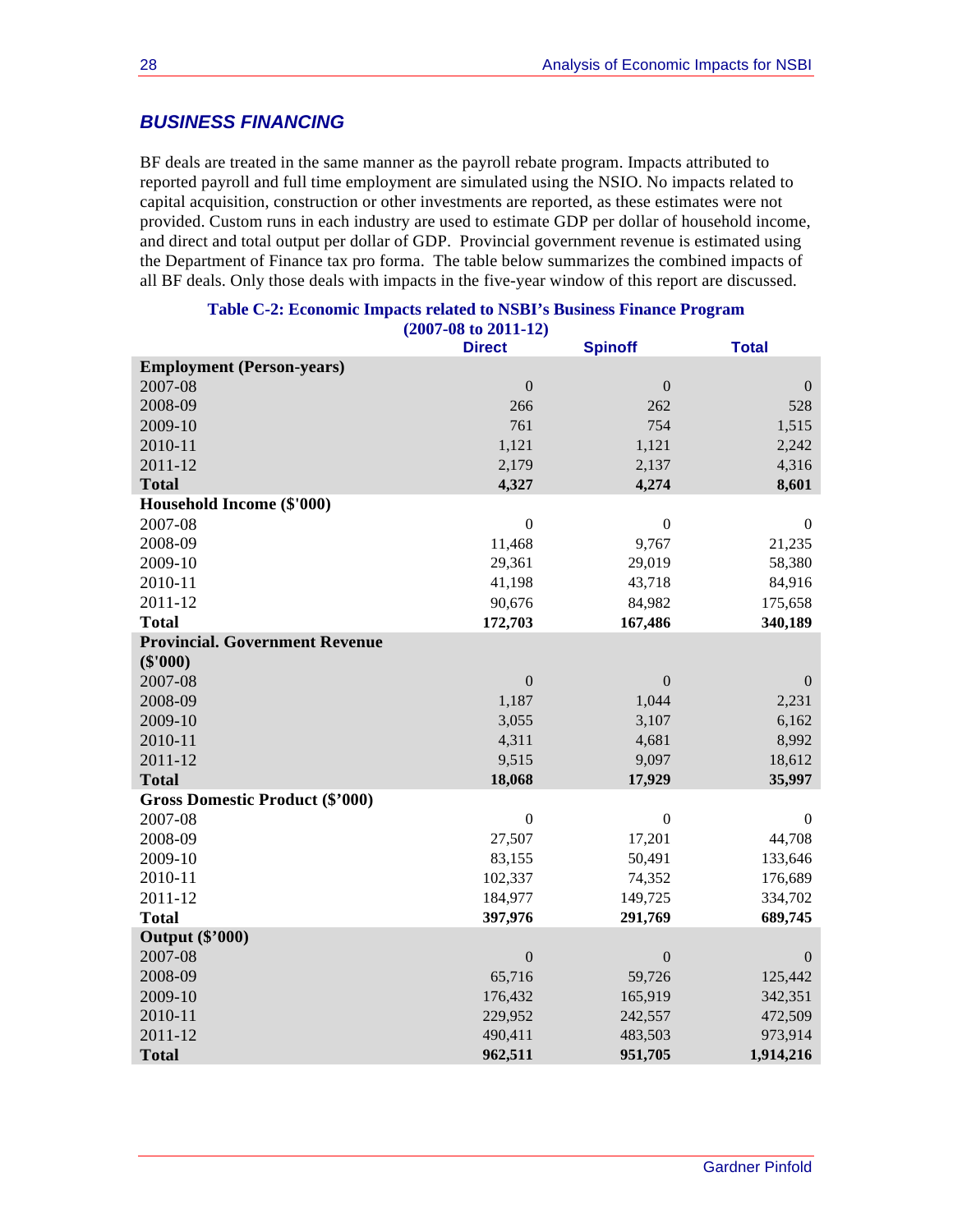## *BUSINESS FINANCING*

BF deals are treated in the same manner as the payroll rebate program. Impacts attributed to reported payroll and full time employment are simulated using the NSIO. No impacts related to capital acquisition, construction or other investments are reported, as these estimates were not provided. Custom runs in each industry are used to estimate GDP per dollar of household income, and direct and total output per dollar of GDP. Provincial government revenue is estimated using the Department of Finance tax pro forma. The table below summarizes the combined impacts of all BF deals. Only those deals with impacts in the five-year window of this report are discussed.

**Table C-2: Economic Impacts related to NSBI's Business Finance Program (2007-08 to 2011-12)**

| | Direct | Spinoff | Total |
|---|---|---|---|
| **Employment (Person-years)** | | | |
| 2007-08 | 0 | 0 | 0 |
| 2008-09 | 266 | 262 | 528 |
| 2009-10 | 761 | 754 | 1,515 |
| 2010-11 | 1,121 | 1,121 | 2,242 |
| 2011-12 | 2,179 | 2,137 | 4,316 |
| **Total** | **4,327** | **4,274** | **8,601** |
| **Household Income ($'000)** | | | |
| 2007-08 | 0 | 0 | 0 |
| 2008-09 | 11,468 | 9,767 | 21,235 |
| 2009-10 | 29,361 | 29,019 | 58,380 |
| 2010-11 | 41,198 | 43,718 | 84,916 |
| 2011-12 | 90,676 | 84,982 | 175,658 |
| **Total** | **172,703** | **167,486** | **340,189** |
| **Provincial. Government Revenue ($'000)** | | | |
| 2007-08 | 0 | 0 | 0 |
| 2008-09 | 1,187 | 1,044 | 2,231 |
| 2009-10 | 3,055 | 3,107 | 6,162 |
| 2010-11 | 4,311 | 4,681 | 8,992 |
| 2011-12 | 9,515 | 9,097 | 18,612 |
| **Total** | **18,068** | **17,929** | **35,997** |
| **Gross Domestic Product ($'000)** | | | |
| 2007-08 | 0 | 0 | 0 |
| 2008-09 | 27,507 | 17,201 | 44,708 |
| 2009-10 | 83,155 | 50,491 | 133,646 |
| 2010-11 | 102,337 | 74,352 | 176,689 |
| 2011-12 | 184,977 | 149,725 | 334,702 |
| **Total** | **397,976** | **291,769** | **689,745** |
| **Output ($'000)** | | | |
| 2007-08 | 0 | 0 | 0 |
| 2008-09 | 65,716 | 59,726 | 125,442 |
| 2009-10 | 176,432 | 165,919 | 342,351 |
| 2010-11 | 229,952 | 242,557 | 472,509 |
| 2011-12 | 490,411 | 483,503 | 973,914 |
| **Total** | **962,511** | **951,705** | **1,914,216** |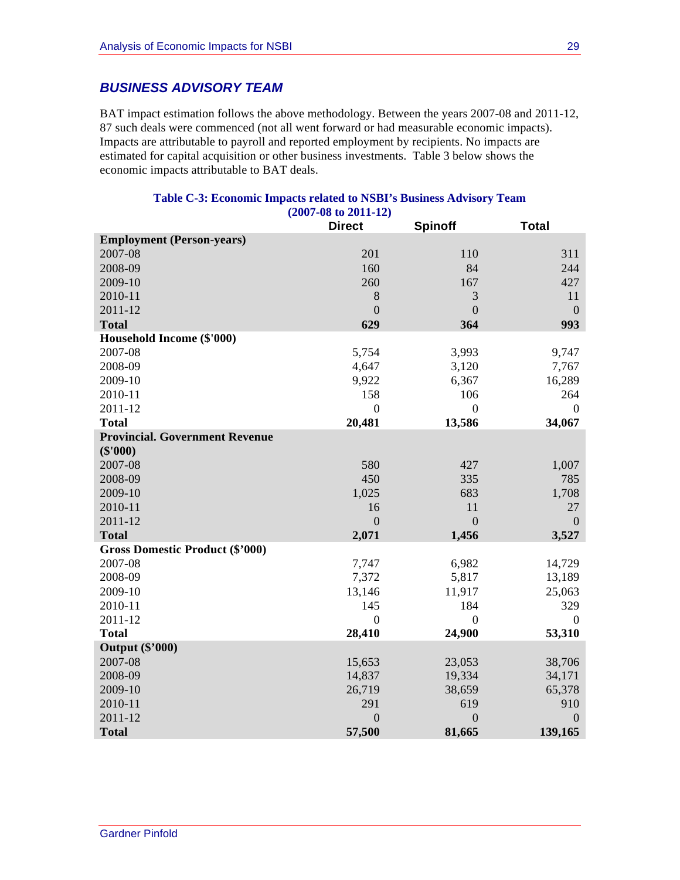## BUSINESS ADVISORY TEAM

BAT impact estimation follows the above methodology. Between the years 2007-08 and 2011-12, 87 such deals were commenced (not all went forward or had measurable economic impacts). Impacts are attributable to payroll and reported employment by recipients. No impacts are estimated for capital acquisition or other business investments. Table 3 below shows the economic impacts attributable to BAT deals.

**Table C-3: Economic Impacts related to NSBI's Business Advisory Team (2007-08 to 2011-12)**

| | Direct | Spinoff | Total |
|---|---|---|---|
| **Employment (Person-years)** | | | |
| 2007-08 | 201 | 110 | 311 |
| 2008-09 | 160 | 84 | 244 |
| 2009-10 | 260 | 167 | 427 |
| 2010-11 | 8 | 3 | 11 |
| 2011-12 | 0 | 0 | 0 |
| **Total** | **629** | **364** | **993** |
| **Household Income ($'000)** | | | |
| 2007-08 | 5,754 | 3,993 | 9,747 |
| 2008-09 | 4,647 | 3,120 | 7,767 |
| 2009-10 | 9,922 | 6,367 | 16,289 |
| 2010-11 | 158 | 106 | 264 |
| 2011-12 | 0 | 0 | 0 |
| **Total** | **20,481** | **13,586** | **34,067** |
| **Provincial. Government Revenue ($'000)** | | | |
| 2007-08 | 580 | 427 | 1,007 |
| 2008-09 | 450 | 335 | 785 |
| 2009-10 | 1,025 | 683 | 1,708 |
| 2010-11 | 16 | 11 | 27 |
| 2011-12 | 0 | 0 | 0 |
| **Total** | **2,071** | **1,456** | **3,527** |
| **Gross Domestic Product ($'000)** | | | |
| 2007-08 | 7,747 | 6,982 | 14,729 |
| 2008-09 | 7,372 | 5,817 | 13,189 |
| 2009-10 | 13,146 | 11,917 | 25,063 |
| 2010-11 | 145 | 184 | 329 |
| 2011-12 | 0 | 0 | 0 |
| **Total** | **28,410** | **24,900** | **53,310** |
| **Output ($'000)** | | | |
| 2007-08 | 15,653 | 23,053 | 38,706 |
| 2008-09 | 14,837 | 19,334 | 34,171 |
| 2009-10 | 26,719 | 38,659 | 65,378 |
| 2010-11 | 291 | 619 | 910 |
| 2011-12 | 0 | 0 | 0 |
| **Total** | **57,500** | **81,665** | **139,165** |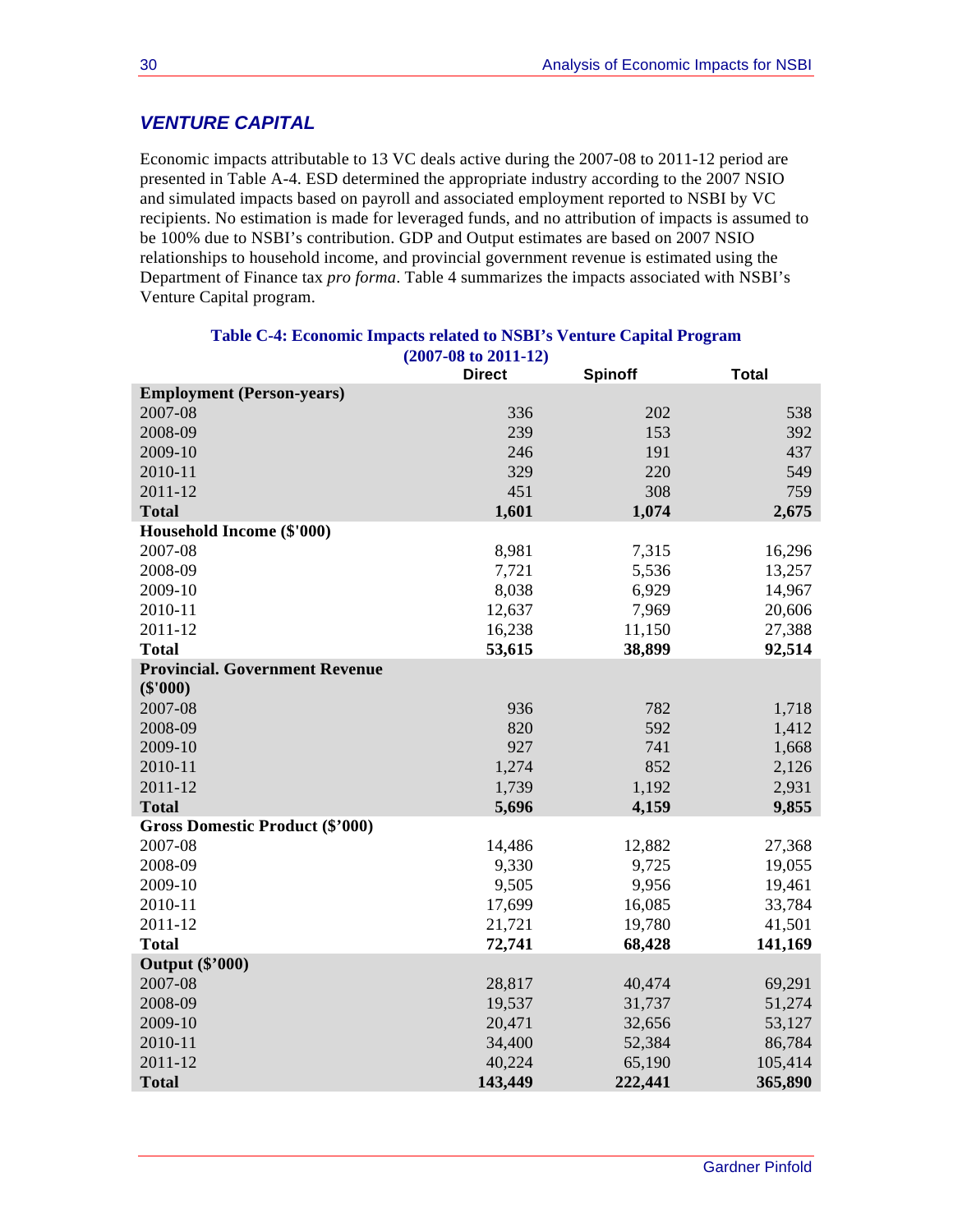## *VENTURE CAPITAL*

Economic impacts attributable to 13 VC deals active during the 2007-08 to 2011-12 period are presented in Table A-4. ESD determined the appropriate industry according to the 2007 NSIO and simulated impacts based on payroll and associated employment reported to NSBI by VC recipients. No estimation is made for leveraged funds, and no attribution of impacts is assumed to be 100% due to NSBI's contribution. GDP and Output estimates are based on 2007 NSIO relationships to household income, and provincial government revenue is estimated using the Department of Finance tax *pro forma*. Table 4 summarizes the impacts associated with NSBI's Venture Capital program.

**Table C-4: Economic Impacts related to NSBI's Venture Capital Program (2007-08 to 2011-12)**

| | Direct | Spinoff | Total |
|---|---|---|---|
| **Employment (Person-years)** | | | |
| 2007-08 | 336 | 202 | 538 |
| 2008-09 | 239 | 153 | 392 |
| 2009-10 | 246 | 191 | 437 |
| 2010-11 | 329 | 220 | 549 |
| 2011-12 | 451 | 308 | 759 |
| **Total** | **1,601** | **1,074** | **2,675** |
| **Household Income ($'000)** | | | |
| 2007-08 | 8,981 | 7,315 | 16,296 |
| 2008-09 | 7,721 | 5,536 | 13,257 |
| 2009-10 | 8,038 | 6,929 | 14,967 |
| 2010-11 | 12,637 | 7,969 | 20,606 |
| 2011-12 | 16,238 | 11,150 | 27,388 |
| **Total** | **53,615** | **38,899** | **92,514** |
| **Provincial. Government Revenue ($'000)** | | | |
| 2007-08 | 936 | 782 | 1,718 |
| 2008-09 | 820 | 592 | 1,412 |
| 2009-10 | 927 | 741 | 1,668 |
| 2010-11 | 1,274 | 852 | 2,126 |
| 2011-12 | 1,739 | 1,192 | 2,931 |
| **Total** | **5,696** | **4,159** | **9,855** |
| **Gross Domestic Product ($'000)** | | | |
| 2007-08 | 14,486 | 12,882 | 27,368 |
| 2008-09 | 9,330 | 9,725 | 19,055 |
| 2009-10 | 9,505 | 9,956 | 19,461 |
| 2010-11 | 17,699 | 16,085 | 33,784 |
| 2011-12 | 21,721 | 19,780 | 41,501 |
| **Total** | **72,741** | **68,428** | **141,169** |
| **Output ($'000)** | | | |
| 2007-08 | 28,817 | 40,474 | 69,291 |
| 2008-09 | 19,537 | 31,737 | 51,274 |
| 2009-10 | 20,471 | 32,656 | 53,127 |
| 2010-11 | 34,400 | 52,384 | 86,784 |
| 2011-12 | 40,224 | 65,190 | 105,414 |
| **Total** | **143,449** | **222,441** | **365,890** |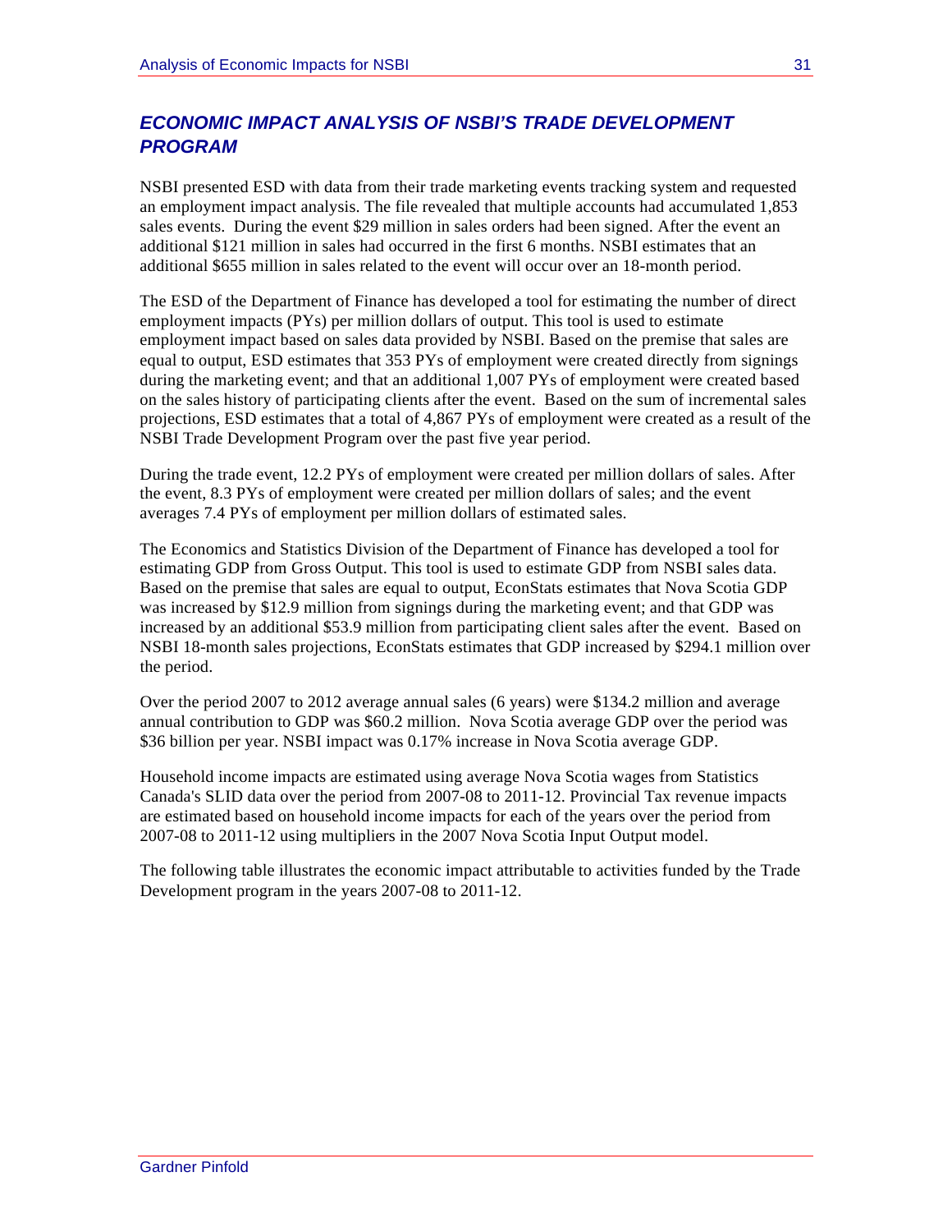## *ECONOMIC IMPACT ANALYSIS OF NSBI'S TRADE DEVELOPMENT PROGRAM*

NSBI presented ESD with data from their trade marketing events tracking system and requested an employment impact analysis. The file revealed that multiple accounts had accumulated 1,853 sales events. During the event $29 million in sales orders had been signed. After the event an additional $121 million in sales had occurred in the first 6 months. NSBI estimates that an additional $655 million in sales related to the event will occur over an 18-month period.

The ESD of the Department of Finance has developed a tool for estimating the number of direct employment impacts (PYs) per million dollars of output. This tool is used to estimate employment impact based on sales data provided by NSBI. Based on the premise that sales are equal to output, ESD estimates that 353 PYs of employment were created directly from signings during the marketing event; and that an additional 1,007 PYs of employment were created based on the sales history of participating clients after the event. Based on the sum of incremental sales projections, ESD estimates that a total of 4,867 PYs of employment were created as a result of the NSBI Trade Development Program over the past five year period.

During the trade event, 12.2 PYs of employment were created per million dollars of sales. After the event, 8.3 PYs of employment were created per million dollars of sales; and the event averages 7.4 PYs of employment per million dollars of estimated sales.

The Economics and Statistics Division of the Department of Finance has developed a tool for estimating GDP from Gross Output. This tool is used to estimate GDP from NSBI sales data. Based on the premise that sales are equal to output, EconStats estimates that Nova Scotia GDP was increased by $12.9 million from signings during the marketing event; and that GDP was increased by an additional $53.9 million from participating client sales after the event. Based on NSBI 18-month sales projections, EconStats estimates that GDP increased by $294.1 million over the period.

Over the period 2007 to 2012 average annual sales (6 years) were $134.2 million and average annual contribution to GDP was $60.2 million. Nova Scotia average GDP over the period was $36 billion per year. NSBI impact was 0.17% increase in Nova Scotia average GDP.

Household income impacts are estimated using average Nova Scotia wages from Statistics Canada's SLID data over the period from 2007-08 to 2011-12. Provincial Tax revenue impacts are estimated based on household income impacts for each of the years over the period from 2007-08 to 2011-12 using multipliers in the 2007 Nova Scotia Input Output model.

The following table illustrates the economic impact attributable to activities funded by the Trade Development program in the years 2007-08 to 2011-12.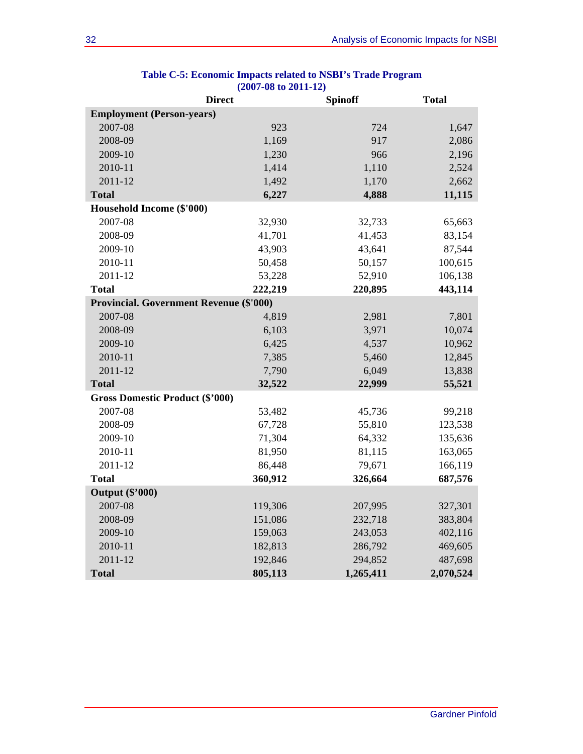**Table C-5: Economic Impacts related to NSBI's Trade Program (2007-08 to 2011-12)**

| | Direct | Spinoff | Total |
|---|---|---|---|
| **Employment (Person-years)** | | | |
| 2007-08 | 923 | 724 | 1,647 |
| 2008-09 | 1,169 | 917 | 2,086 |
| 2009-10 | 1,230 | 966 | 2,196 |
| 2010-11 | 1,414 | 1,110 | 2,524 |
| 2011-12 | 1,492 | 1,170 | 2,662 |
| **Total** | **6,227** | **4,888** | **11,115** |
| **Household Income ($'000)** | | | |
| 2007-08 | 32,930 | 32,733 | 65,663 |
| 2008-09 | 41,701 | 41,453 | 83,154 |
| 2009-10 | 43,903 | 43,641 | 87,544 |
| 2010-11 | 50,458 | 50,157 | 100,615 |
| 2011-12 | 53,228 | 52,910 | 106,138 |
| **Total** | **222,219** | **220,895** | **443,114** |
| **Provincial. Government Revenue ($'000)** | | | |
| 2007-08 | 4,819 | 2,981 | 7,801 |
| 2008-09 | 6,103 | 3,971 | 10,074 |
| 2009-10 | 6,425 | 4,537 | 10,962 |
| 2010-11 | 7,385 | 5,460 | 12,845 |
| 2011-12 | 7,790 | 6,049 | 13,838 |
| **Total** | **32,522** | **22,999** | **55,521** |
| **Gross Domestic Product ($'000)** | | | |
| 2007-08 | 53,482 | 45,736 | 99,218 |
| 2008-09 | 67,728 | 55,810 | 123,538 |
| 2009-10 | 71,304 | 64,332 | 135,636 |
| 2010-11 | 81,950 | 81,115 | 163,065 |
| 2011-12 | 86,448 | 79,671 | 166,119 |
| **Total** | **360,912** | **326,664** | **687,576** |
| **Output ($'000)** | | | |
| 2007-08 | 119,306 | 207,995 | 327,301 |
| 2008-09 | 151,086 | 232,718 | 383,804 |
| 2009-10 | 159,063 | 243,053 | 402,116 |
| 2010-11 | 182,813 | 286,792 | 469,605 |
| 2011-12 | 192,846 | 294,852 | 487,698 |
| **Total** | **805,113** | **1,265,411** | **2,070,524** |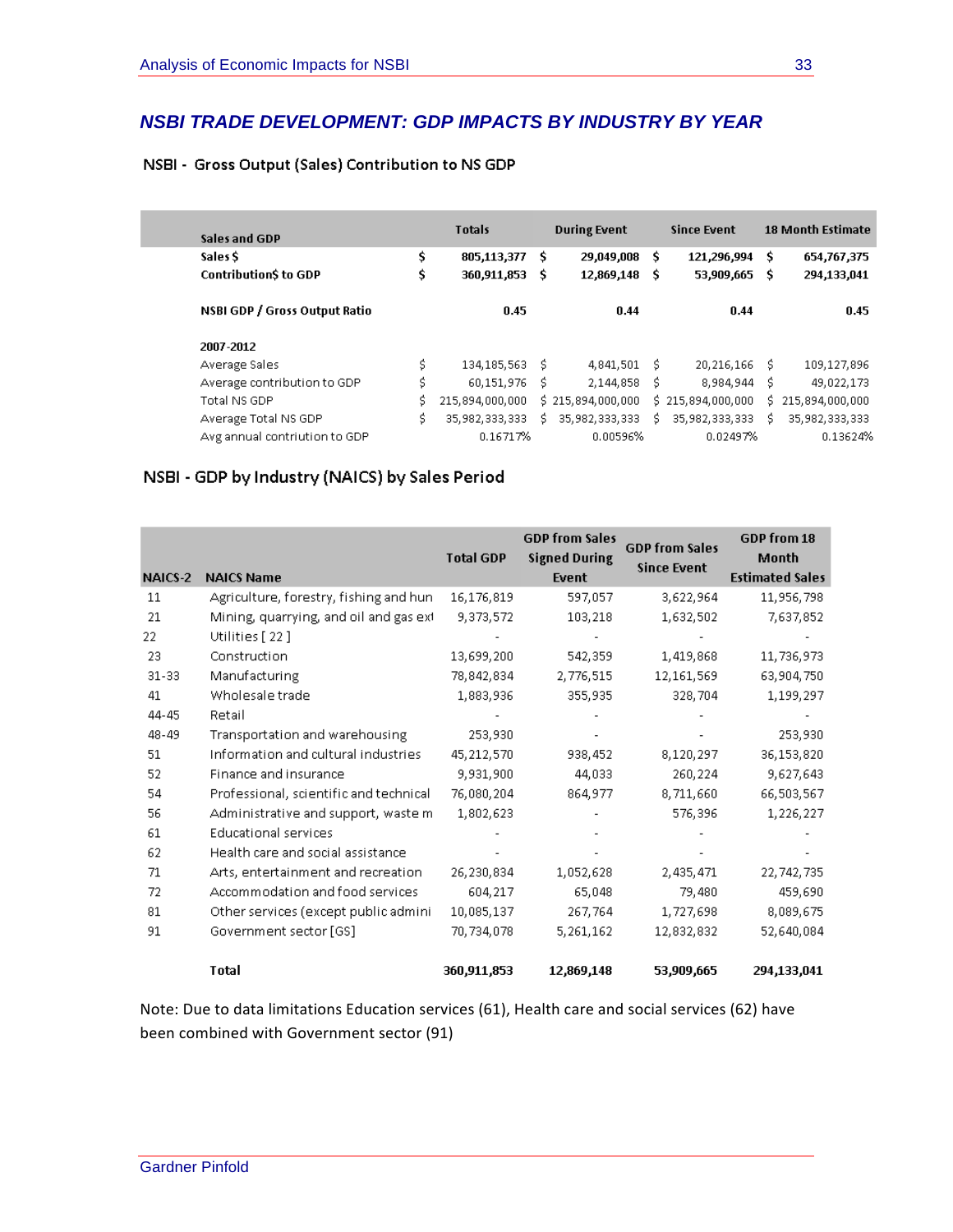## NSBI TRADE DEVELOPMENT: GDP IMPACTS BY INDUSTRY BY YEAR

### NSBI - Gross Output (Sales) Contribution to NS GDP

| Sales and GDP | Totals | During Event | Since Event | 18 Month Estimate |
|---|---|---|---|---|
| **Sales $** | **$ 805,113,377** | **$ 29,049,008** | **$ 121,296,994** | **$ 654,767,375** |
| **Contribution$ to GDP** | **$ 360,911,853** | **$ 12,869,148** | **$ 53,909,665** | **$ 294,133,041** |
| | | | | |
| **NSBI GDP / Gross Output Ratio** | **0.45** | **0.44** | **0.44** | **0.45** |
| | | | | |
| **2007-2012** | | | | |
| Average Sales | $ 134,185,563 | $ 4,841,501 | $ 20,216,166 | $ 109,127,896 |
| Average contribution to GDP | $ 60,151,976 | $ 2,144,858 | $ 8,984,944 | $ 49,022,173 |
| Total NS GDP | $ 215,894,000,000 | $ 215,894,000,000 | $ 215,894,000,000 | $ 215,894,000,000 |
| Average Total NS GDP | $ 35,982,333,333 | $ 35,982,333,333 | $ 35,982,333,333 | $ 35,982,333,333 |
| Avg annual contriution to GDP | 0.16717% | 0.00596% | 0.02497% | 0.13624% |

### NSBI - GDP by Industry (NAICS) by Sales Period

| NAICS-2 | NAICS Name | Total GDP | GDP from Sales Signed During Event | GDP from Sales Since Event | GDP from 18 Month Estimated Sales |
|---|---|---|---|---|---|
| 11 | Agriculture, forestry, fishing and hun | 16,176,819 | 597,057 | 3,622,964 | 11,956,798 |
| 21 | Mining, quarrying, and oil and gas ext | 9,373,572 | 103,218 | 1,632,502 | 7,637,852 |
| 22 | Utilities [ 22 ] | - | - | - | - |
| 23 | Construction | 13,699,200 | 542,359 | 1,419,868 | 11,736,973 |
| 31-33 | Manufacturing | 78,842,834 | 2,776,515 | 12,161,569 | 63,904,750 |
| 41 | Wholesale trade | 1,883,936 | 355,935 | 328,704 | 1,199,297 |
| 44-45 | Retail | - | - | - | - |
| 48-49 | Transportation and warehousing | 253,930 | - | - | 253,930 |
| 51 | Information and cultural industries | 45,212,570 | 938,452 | 8,120,297 | 36,153,820 |
| 52 | Finance and insurance | 9,931,900 | 44,033 | 260,224 | 9,627,643 |
| 54 | Professional, scientific and technical | 76,080,204 | 864,977 | 8,711,660 | 66,503,567 |
| 56 | Administrative and support, waste m | 1,802,623 | - | 576,396 | 1,226,227 |
| 61 | Educational services | - | - | - | - |
| 62 | Health care and social assistance | - | - | - | - |
| 71 | Arts, entertainment and recreation | 26,230,834 | 1,052,628 | 2,435,471 | 22,742,735 |
| 72 | Accommodation and food services | 604,217 | 65,048 | 79,480 | 459,690 |
| 81 | Other services (except public admini | 10,085,137 | 267,764 | 1,727,698 | 8,089,675 |
| 91 | Government sector [GS] | 70,734,078 | 5,261,162 | 12,832,832 | 52,640,084 |
| | | | | | |
| | **Total** | **360,911,853** | **12,869,148** | **53,909,665** | **294,133,041** |

Note: Due to data limitations Education services (61), Health care and social services (62) have been combined with Government sector (91)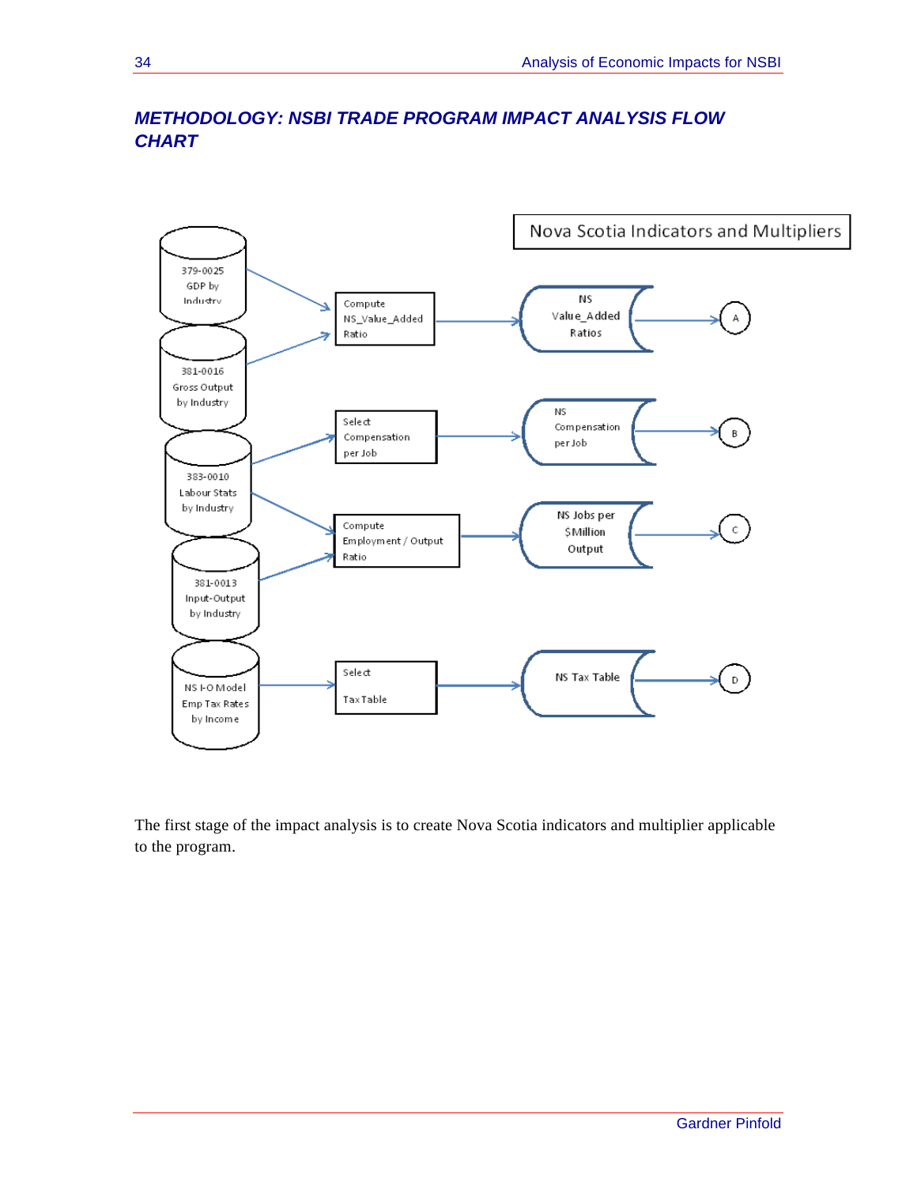## METHODOLOGY: NSBI TRADE PROGRAM IMPACT ANALYSIS FLOW CHART

Nova Scotia Indicators and Multipliers

379-0025 GDP by Industry

381-0016 Gross Output by Industry

383-0010 Labour Stats by Industry

381-0013 Input-Output by Industry

NS I-O Model Emp Tax Rates by Income

Compute NS_Value_Added Ratio → NS Value_Added Ratios → A

Select Compensation per Job → NS Compensation per Job → B

Compute Employment / Output Ratio → NS Jobs per $Million Output → C

Select Tax Table → NS Tax Table → D

The first stage of the impact analysis is to create Nova Scotia indicators and multiplier applicable to the program.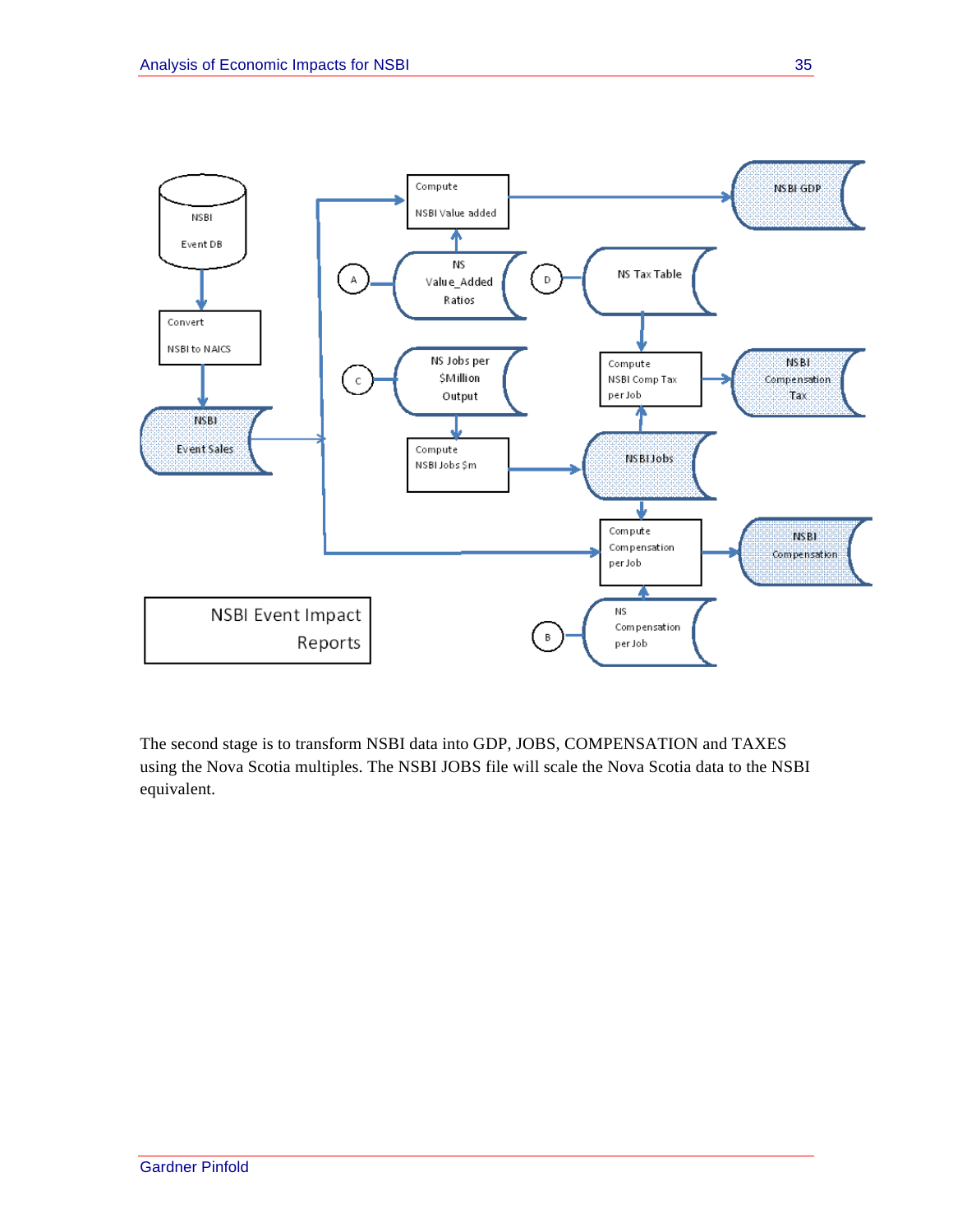The second stage is to transform NSBI data into GDP, JOBS, COMPENSATION and TAXES using the Nova Scotia multiples. The NSBI JOBS file will scale the Nova Scotia data to the NSBI equivalent.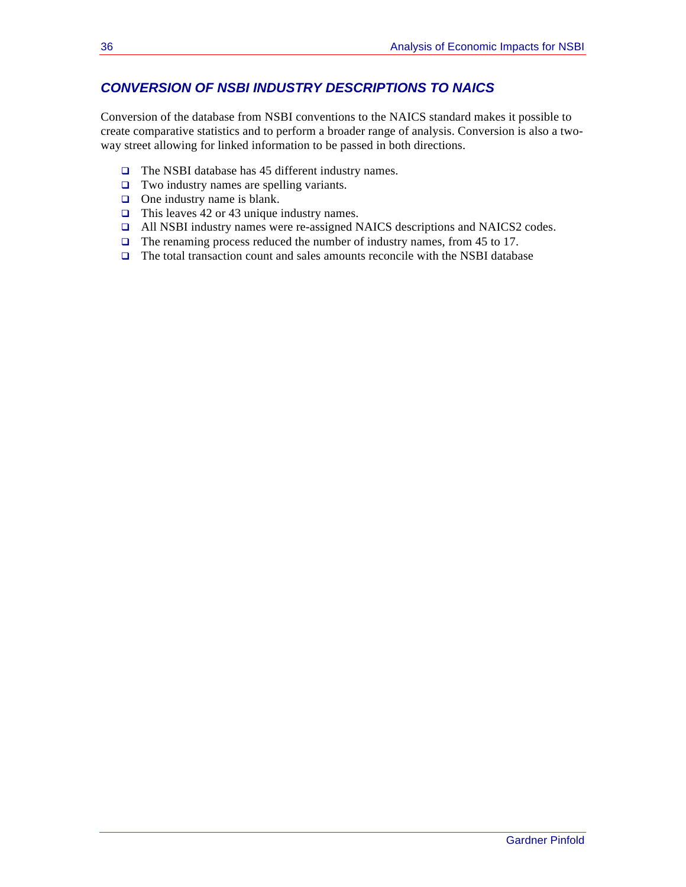## *CONVERSION OF NSBI INDUSTRY DESCRIPTIONS TO NAICS*

Conversion of the database from NSBI conventions to the NAICS standard makes it possible to create comparative statistics and to perform a broader range of analysis. Conversion is also a two-way street allowing for linked information to be passed in both directions.

- The NSBI database has 45 different industry names.
- Two industry names are spelling variants.
- One industry name is blank.
- This leaves 42 or 43 unique industry names.
- All NSBI industry names were re-assigned NAICS descriptions and NAICS2 codes.
- The renaming process reduced the number of industry names, from 45 to 17.
- The total transaction count and sales amounts reconcile with the NSBI database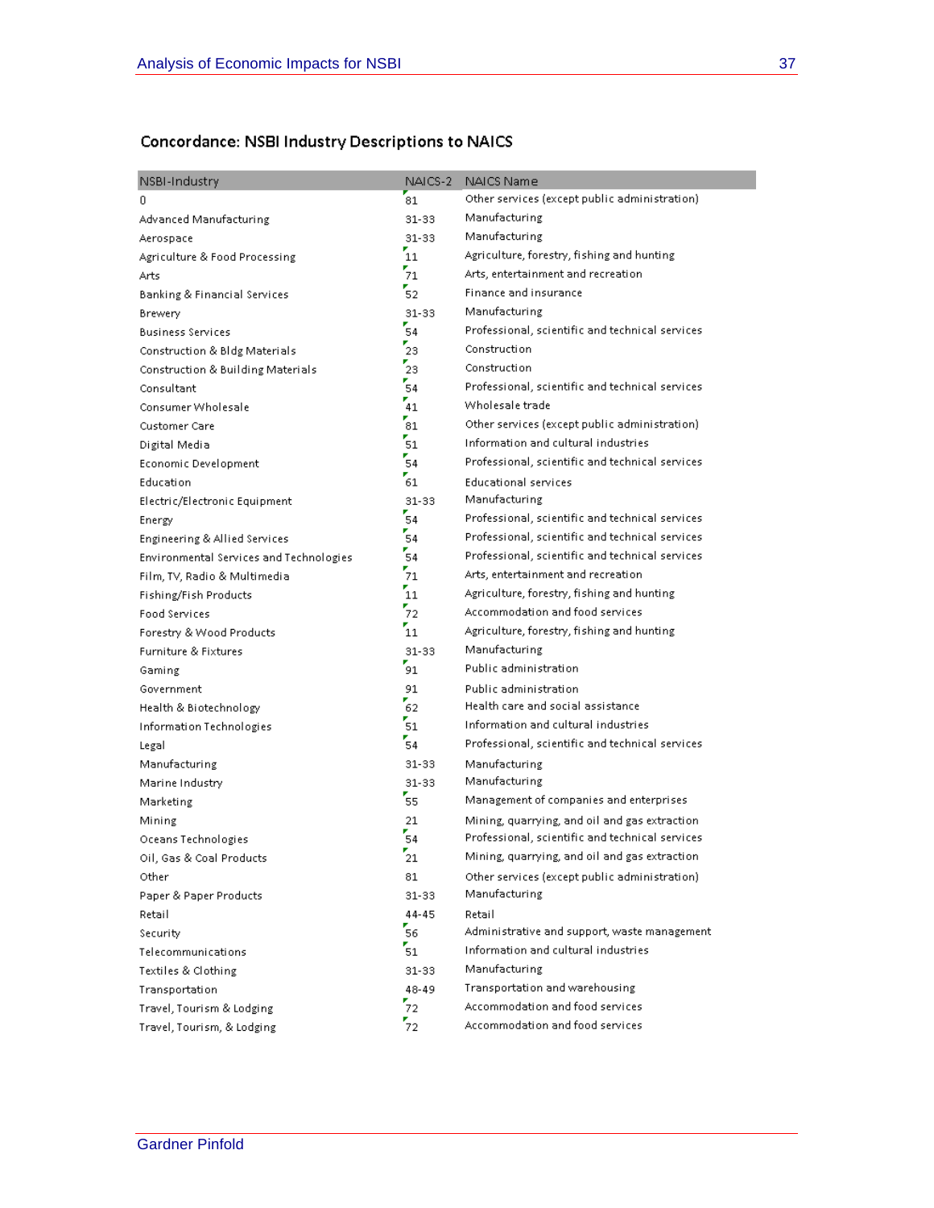## Concordance: NSBI Industry Descriptions to NAICS

| NSBI-Industry | NAICS-2 | NAICS Name |
|---|---|---|
| 0 | 81 | Other services (except public administration) |
| Advanced Manufacturing | 31-33 | Manufacturing |
| Aerospace | 31-33 | Manufacturing |
| Agriculture & Food Processing | 11 | Agriculture, forestry, fishing and hunting |
| Arts | 71 | Arts, entertainment and recreation |
| Banking & Financial Services | 52 | Finance and insurance |
| Brewery | 31-33 | Manufacturing |
| Business Services | 54 | Professional, scientific and technical services |
| Construction & Bldg Materials | 23 | Construction |
| Construction & Building Materials | 23 | Construction |
| Consultant | 54 | Professional, scientific and technical services |
| Consumer Wholesale | 41 | Wholesale trade |
| Customer Care | 81 | Other services (except public administration) |
| Digital Media | 51 | Information and cultural industries |
| Economic Development | 54 | Professional, scientific and technical services |
| Education | 61 | Educational services |
| Electric/Electronic Equipment | 31-33 | Manufacturing |
| Energy | 54 | Professional, scientific and technical services |
| Engineering & Allied Services | 54 | Professional, scientific and technical services |
| Environmental Services and Technologies | 54 | Professional, scientific and technical services |
| Film, TV, Radio & Multimedia | 71 | Arts, entertainment and recreation |
| Fishing/Fish Products | 11 | Agriculture, forestry, fishing and hunting |
| Food Services | 72 | Accommodation and food services |
| Forestry & Wood Products | 11 | Agriculture, forestry, fishing and hunting |
| Furniture & Fixtures | 31-33 | Manufacturing |
| Gaming | 91 | Public administration |
| Government | 91 | Public administration |
| Health & Biotechnology | 62 | Health care and social assistance |
| Information Technologies | 51 | Information and cultural industries |
| Legal | 54 | Professional, scientific and technical services |
| Manufacturing | 31-33 | Manufacturing |
| Marine Industry | 31-33 | Manufacturing |
| Marketing | 55 | Management of companies and enterprises |
| Mining | 21 | Mining, quarrying, and oil and gas extraction |
| Oceans Technologies | 54 | Professional, scientific and technical services |
| Oil, Gas & Coal Products | 21 | Mining, quarrying, and oil and gas extraction |
| Other | 81 | Other services (except public administration) |
| Paper & Paper Products | 31-33 | Manufacturing |
| Retail | 44-45 | Retail |
| Security | 56 | Administrative and support, waste management |
| Telecommunications | 51 | Information and cultural industries |
| Textiles & Clothing | 31-33 | Manufacturing |
| Transportation | 48-49 | Transportation and warehousing |
| Travel, Tourism & Lodging | 72 | Accommodation and food services |
| Travel, Tourism, & Lodging | 72 | Accommodation and food services |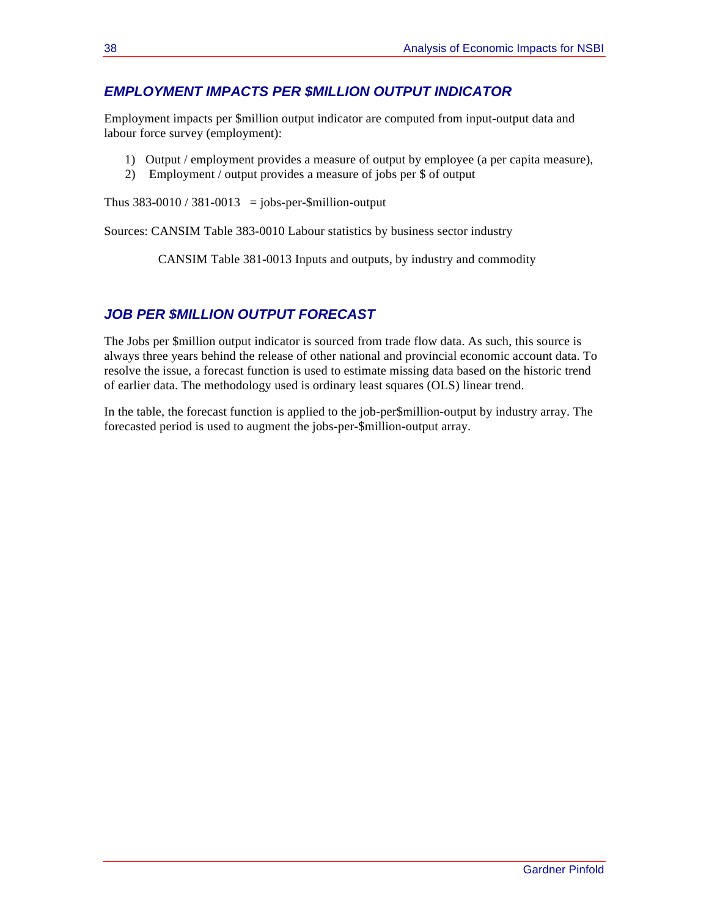## *EMPLOYMENT IMPACTS PER $MILLION OUTPUT INDICATOR*

Employment impacts per $million output indicator are computed from input-output data and labour force survey (employment):

1) Output / employment provides a measure of output by employee (a per capita measure),
2) Employment / output provides a measure of jobs per $ of output

Thus 383-0010 / 381-0013 = jobs-per-$million-output

Sources: CANSIM Table 383-0010 Labour statistics by business sector industry

CANSIM Table 381-0013 Inputs and outputs, by industry and commodity

## *JOB PER $MILLION OUTPUT FORECAST*

The Jobs per $million output indicator is sourced from trade flow data. As such, this source is always three years behind the release of other national and provincial economic account data. To resolve the issue, a forecast function is used to estimate missing data based on the historic trend of earlier data. The methodology used is ordinary least squares (OLS) linear trend.

In the table, the forecast function is applied to the job-per$million-output by industry array. The forecasted period is used to augment the jobs-per-$million-output array.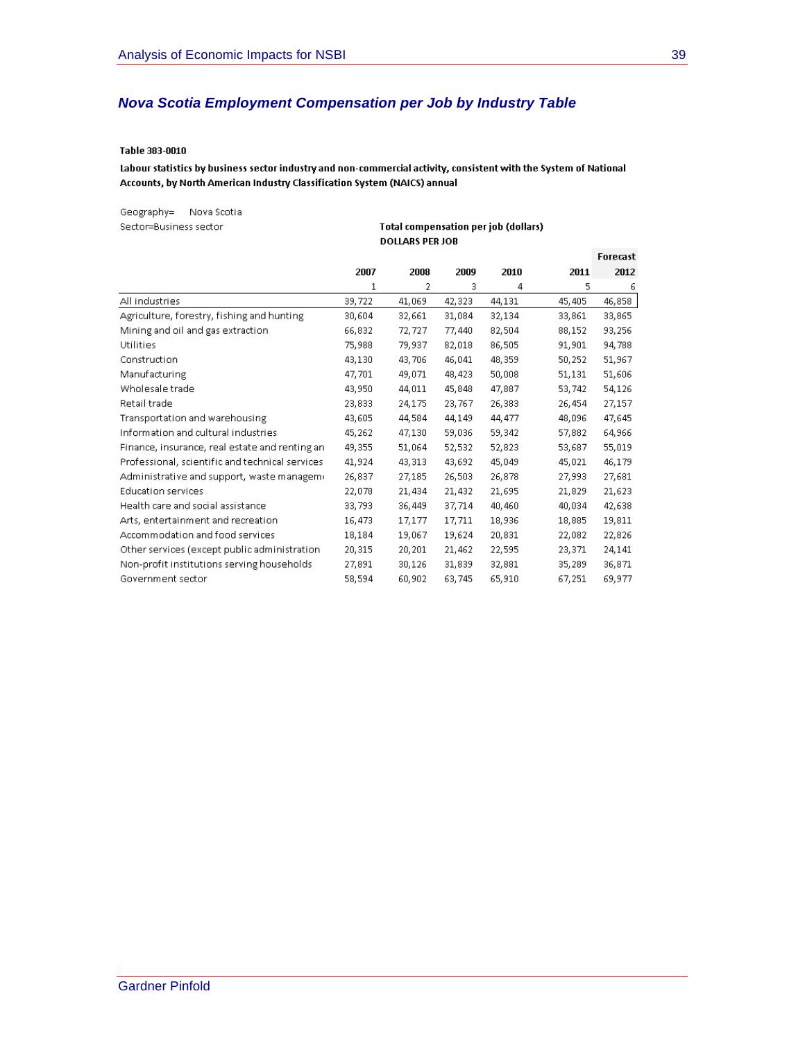## *Nova Scotia Employment Compensation per Job by Industry Table*

**Table 383-0010**

**Labour statistics by business sector industry and non-commercial activity, consistent with the System of National Accounts, by North American Industry Classification System (NAICS) annual**

Geography= Nova Scotia

Sector=Business sector

**Total compensation per job (dollars)**

**DOLLARS PER JOB**

| | 2007 | 2008 | 2009 | 2010 | 2011 | Forecast 2012 |
|---|---|---|---|---|---|---|
| | 1 | 2 | 3 | 4 | 5 | 6 |
| All industries | 39,722 | 41,069 | 42,323 | 44,131 | 45,405 | 46,858 |
| Agriculture, forestry, fishing and hunting | 30,604 | 32,661 | 31,084 | 32,134 | 33,861 | 33,865 |
| Mining and oil and gas extraction | 66,832 | 72,727 | 77,440 | 82,504 | 88,152 | 93,256 |
| Utilities | 75,988 | 79,937 | 82,018 | 86,505 | 91,901 | 94,788 |
| Construction | 43,130 | 43,706 | 46,041 | 48,359 | 50,252 | 51,967 |
| Manufacturing | 47,701 | 49,071 | 48,423 | 50,008 | 51,131 | 51,606 |
| Wholesale trade | 43,950 | 44,011 | 45,848 | 47,887 | 53,742 | 54,126 |
| Retail trade | 23,833 | 24,175 | 23,767 | 26,383 | 26,454 | 27,157 |
| Transportation and warehousing | 43,605 | 44,584 | 44,149 | 44,477 | 48,096 | 47,645 |
| Information and cultural industries | 45,262 | 47,130 | 59,036 | 59,342 | 57,882 | 64,966 |
| Finance, insurance, real estate and renting an | 49,355 | 51,064 | 52,532 | 52,823 | 53,687 | 55,019 |
| Professional, scientific and technical services | 41,924 | 43,313 | 43,692 | 45,049 | 45,021 | 46,179 |
| Administrative and support, waste managem | 26,837 | 27,185 | 26,503 | 26,878 | 27,993 | 27,681 |
| Education services | 22,078 | 21,434 | 21,432 | 21,695 | 21,829 | 21,623 |
| Health care and social assistance | 33,793 | 36,449 | 37,714 | 40,460 | 40,034 | 42,638 |
| Arts, entertainment and recreation | 16,473 | 17,177 | 17,711 | 18,936 | 18,885 | 19,811 |
| Accommodation and food services | 18,184 | 19,067 | 19,624 | 20,831 | 22,082 | 22,826 |
| Other services (except public administration | 20,315 | 20,201 | 21,462 | 22,595 | 23,371 | 24,141 |
| Non-profit institutions serving households | 27,891 | 30,126 | 31,839 | 32,881 | 35,289 | 36,871 |
| Government sector | 58,594 | 60,902 | 63,745 | 65,910 | 67,251 | 69,977 |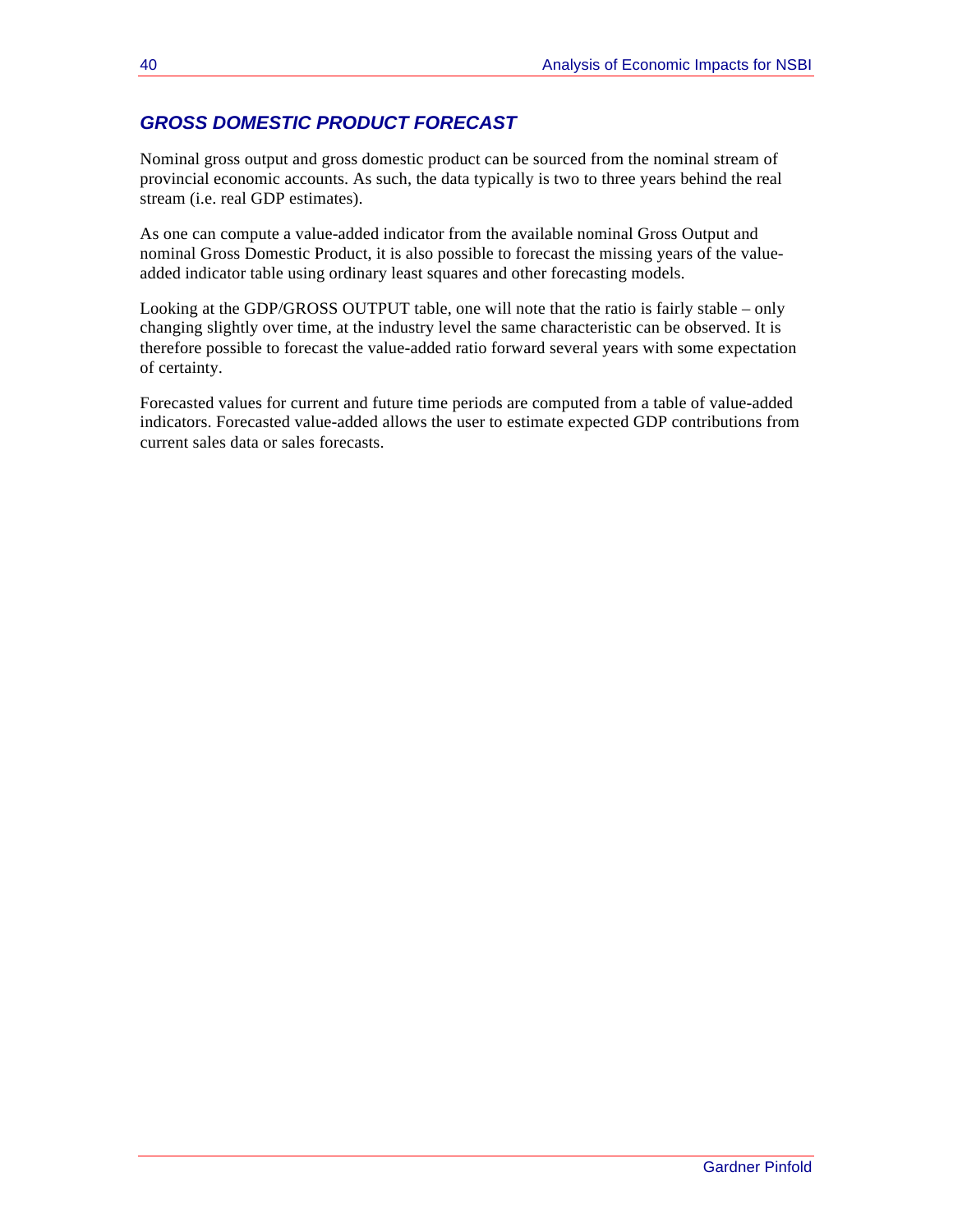## *GROSS DOMESTIC PRODUCT FORECAST*

Nominal gross output and gross domestic product can be sourced from the nominal stream of provincial economic accounts. As such, the data typically is two to three years behind the real stream (i.e. real GDP estimates).

As one can compute a value-added indicator from the available nominal Gross Output and nominal Gross Domestic Product, it is also possible to forecast the missing years of the value-added indicator table using ordinary least squares and other forecasting models.

Looking at the GDP/GROSS OUTPUT table, one will note that the ratio is fairly stable – only changing slightly over time, at the industry level the same characteristic can be observed. It is therefore possible to forecast the value-added ratio forward several years with some expectation of certainty.

Forecasted values for current and future time periods are computed from a table of value-added indicators. Forecasted value-added allows the user to estimate expected GDP contributions from current sales data or sales forecasts.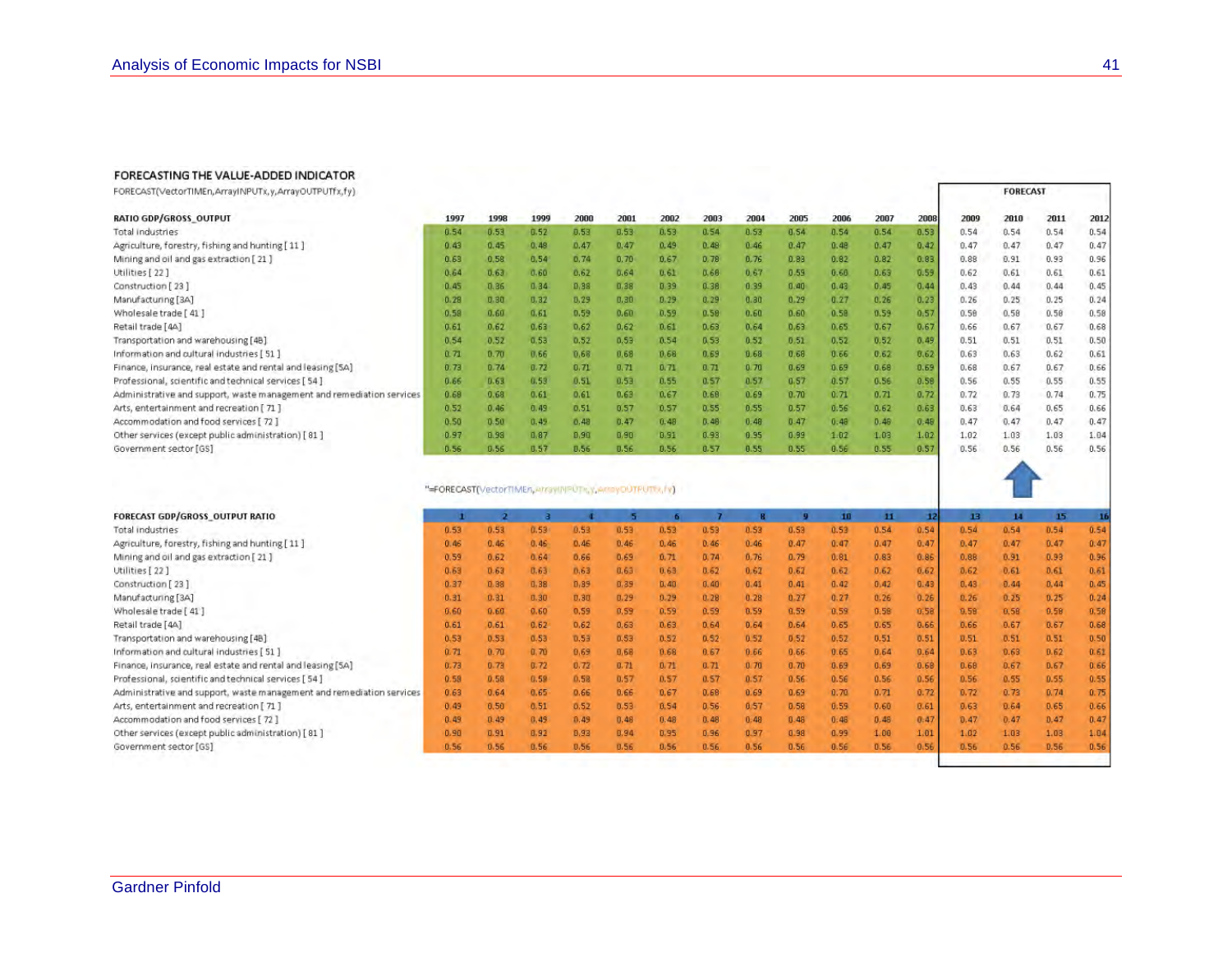### FORECASTING THE VALUE-ADDED INDICATOR

FORECAST(VectorTIMEn,ArrayINPUTx,y,ArrayOUTPUTfx,fy)

| RATIO GDP/GROSS_OUTPUT | 1997 | 1998 | 1999 | 2000 | 2001 | 2002 | 2003 | 2004 | 2005 | 2006 | 2007 | 2008 | 2009 | 2010 | 2011 | 2012 |
|---|---|---|---|---|---|---|---|---|---|---|---|---|---|---|---|---|
| | | | | | | | | | | | | | FORECAST | | | |
| Total industries | 0.54 | 0.53 | 0.52 | 0.53 | 0.53 | 0.53 | 0.54 | 0.53 | 0.54 | 0.54 | 0.54 | 0.53 | 0.54 | 0.54 | 0.54 | 0.54 |
| Agriculture, forestry, fishing and hunting [ 11 ] | 0.43 | 0.45 | 0.48 | 0.47 | 0.47 | 0.49 | 0.48 | 0.46 | 0.47 | 0.48 | 0.47 | 0.42 | 0.47 | 0.47 | 0.47 | 0.47 |
| Mining and oil and gas extraction [ 21 ] | 0.63 | 0.58 | 0.54 | 0.74 | 0.70 | 0.67 | 0.78 | 0.76 | 0.83 | 0.82 | 0.82 | 0.83 | 0.88 | 0.91 | 0.93 | 0.96 |
| Utilities [ 22 ] | 0.64 | 0.63 | 0.60 | 0.62 | 0.64 | 0.61 | 0.68 | 0.67 | 0.59 | 0.60 | 0.63 | 0.59 | 0.62 | 0.61 | 0.61 | 0.61 |
| Construction [ 23 ] | 0.45 | 0.36 | 0.34 | 0.38 | 0.38 | 0.39 | 0.38 | 0.39 | 0.40 | 0.43 | 0.45 | 0.44 | 0.43 | 0.44 | 0.44 | 0.45 |
| Manufacturing [3A] | 0.28 | 0.30 | 0.32 | 0.29 | 0.30 | 0.29 | 0.29 | 0.30 | 0.29 | 0.27 | 0.26 | 0.23 | 0.26 | 0.25 | 0.25 | 0.24 |
| Wholesale trade [ 41 ] | 0.58 | 0.60 | 0.61 | 0.59 | 0.60 | 0.59 | 0.58 | 0.60 | 0.60 | 0.58 | 0.59 | 0.57 | 0.58 | 0.58 | 0.58 | 0.58 |
| Retail trade [4A] | 0.61 | 0.62 | 0.63 | 0.62 | 0.62 | 0.61 | 0.63 | 0.64 | 0.63 | 0.65 | 0.67 | 0.67 | 0.66 | 0.67 | 0.67 | 0.68 |
| Transportation and warehousing [4B] | 0.54 | 0.52 | 0.53 | 0.52 | 0.53 | 0.54 | 0.53 | 0.52 | 0.51 | 0.52 | 0.52 | 0.49 | 0.51 | 0.51 | 0.51 | 0.50 |
| Information and cultural industries [ 51 ] | 0.71 | 0.70 | 0.66 | 0.68 | 0.68 | 0.68 | 0.69 | 0.68 | 0.68 | 0.66 | 0.62 | 0.62 | 0.63 | 0.63 | 0.62 | 0.61 |
| Finance, insurance, real estate and rental and leasing [5A] | 0.73 | 0.74 | 0.72 | 0.71 | 0.71 | 0.71 | 0.71 | 0.70 | 0.69 | 0.69 | 0.68 | 0.69 | 0.68 | 0.67 | 0.67 | 0.66 |
| Professional, scientific and technical services [ 54 ] | 0.66 | 0.63 | 0.53 | 0.51 | 0.53 | 0.55 | 0.57 | 0.57 | 0.57 | 0.57 | 0.56 | 0.58 | 0.56 | 0.55 | 0.55 | 0.55 |
| Administrative and support, waste management and remediation services | 0.68 | 0.68 | 0.61 | 0.61 | 0.63 | 0.67 | 0.68 | 0.69 | 0.70 | 0.71 | 0.71 | 0.72 | 0.72 | 0.73 | 0.74 | 0.75 |
| Arts, entertainment and recreation [ 71 ] | 0.52 | 0.46 | 0.49 | 0.51 | 0.57 | 0.57 | 0.55 | 0.55 | 0.57 | 0.56 | 0.62 | 0.63 | 0.63 | 0.64 | 0.65 | 0.66 |
| Accommodation and food services [ 72 ] | 0.50 | 0.50 | 0.49 | 0.48 | 0.47 | 0.48 | 0.48 | 0.48 | 0.47 | 0.48 | 0.48 | 0.48 | 0.47 | 0.47 | 0.47 | 0.47 |
| Other services (except public administration) [ 81 ] | 0.97 | 0.98 | 0.87 | 0.90 | 0.90 | 0.91 | 0.93 | 0.95 | 0.99 | 1.02 | 1.03 | 1.02 | 1.02 | 1.03 | 1.03 | 1.04 |
| Government sector [GS] | 0.56 | 0.56 | 0.57 | 0.56 | 0.56 | 0.56 | 0.57 | 0.55 | 0.55 | 0.56 | 0.55 | 0.57 | 0.56 | 0.56 | 0.56 | 0.56 |

"=FORECAST(VectorTIMEn,ArrayINPUTx,y,ArrayOUTPUTfx,fy)

| FORECAST GDP/GROSS_OUTPUT RATIO | 1 | 2 | 3 | 4 | 5 | 6 | 7 | 8 | 9 | 10 | 11 | 12 | 13 | 14 | 15 | 16 |
|---|---|---|---|---|---|---|---|---|---|---|---|---|---|---|---|---|
| Total industries | 0.53 | 0.53 | 0.53 | 0.53 | 0.53 | 0.53 | 0.53 | 0.53 | 0.53 | 0.53 | 0.54 | 0.54 | 0.54 | 0.54 | 0.54 | 0.54 |
| Agriculture, forestry, fishing and hunting [ 11 ] | 0.46 | 0.46 | 0.46 | 0.46 | 0.46 | 0.46 | 0.46 | 0.46 | 0.47 | 0.47 | 0.47 | 0.47 | 0.47 | 0.47 | 0.47 | 0.47 |
| Mining and oil and gas extraction [ 21 ] | 0.59 | 0.62 | 0.64 | 0.66 | 0.69 | 0.71 | 0.74 | 0.76 | 0.79 | 0.81 | 0.83 | 0.86 | 0.88 | 0.91 | 0.93 | 0.96 |
| Utilities [ 22 ] | 0.63 | 0.63 | 0.63 | 0.63 | 0.63 | 0.63 | 0.62 | 0.62 | 0.62 | 0.62 | 0.62 | 0.62 | 0.62 | 0.61 | 0.61 | 0.61 |
| Construction [ 23 ] | 0.37 | 0.38 | 0.38 | 0.39 | 0.39 | 0.40 | 0.40 | 0.41 | 0.41 | 0.42 | 0.42 | 0.43 | 0.43 | 0.44 | 0.44 | 0.45 |
| Manufacturing [3A] | 0.31 | 0.31 | 0.30 | 0.30 | 0.29 | 0.29 | 0.28 | 0.28 | 0.27 | 0.27 | 0.26 | 0.26 | 0.26 | 0.25 | 0.25 | 0.24 |
| Wholesale trade [ 41 ] | 0.60 | 0.60 | 0.60 | 0.59 | 0.59 | 0.59 | 0.59 | 0.59 | 0.59 | 0.59 | 0.58 | 0.58 | 0.58 | 0.58 | 0.58 | 0.58 |
| Retail trade [4A] | 0.61 | 0.61 | 0.62 | 0.62 | 0.63 | 0.63 | 0.64 | 0.64 | 0.64 | 0.65 | 0.65 | 0.66 | 0.66 | 0.67 | 0.67 | 0.68 |
| Transportation and warehousing [4B] | 0.53 | 0.53 | 0.53 | 0.53 | 0.53 | 0.52 | 0.52 | 0.52 | 0.52 | 0.52 | 0.51 | 0.51 | 0.51 | 0.51 | 0.51 | 0.50 |
| Information and cultural industries [ 51 ] | 0.71 | 0.70 | 0.70 | 0.69 | 0.68 | 0.68 | 0.67 | 0.66 | 0.66 | 0.65 | 0.64 | 0.64 | 0.63 | 0.63 | 0.62 | 0.61 |
| Finance, insurance, real estate and rental and leasing [5A] | 0.73 | 0.73 | 0.72 | 0.72 | 0.71 | 0.71 | 0.71 | 0.70 | 0.70 | 0.69 | 0.69 | 0.68 | 0.68 | 0.67 | 0.67 | 0.66 |
| Professional, scientific and technical services [ 54 ] | 0.58 | 0.58 | 0.58 | 0.58 | 0.57 | 0.57 | 0.57 | 0.57 | 0.56 | 0.56 | 0.56 | 0.56 | 0.56 | 0.55 | 0.55 | 0.55 |
| Administrative and support, waste management and remediation services | 0.63 | 0.64 | 0.65 | 0.66 | 0.66 | 0.67 | 0.68 | 0.69 | 0.69 | 0.70 | 0.71 | 0.72 | 0.72 | 0.73 | 0.74 | 0.75 |
| Arts, entertainment and recreation [ 71 ] | 0.49 | 0.50 | 0.51 | 0.52 | 0.53 | 0.54 | 0.56 | 0.57 | 0.58 | 0.59 | 0.60 | 0.61 | 0.63 | 0.64 | 0.65 | 0.66 |
| Accommodation and food services [ 72 ] | 0.49 | 0.49 | 0.49 | 0.49 | 0.48 | 0.48 | 0.48 | 0.48 | 0.48 | 0.48 | 0.48 | 0.47 | 0.47 | 0.47 | 0.47 | 0.47 |
| Other services (except public administration) [ 81 ] | 0.90 | 0.91 | 0.92 | 0.93 | 0.94 | 0.95 | 0.96 | 0.97 | 0.98 | 0.99 | 1.00 | 1.01 | 1.02 | 1.03 | 1.03 | 1.04 |
| Government sector [GS] | 0.56 | 0.56 | 0.56 | 0.56 | 0.56 | 0.56 | 0.56 | 0.56 | 0.56 | 0.56 | 0.56 | 0.56 | 0.56 | 0.56 | 0.56 | 0.56 |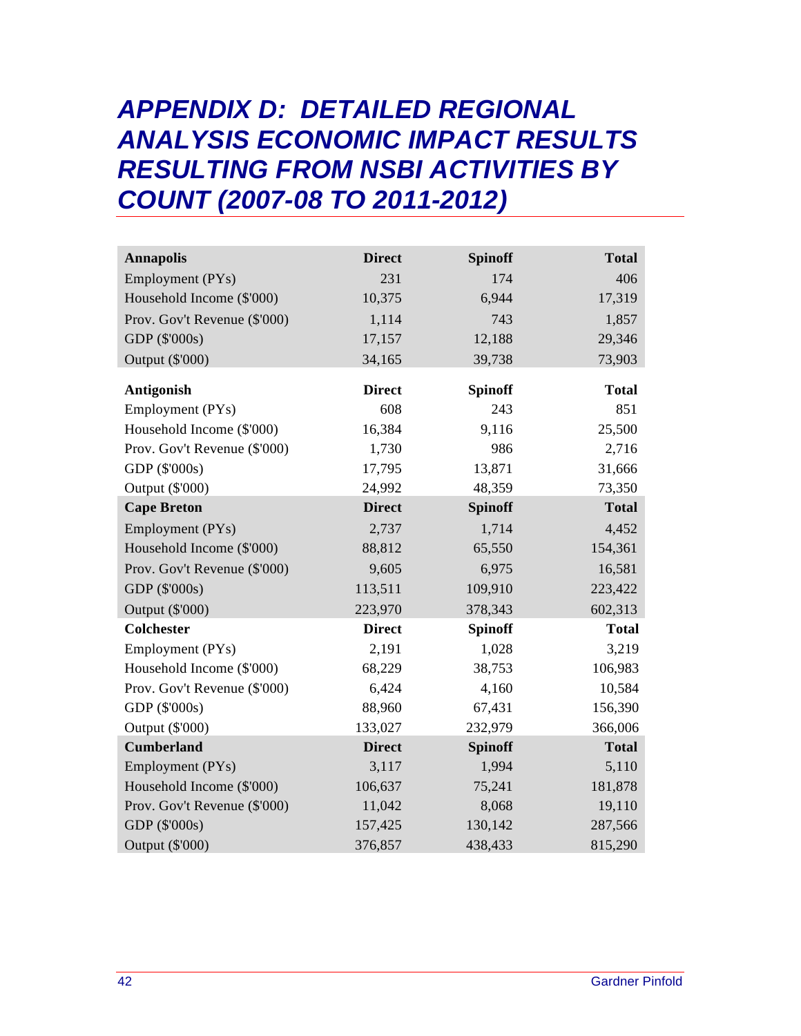# APPENDIX D: DETAILED REGIONAL ANALYSIS ECONOMIC IMPACT RESULTS RESULTING FROM NSBI ACTIVITIES BY COUNT (2007-08 TO 2011-2012)

| **Annapolis** | **Direct** | **Spinoff** | **Total** |
|---|---|---|---|
| Employment (PYs) | 231 | 174 | 406 |
| Household Income ($'000) | 10,375 | 6,944 | 17,319 |
| Prov. Gov't Revenue ($'000) | 1,114 | 743 | 1,857 |
| GDP ($'000s) | 17,157 | 12,188 | 29,346 |
| Output ($'000) | 34,165 | 39,738 | 73,903 |
| **Antigonish** | **Direct** | **Spinoff** | **Total** |
| Employment (PYs) | 608 | 243 | 851 |
| Household Income ($'000) | 16,384 | 9,116 | 25,500 |
| Prov. Gov't Revenue ($'000) | 1,730 | 986 | 2,716 |
| GDP ($'000s) | 17,795 | 13,871 | 31,666 |
| Output ($'000) | 24,992 | 48,359 | 73,350 |
| **Cape Breton** | **Direct** | **Spinoff** | **Total** |
| Employment (PYs) | 2,737 | 1,714 | 4,452 |
| Household Income ($'000) | 88,812 | 65,550 | 154,361 |
| Prov. Gov't Revenue ($'000) | 9,605 | 6,975 | 16,581 |
| GDP ($'000s) | 113,511 | 109,910 | 223,422 |
| Output ($'000) | 223,970 | 378,343 | 602,313 |
| **Colchester** | **Direct** | **Spinoff** | **Total** |
| Employment (PYs) | 2,191 | 1,028 | 3,219 |
| Household Income ($'000) | 68,229 | 38,753 | 106,983 |
| Prov. Gov't Revenue ($'000) | 6,424 | 4,160 | 10,584 |
| GDP ($'000s) | 88,960 | 67,431 | 156,390 |
| Output ($'000) | 133,027 | 232,979 | 366,006 |
| **Cumberland** | **Direct** | **Spinoff** | **Total** |
| Employment (PYs) | 3,117 | 1,994 | 5,110 |
| Household Income ($'000) | 106,637 | 75,241 | 181,878 |
| Prov. Gov't Revenue ($'000) | 11,042 | 8,068 | 19,110 |
| GDP ($'000s) | 157,425 | 130,142 | 287,566 |
| Output ($'000) | 376,857 | 438,433 | 815,290 |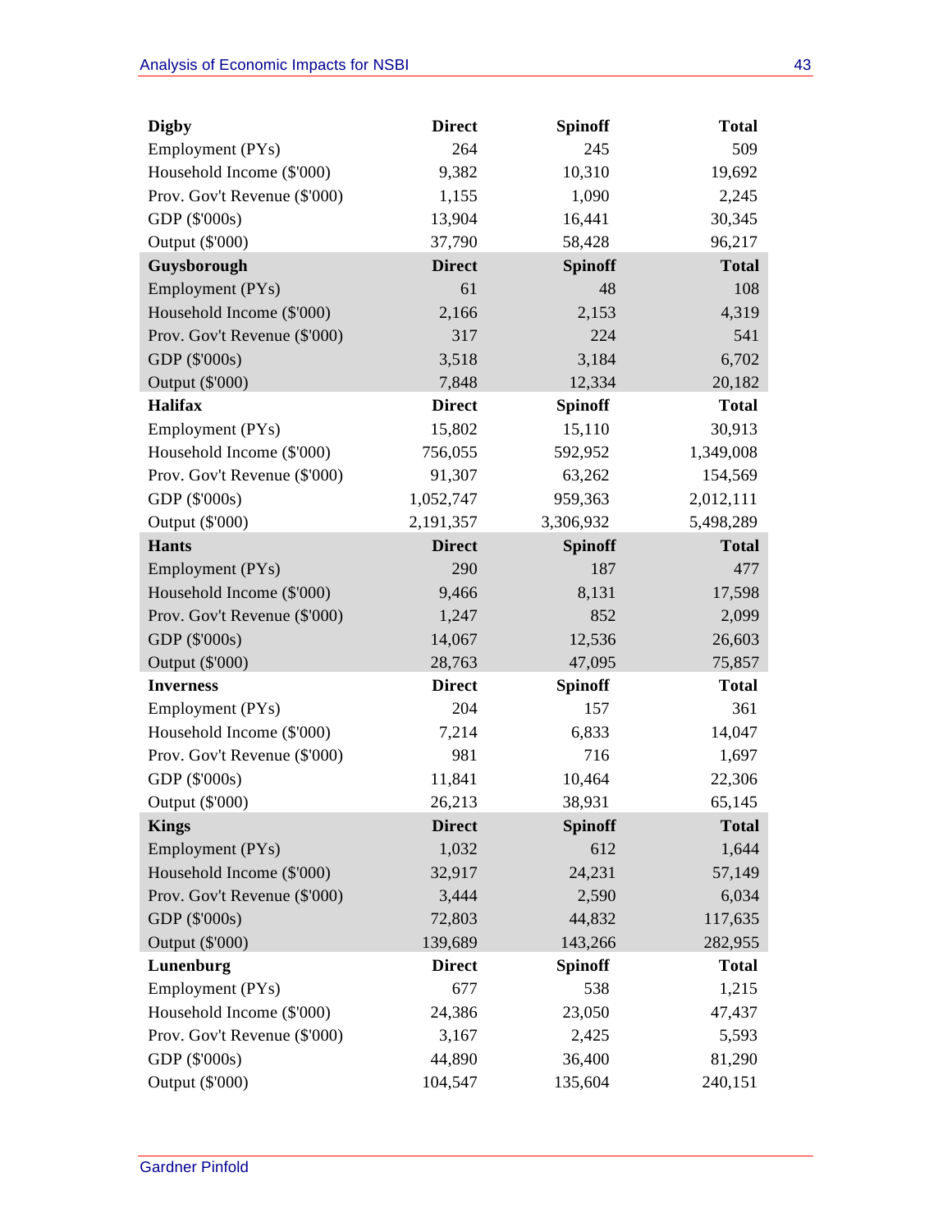| Digby | Direct | Spinoff | Total |
|---|---|---|---|
| Employment (PYs) | 264 | 245 | 509 |
| Household Income ($'000) | 9,382 | 10,310 | 19,692 |
| Prov. Gov't Revenue ($'000) | 1,155 | 1,090 | 2,245 |
| GDP ($'000s) | 13,904 | 16,441 | 30,345 |
| Output ($'000) | 37,790 | 58,428 | 96,217 |
| **Guysborough** | **Direct** | **Spinoff** | **Total** |
| Employment (PYs) | 61 | 48 | 108 |
| Household Income ($'000) | 2,166 | 2,153 | 4,319 |
| Prov. Gov't Revenue ($'000) | 317 | 224 | 541 |
| GDP ($'000s) | 3,518 | 3,184 | 6,702 |
| Output ($'000) | 7,848 | 12,334 | 20,182 |
| **Halifax** | **Direct** | **Spinoff** | **Total** |
| Employment (PYs) | 15,802 | 15,110 | 30,913 |
| Household Income ($'000) | 756,055 | 592,952 | 1,349,008 |
| Prov. Gov't Revenue ($'000) | 91,307 | 63,262 | 154,569 |
| GDP ($'000s) | 1,052,747 | 959,363 | 2,012,111 |
| Output ($'000) | 2,191,357 | 3,306,932 | 5,498,289 |
| **Hants** | **Direct** | **Spinoff** | **Total** |
| Employment (PYs) | 290 | 187 | 477 |
| Household Income ($'000) | 9,466 | 8,131 | 17,598 |
| Prov. Gov't Revenue ($'000) | 1,247 | 852 | 2,099 |
| GDP ($'000s) | 14,067 | 12,536 | 26,603 |
| Output ($'000) | 28,763 | 47,095 | 75,857 |
| **Inverness** | **Direct** | **Spinoff** | **Total** |
| Employment (PYs) | 204 | 157 | 361 |
| Household Income ($'000) | 7,214 | 6,833 | 14,047 |
| Prov. Gov't Revenue ($'000) | 981 | 716 | 1,697 |
| GDP ($'000s) | 11,841 | 10,464 | 22,306 |
| Output ($'000) | 26,213 | 38,931 | 65,145 |
| **Kings** | **Direct** | **Spinoff** | **Total** |
| Employment (PYs) | 1,032 | 612 | 1,644 |
| Household Income ($'000) | 32,917 | 24,231 | 57,149 |
| Prov. Gov't Revenue ($'000) | 3,444 | 2,590 | 6,034 |
| GDP ($'000s) | 72,803 | 44,832 | 117,635 |
| Output ($'000) | 139,689 | 143,266 | 282,955 |
| **Lunenburg** | **Direct** | **Spinoff** | **Total** |
| Employment (PYs) | 677 | 538 | 1,215 |
| Household Income ($'000) | 24,386 | 23,050 | 47,437 |
| Prov. Gov't Revenue ($'000) | 3,167 | 2,425 | 5,593 |
| GDP ($'000s) | 44,890 | 36,400 | 81,290 |
| Output ($'000) | 104,547 | 135,604 | 240,151 |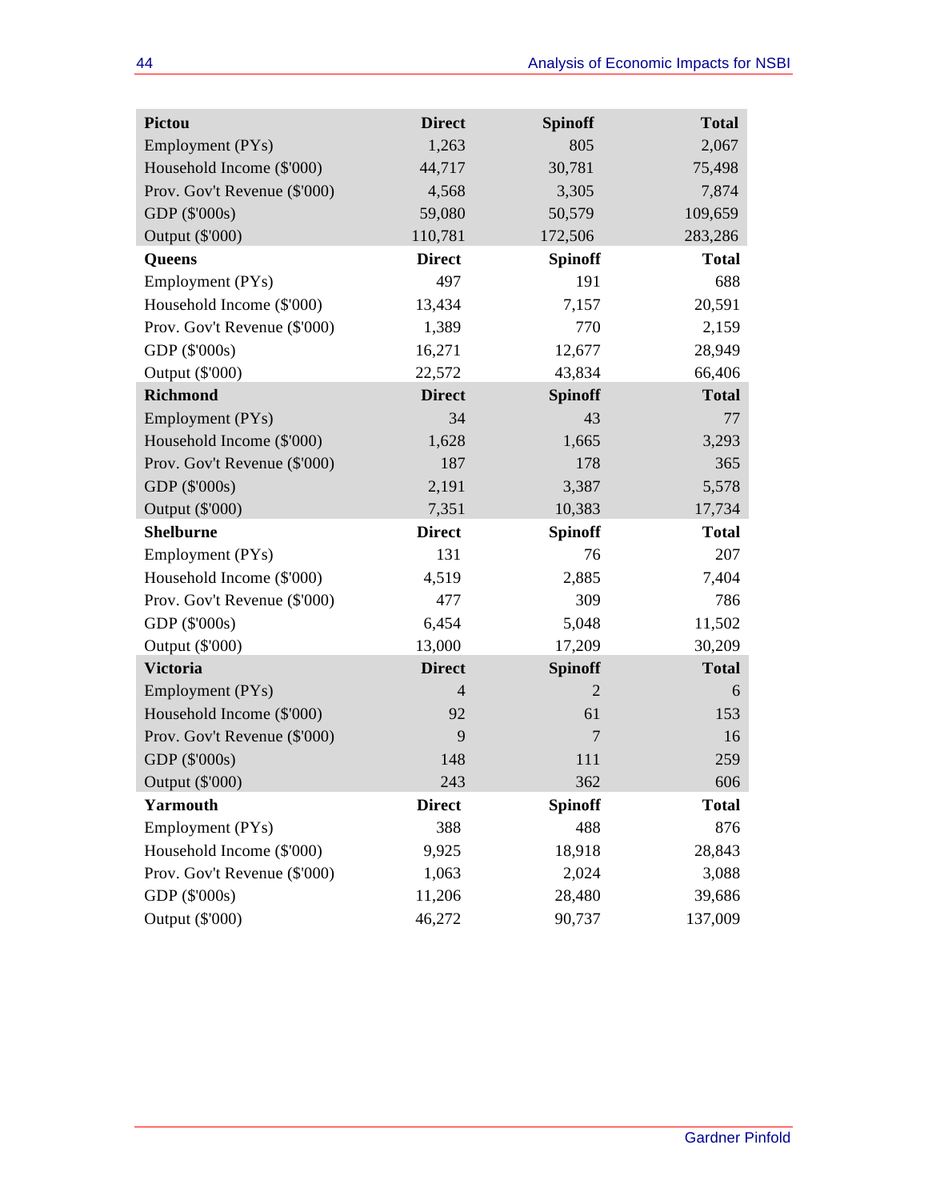| Pictou | Direct | Spinoff | Total |
|---|---|---|---|
| Employment (PYs) | 1,263 | 805 | 2,067 |
| Household Income ($'000) | 44,717 | 30,781 | 75,498 |
| Prov. Gov't Revenue ($'000) | 4,568 | 3,305 | 7,874 |
| GDP ($'000s) | 59,080 | 50,579 | 109,659 |
| Output ($'000) | 110,781 | 172,506 | 283,286 |
| **Queens** | **Direct** | **Spinoff** | **Total** |
| Employment (PYs) | 497 | 191 | 688 |
| Household Income ($'000) | 13,434 | 7,157 | 20,591 |
| Prov. Gov't Revenue ($'000) | 1,389 | 770 | 2,159 |
| GDP ($'000s) | 16,271 | 12,677 | 28,949 |
| Output ($'000) | 22,572 | 43,834 | 66,406 |
| **Richmond** | **Direct** | **Spinoff** | **Total** |
| Employment (PYs) | 34 | 43 | 77 |
| Household Income ($'000) | 1,628 | 1,665 | 3,293 |
| Prov. Gov't Revenue ($'000) | 187 | 178 | 365 |
| GDP ($'000s) | 2,191 | 3,387 | 5,578 |
| Output ($'000) | 7,351 | 10,383 | 17,734 |
| **Shelburne** | **Direct** | **Spinoff** | **Total** |
| Employment (PYs) | 131 | 76 | 207 |
| Household Income ($'000) | 4,519 | 2,885 | 7,404 |
| Prov. Gov't Revenue ($'000) | 477 | 309 | 786 |
| GDP ($'000s) | 6,454 | 5,048 | 11,502 |
| Output ($'000) | 13,000 | 17,209 | 30,209 |
| **Victoria** | **Direct** | **Spinoff** | **Total** |
| Employment (PYs) | 4 | 2 | 6 |
| Household Income ($'000) | 92 | 61 | 153 |
| Prov. Gov't Revenue ($'000) | 9 | 7 | 16 |
| GDP ($'000s) | 148 | 111 | 259 |
| Output ($'000) | 243 | 362 | 606 |
| **Yarmouth** | **Direct** | **Spinoff** | **Total** |
| Employment (PYs) | 388 | 488 | 876 |
| Household Income ($'000) | 9,925 | 18,918 | 28,843 |
| Prov. Gov't Revenue ($'000) | 1,063 | 2,024 | 3,088 |
| GDP ($'000s) | 11,206 | 28,480 | 39,686 |
| Output ($'000) | 46,272 | 90,737 | 137,009 |